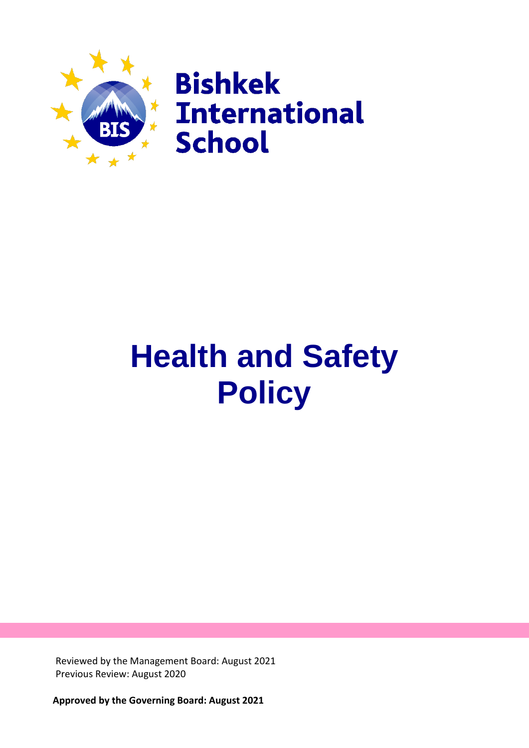Bishkek International School

# Health and Safety Policy

Reviewed by the Management Board: August 2021
Previous Review: August 2020

**Approved by the Governing Board: August 2021**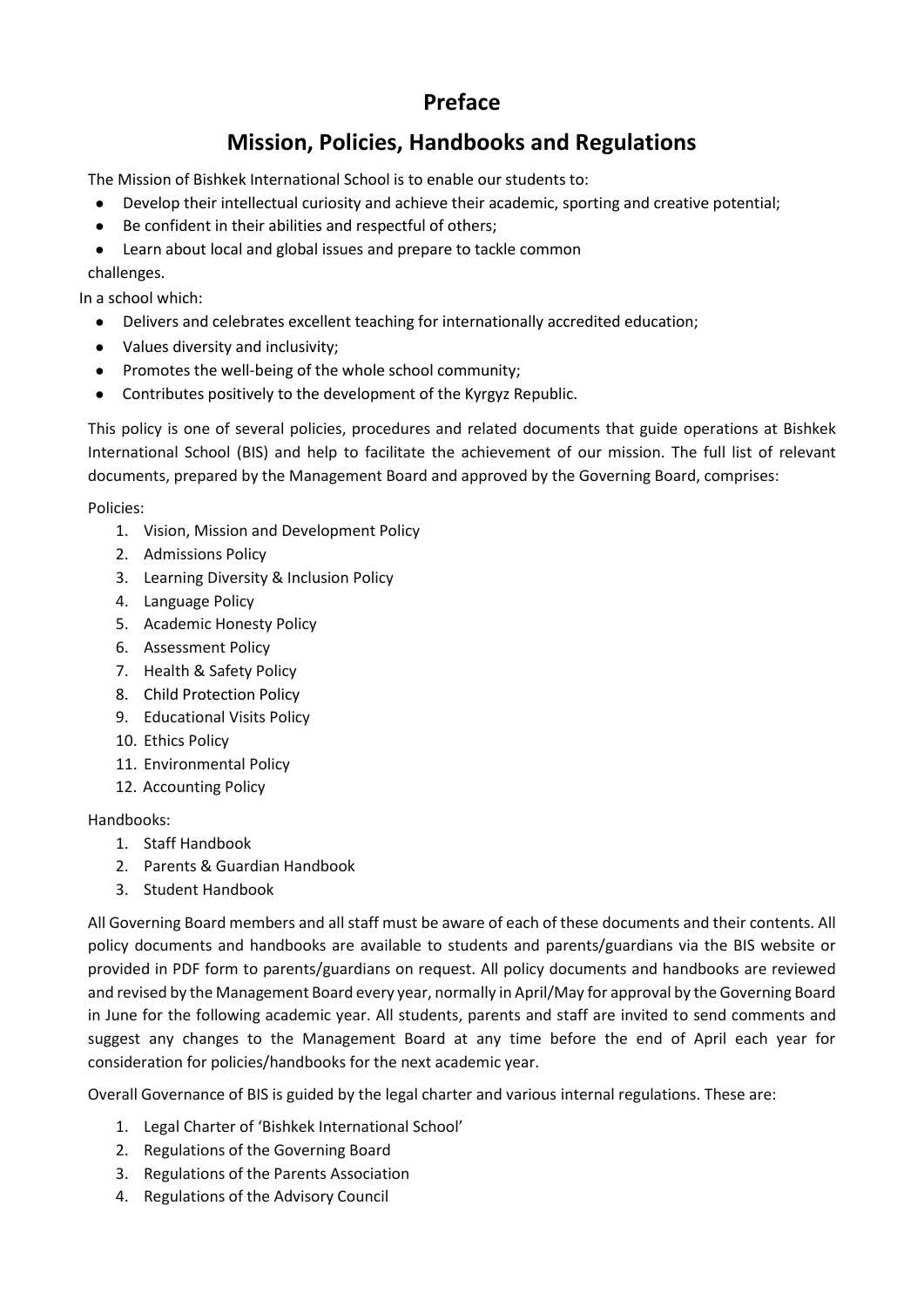# Preface

## Mission, Policies, Handbooks and Regulations

The Mission of Bishkek International School is to enable our students to:

- Develop their intellectual curiosity and achieve their academic, sporting and creative potential;
- Be confident in their abilities and respectful of others;
- Learn about local and global issues and prepare to tackle common challenges.

In a school which:

- Delivers and celebrates excellent teaching for internationally accredited education;
- Values diversity and inclusivity;
- Promotes the well-being of the whole school community;
- Contributes positively to the development of the Kyrgyz Republic.

This policy is one of several policies, procedures and related documents that guide operations at Bishkek International School (BIS) and help to facilitate the achievement of our mission. The full list of relevant documents, prepared by the Management Board and approved by the Governing Board, comprises:

Policies:

1. Vision, Mission and Development Policy
2. Admissions Policy
3. Learning Diversity & Inclusion Policy
4. Language Policy
5. Academic Honesty Policy
6. Assessment Policy
7. Health & Safety Policy
8. Child Protection Policy
9. Educational Visits Policy
10. Ethics Policy
11. Environmental Policy
12. Accounting Policy

Handbooks:

1. Staff Handbook
2. Parents & Guardian Handbook
3. Student Handbook

All Governing Board members and all staff must be aware of each of these documents and their contents. All policy documents and handbooks are available to students and parents/guardians via the BIS website or provided in PDF form to parents/guardians on request. All policy documents and handbooks are reviewed and revised by the Management Board every year, normally in April/May for approval by the Governing Board in June for the following academic year. All students, parents and staff are invited to send comments and suggest any changes to the Management Board at any time before the end of April each year for consideration for policies/handbooks for the next academic year.

Overall Governance of BIS is guided by the legal charter and various internal regulations. These are:

1. Legal Charter of 'Bishkek International School'
2. Regulations of the Governing Board
3. Regulations of the Parents Association
4. Regulations of the Advisory Council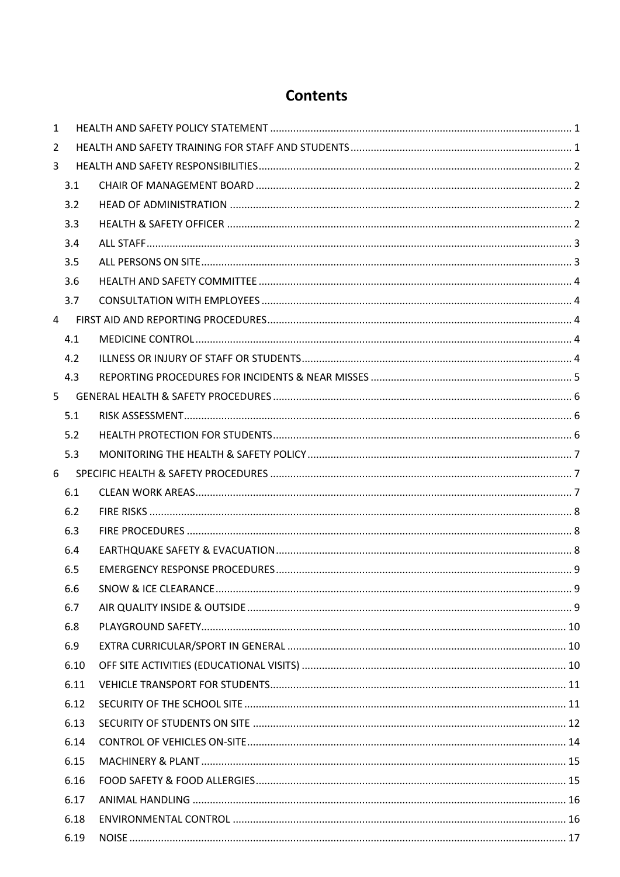# Contents

1 HEALTH AND SAFETY POLICY STATEMENT ........ 1
2 HEALTH AND SAFETY TRAINING FOR STAFF AND STUDENTS ........ 1
3 HEALTH AND SAFETY RESPONSIBILITIES ........ 2
- 3.1 CHAIR OF MANAGEMENT BOARD ........ 2
- 3.2 HEAD OF ADMINISTRATION ........ 2
- 3.3 HEALTH & SAFETY OFFICER ........ 2
- 3.4 ALL STAFF ........ 3
- 3.5 ALL PERSONS ON SITE ........ 3
- 3.6 HEALTH AND SAFETY COMMITTEE ........ 4
- 3.7 CONSULTATION WITH EMPLOYEES ........ 4

4 FIRST AID AND REPORTING PROCEDURES ........ 4
- 4.1 MEDICINE CONTROL ........ 4
- 4.2 ILLNESS OR INJURY OF STAFF OR STUDENTS ........ 4
- 4.3 REPORTING PROCEDURES FOR INCIDENTS & NEAR MISSES ........ 5

5 GENERAL HEALTH & SAFETY PROCEDURES ........ 6
- 5.1 RISK ASSESSMENT ........ 6
- 5.2 HEALTH PROTECTION FOR STUDENTS ........ 6
- 5.3 MONITORING THE HEALTH & SAFETY POLICY ........ 7

6 SPECIFIC HEALTH & SAFETY PROCEDURES ........ 7
- 6.1 CLEAN WORK AREAS ........ 7
- 6.2 FIRE RISKS ........ 8
- 6.3 FIRE PROCEDURES ........ 8
- 6.4 EARTHQUAKE SAFETY & EVACUATION ........ 8
- 6.5 EMERGENCY RESPONSE PROCEDURES ........ 9
- 6.6 SNOW & ICE CLEARANCE ........ 9
- 6.7 AIR QUALITY INSIDE & OUTSIDE ........ 9
- 6.8 PLAYGROUND SAFETY ........ 10
- 6.9 EXTRA CURRICULAR/SPORT IN GENERAL ........ 10
- 6.10 OFF SITE ACTIVITIES (EDUCATIONAL VISITS) ........ 10
- 6.11 VEHICLE TRANSPORT FOR STUDENTS ........ 11
- 6.12 SECURITY OF THE SCHOOL SITE ........ 11
- 6.13 SECURITY OF STUDENTS ON SITE ........ 12
- 6.14 CONTROL OF VEHICLES ON-SITE ........ 14
- 6.15 MACHINERY & PLANT ........ 15
- 6.16 FOOD SAFETY & FOOD ALLERGIES ........ 15
- 6.17 ANIMAL HANDLING ........ 16
- 6.18 ENVIRONMENTAL CONTROL ........ 16
- 6.19 NOISE ........ 17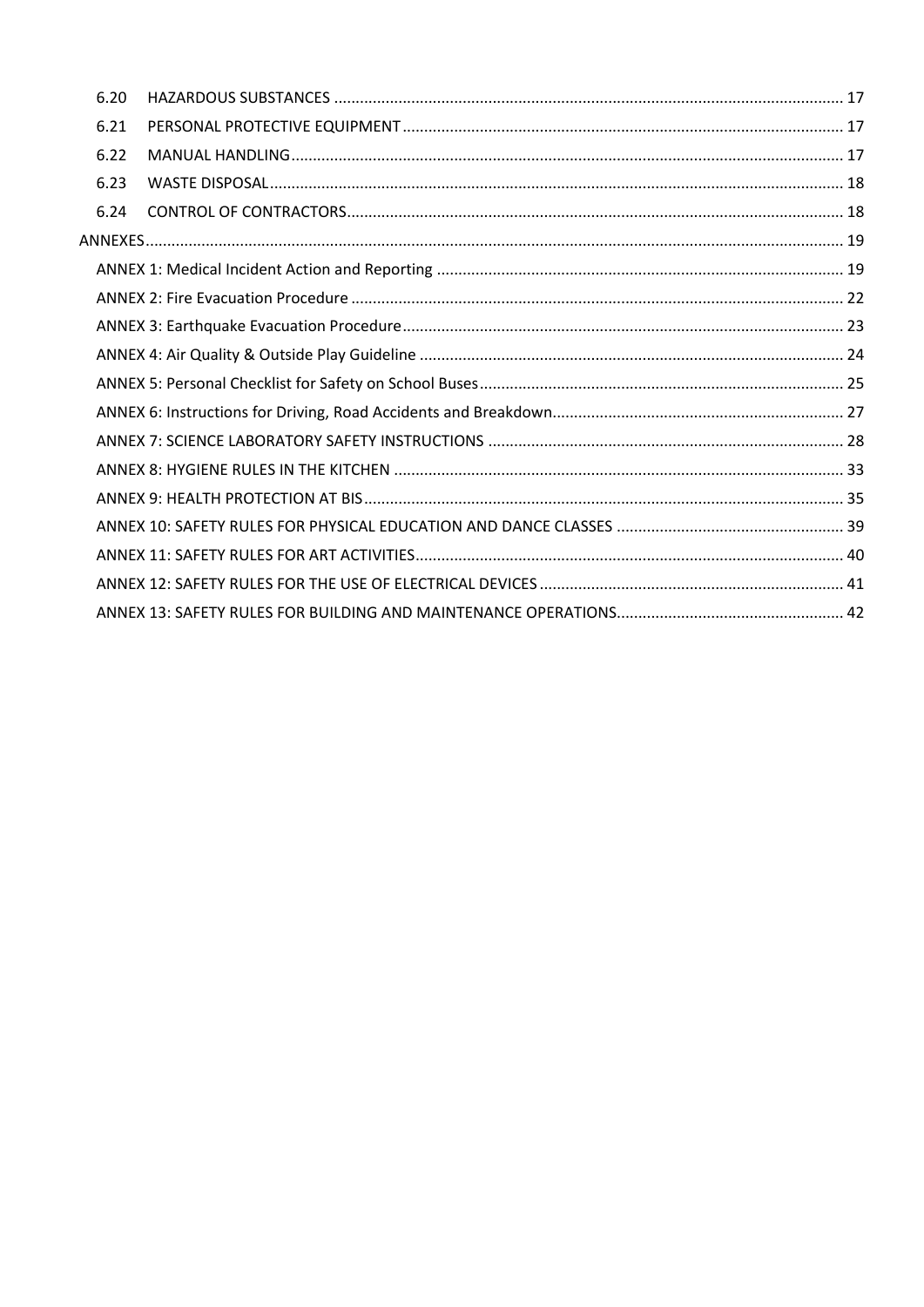6.20 HAZARDOUS SUBSTANCES ..... 17
6.21 PERSONAL PROTECTIVE EQUIPMENT ..... 17
6.22 MANUAL HANDLING ..... 17
6.23 WASTE DISPOSAL ..... 18
6.24 CONTROL OF CONTRACTORS ..... 18

ANNEXES ..... 19

- ANNEX 1: Medical Incident Action and Reporting ..... 19
- ANNEX 2: Fire Evacuation Procedure ..... 22
- ANNEX 3: Earthquake Evacuation Procedure ..... 23
- ANNEX 4: Air Quality & Outside Play Guideline ..... 24
- ANNEX 5: Personal Checklist for Safety on School Buses ..... 25
- ANNEX 6: Instructions for Driving, Road Accidents and Breakdown ..... 27
- ANNEX 7: SCIENCE LABORATORY SAFETY INSTRUCTIONS ..... 28
- ANNEX 8: HYGIENE RULES IN THE KITCHEN ..... 33
- ANNEX 9: HEALTH PROTECTION AT BIS ..... 35
- ANNEX 10: SAFETY RULES FOR PHYSICAL EDUCATION AND DANCE CLASSES ..... 39
- ANNEX 11: SAFETY RULES FOR ART ACTIVITIES ..... 40
- ANNEX 12: SAFETY RULES FOR THE USE OF ELECTRICAL DEVICES ..... 41
- ANNEX 13: SAFETY RULES FOR BUILDING AND MAINTENANCE OPERATIONS ..... 42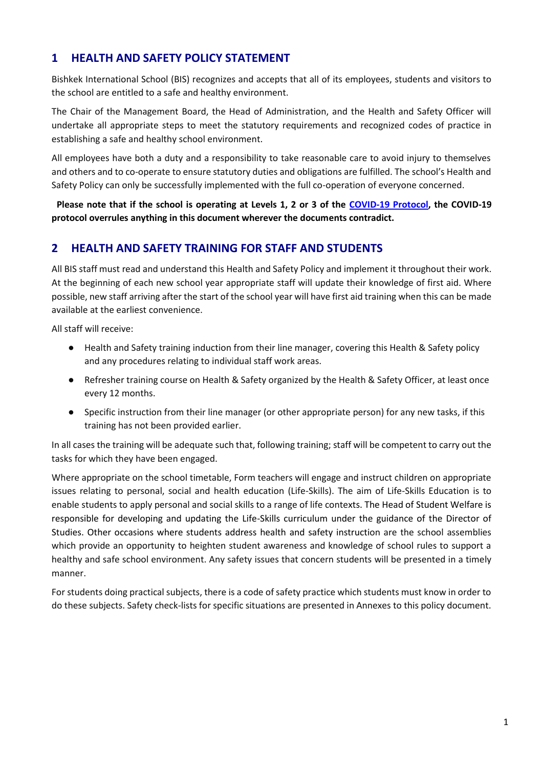## 1 HEALTH AND SAFETY POLICY STATEMENT

Bishkek International School (BIS) recognizes and accepts that all of its employees, students and visitors to the school are entitled to a safe and healthy environment.

The Chair of the Management Board, the Head of Administration, and the Health and Safety Officer will undertake all appropriate steps to meet the statutory requirements and recognized codes of practice in establishing a safe and healthy school environment.

All employees have both a duty and a responsibility to take reasonable care to avoid injury to themselves and others and to co-operate to ensure statutory duties and obligations are fulfilled. The school's Health and Safety Policy can only be successfully implemented with the full co-operation of everyone concerned.

**Please note that if the school is operating at Levels 1, 2 or 3 of the COVID-19 Protocol, the COVID-19 protocol overrules anything in this document wherever the documents contradict.**

## 2 HEALTH AND SAFETY TRAINING FOR STAFF AND STUDENTS

All BIS staff must read and understand this Health and Safety Policy and implement it throughout their work. At the beginning of each new school year appropriate staff will update their knowledge of first aid. Where possible, new staff arriving after the start of the school year will have first aid training when this can be made available at the earliest convenience.

All staff will receive:

- Health and Safety training induction from their line manager, covering this Health & Safety policy and any procedures relating to individual staff work areas.
- Refresher training course on Health & Safety organized by the Health & Safety Officer, at least once every 12 months.
- Specific instruction from their line manager (or other appropriate person) for any new tasks, if this training has not been provided earlier.

In all cases the training will be adequate such that, following training; staff will be competent to carry out the tasks for which they have been engaged.

Where appropriate on the school timetable, Form teachers will engage and instruct children on appropriate issues relating to personal, social and health education (Life-Skills). The aim of Life-Skills Education is to enable students to apply personal and social skills to a range of life contexts. The Head of Student Welfare is responsible for developing and updating the Life-Skills curriculum under the guidance of the Director of Studies. Other occasions where students address health and safety instruction are the school assemblies which provide an opportunity to heighten student awareness and knowledge of school rules to support a healthy and safe school environment. Any safety issues that concern students will be presented in a timely manner.

For students doing practical subjects, there is a code of safety practice which students must know in order to do these subjects. Safety check-lists for specific situations are presented in Annexes to this policy document.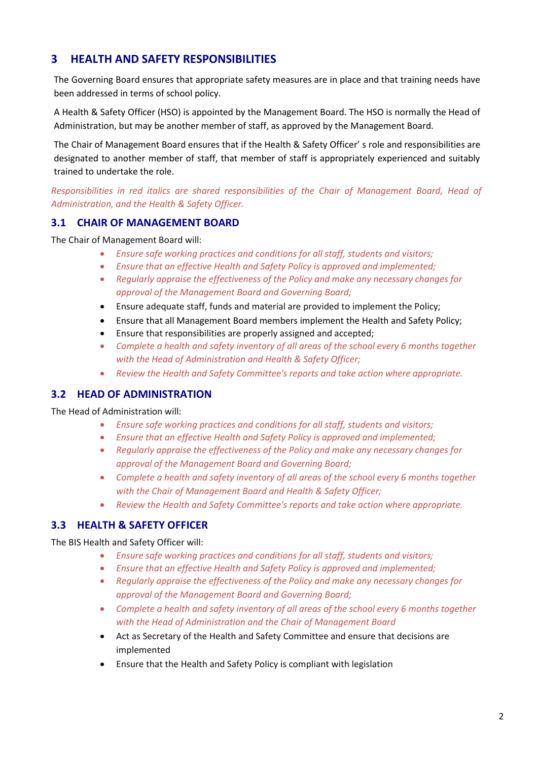## 3 HEALTH AND SAFETY RESPONSIBILITIES

The Governing Board ensures that appropriate safety measures are in place and that training needs have been addressed in terms of school policy.

A Health & Safety Officer (HSO) is appointed by the Management Board. The HSO is normally the Head of Administration, but may be another member of staff, as approved by the Management Board.

The Chair of Management Board ensures that if the Health & Safety Officer' s role and responsibilities are designated to another member of staff, that member of staff is appropriately experienced and suitably trained to undertake the role.

*Responsibilities in red italics are shared responsibilities of the Chair of Management Board, Head of Administration, and the Health & Safety Officer.*

### 3.1 CHAIR OF MANAGEMENT BOARD

The Chair of Management Board will:

- *Ensure safe working practices and conditions for all staff, students and visitors;*
- *Ensure that an effective Health and Safety Policy is approved and implemented;*
- *Regularly appraise the effectiveness of the Policy and make any necessary changes for approval of the Management Board and Governing Board;*
- Ensure adequate staff, funds and material are provided to implement the Policy;
- Ensure that all Management Board members implement the Health and Safety Policy;
- Ensure that responsibilities are properly assigned and accepted;
- *Complete a health and safety inventory of all areas of the school every 6 months together with the Head of Administration and Health & Safety Officer;*
- *Review the Health and Safety Committee's reports and take action where appropriate.*

### 3.2 HEAD OF ADMINISTRATION

The Head of Administration will:

- *Ensure safe working practices and conditions for all staff, students and visitors;*
- *Ensure that an effective Health and Safety Policy is approved and implemented;*
- *Regularly appraise the effectiveness of the Policy and make any necessary changes for approval of the Management Board and Governing Board;*
- *Complete a health and safety inventory of all areas of the school every 6 months together with the Chair of Management Board and Health & Safety Officer;*
- *Review the Health and Safety Committee's reports and take action where appropriate.*

### 3.3 HEALTH & SAFETY OFFICER

The BIS Health and Safety Officer will:

- *Ensure safe working practices and conditions for all staff, students and visitors;*
- *Ensure that an effective Health and Safety Policy is approved and implemented;*
- *Regularly appraise the effectiveness of the Policy and make any necessary changes for approval of the Management Board and Governing Board;*
- *Complete a health and safety inventory of all areas of the school every 6 months together with the Head of Administration and the Chair of Management Board*
- Act as Secretary of the Health and Safety Committee and ensure that decisions are implemented
- Ensure that the Health and Safety Policy is compliant with legislation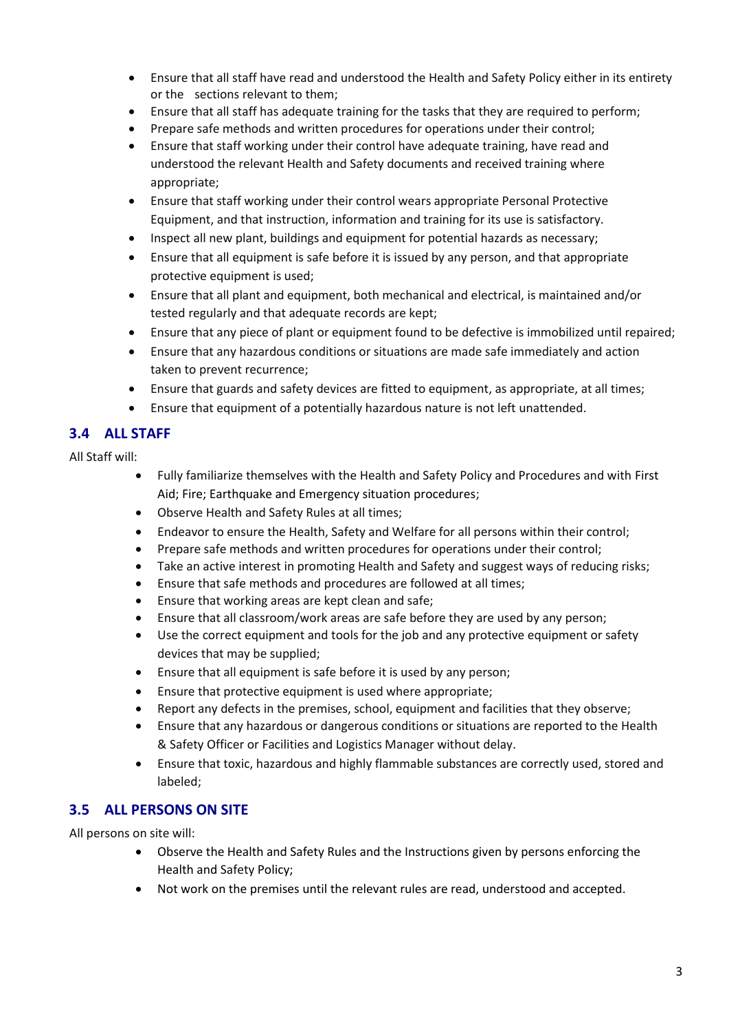- Ensure that all staff have read and understood the Health and Safety Policy either in its entirety or the sections relevant to them;
- Ensure that all staff has adequate training for the tasks that they are required to perform;
- Prepare safe methods and written procedures for operations under their control;
- Ensure that staff working under their control have adequate training, have read and understood the relevant Health and Safety documents and received training where appropriate;
- Ensure that staff working under their control wears appropriate Personal Protective Equipment, and that instruction, information and training for its use is satisfactory.
- Inspect all new plant, buildings and equipment for potential hazards as necessary;
- Ensure that all equipment is safe before it is issued by any person, and that appropriate protective equipment is used;
- Ensure that all plant and equipment, both mechanical and electrical, is maintained and/or tested regularly and that adequate records are kept;
- Ensure that any piece of plant or equipment found to be defective is immobilized until repaired;
- Ensure that any hazardous conditions or situations are made safe immediately and action taken to prevent recurrence;
- Ensure that guards and safety devices are fitted to equipment, as appropriate, at all times;
- Ensure that equipment of a potentially hazardous nature is not left unattended.

## 3.4 ALL STAFF

All Staff will:

- Fully familiarize themselves with the Health and Safety Policy and Procedures and with First Aid; Fire; Earthquake and Emergency situation procedures;
- Observe Health and Safety Rules at all times;
- Endeavor to ensure the Health, Safety and Welfare for all persons within their control;
- Prepare safe methods and written procedures for operations under their control;
- Take an active interest in promoting Health and Safety and suggest ways of reducing risks;
- Ensure that safe methods and procedures are followed at all times;
- Ensure that working areas are kept clean and safe;
- Ensure that all classroom/work areas are safe before they are used by any person;
- Use the correct equipment and tools for the job and any protective equipment or safety devices that may be supplied;
- Ensure that all equipment is safe before it is used by any person;
- Ensure that protective equipment is used where appropriate;
- Report any defects in the premises, school, equipment and facilities that they observe;
- Ensure that any hazardous or dangerous conditions or situations are reported to the Health & Safety Officer or Facilities and Logistics Manager without delay.
- Ensure that toxic, hazardous and highly flammable substances are correctly used, stored and labeled;

## 3.5 ALL PERSONS ON SITE

All persons on site will:

- Observe the Health and Safety Rules and the Instructions given by persons enforcing the Health and Safety Policy;
- Not work on the premises until the relevant rules are read, understood and accepted.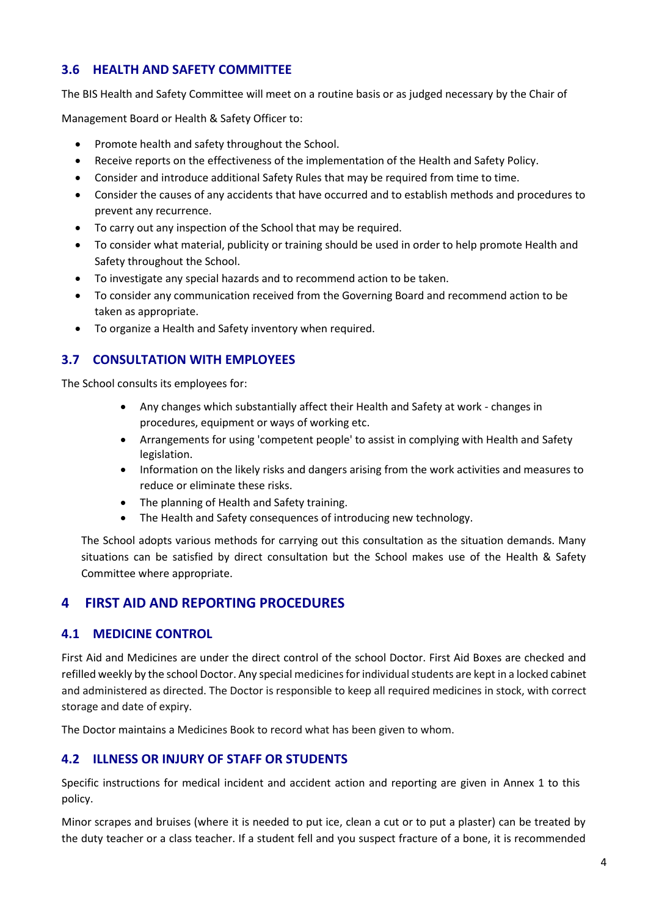### 3.6 HEALTH AND SAFETY COMMITTEE

The BIS Health and Safety Committee will meet on a routine basis or as judged necessary by the Chair of Management Board or Health & Safety Officer to:

- Promote health and safety throughout the School.
- Receive reports on the effectiveness of the implementation of the Health and Safety Policy.
- Consider and introduce additional Safety Rules that may be required from time to time.
- Consider the causes of any accidents that have occurred and to establish methods and procedures to prevent any recurrence.
- To carry out any inspection of the School that may be required.
- To consider what material, publicity or training should be used in order to help promote Health and Safety throughout the School.
- To investigate any special hazards and to recommend action to be taken.
- To consider any communication received from the Governing Board and recommend action to be taken as appropriate.
- To organize a Health and Safety inventory when required.

### 3.7 CONSULTATION WITH EMPLOYEES

The School consults its employees for:

- Any changes which substantially affect their Health and Safety at work - changes in procedures, equipment or ways of working etc.
- Arrangements for using 'competent people' to assist in complying with Health and Safety legislation.
- Information on the likely risks and dangers arising from the work activities and measures to reduce or eliminate these risks.
- The planning of Health and Safety training.
- The Health and Safety consequences of introducing new technology.

The School adopts various methods for carrying out this consultation as the situation demands. Many situations can be satisfied by direct consultation but the School makes use of the Health & Safety Committee where appropriate.

## 4 FIRST AID AND REPORTING PROCEDURES

### 4.1 MEDICINE CONTROL

First Aid and Medicines are under the direct control of the school Doctor. First Aid Boxes are checked and refilled weekly by the school Doctor. Any special medicines for individual students are kept in a locked cabinet and administered as directed. The Doctor is responsible to keep all required medicines in stock, with correct storage and date of expiry.

The Doctor maintains a Medicines Book to record what has been given to whom.

### 4.2 ILLNESS OR INJURY OF STAFF OR STUDENTS

Specific instructions for medical incident and accident action and reporting are given in Annex 1 to this policy.

Minor scrapes and bruises (where it is needed to put ice, clean a cut or to put a plaster) can be treated by the duty teacher or a class teacher. If a student fell and you suspect fracture of a bone, it is recommended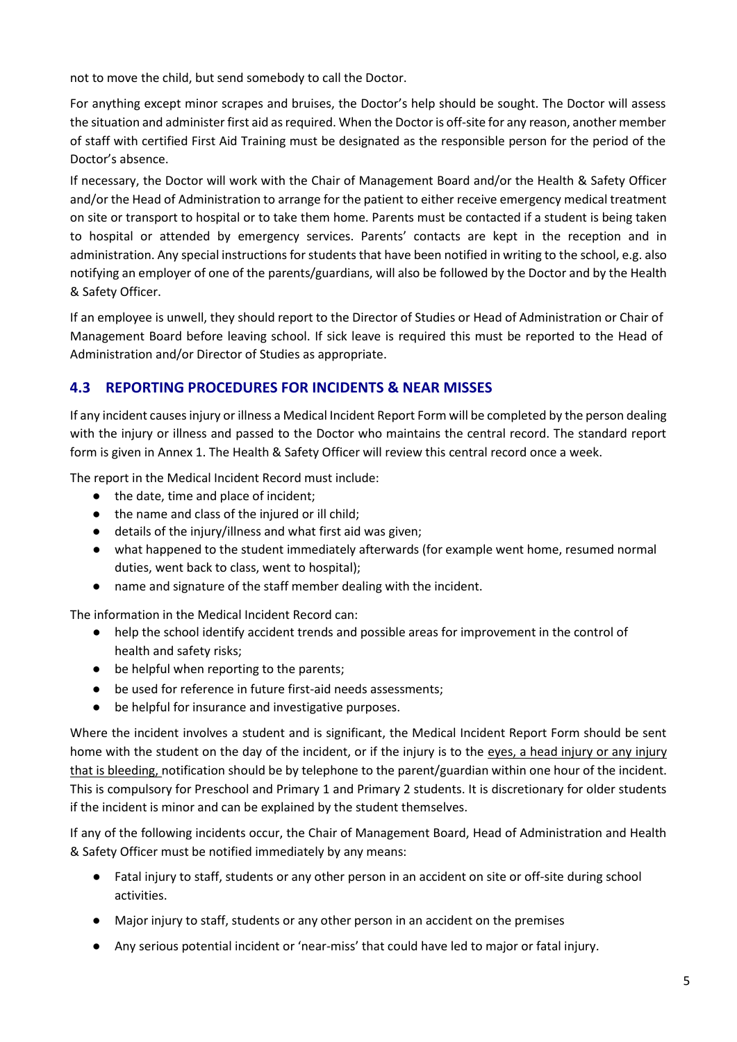not to move the child, but send somebody to call the Doctor.

For anything except minor scrapes and bruises, the Doctor's help should be sought. The Doctor will assess the situation and administer first aid as required. When the Doctor is off-site for any reason, another member of staff with certified First Aid Training must be designated as the responsible person for the period of the Doctor's absence.

If necessary, the Doctor will work with the Chair of Management Board and/or the Health & Safety Officer and/or the Head of Administration to arrange for the patient to either receive emergency medical treatment on site or transport to hospital or to take them home. Parents must be contacted if a student is being taken to hospital or attended by emergency services. Parents' contacts are kept in the reception and in administration. Any special instructions for students that have been notified in writing to the school, e.g. also notifying an employer of one of the parents/guardians, will also be followed by the Doctor and by the Health & Safety Officer.

If an employee is unwell, they should report to the Director of Studies or Head of Administration or Chair of Management Board before leaving school. If sick leave is required this must be reported to the Head of Administration and/or Director of Studies as appropriate.

## 4.3 REPORTING PROCEDURES FOR INCIDENTS & NEAR MISSES

If any incident causes injury or illness a Medical Incident Report Form will be completed by the person dealing with the injury or illness and passed to the Doctor who maintains the central record. The standard report form is given in Annex 1. The Health & Safety Officer will review this central record once a week.

The report in the Medical Incident Record must include:

- the date, time and place of incident;
- the name and class of the injured or ill child;
- details of the injury/illness and what first aid was given;
- what happened to the student immediately afterwards (for example went home, resumed normal duties, went back to class, went to hospital);
- name and signature of the staff member dealing with the incident.

The information in the Medical Incident Record can:

- help the school identify accident trends and possible areas for improvement in the control of health and safety risks;
- be helpful when reporting to the parents;
- be used for reference in future first-aid needs assessments;
- be helpful for insurance and investigative purposes.

Where the incident involves a student and is significant, the Medical Incident Report Form should be sent home with the student on the day of the incident, or if the injury is to the eyes, a head injury or any injury that is bleeding, notification should be by telephone to the parent/guardian within one hour of the incident. This is compulsory for Preschool and Primary 1 and Primary 2 students. It is discretionary for older students if the incident is minor and can be explained by the student themselves.

If any of the following incidents occur, the Chair of Management Board, Head of Administration and Health & Safety Officer must be notified immediately by any means:

- Fatal injury to staff, students or any other person in an accident on site or off-site during school activities.
- Major injury to staff, students or any other person in an accident on the premises
- Any serious potential incident or 'near-miss' that could have led to major or fatal injury.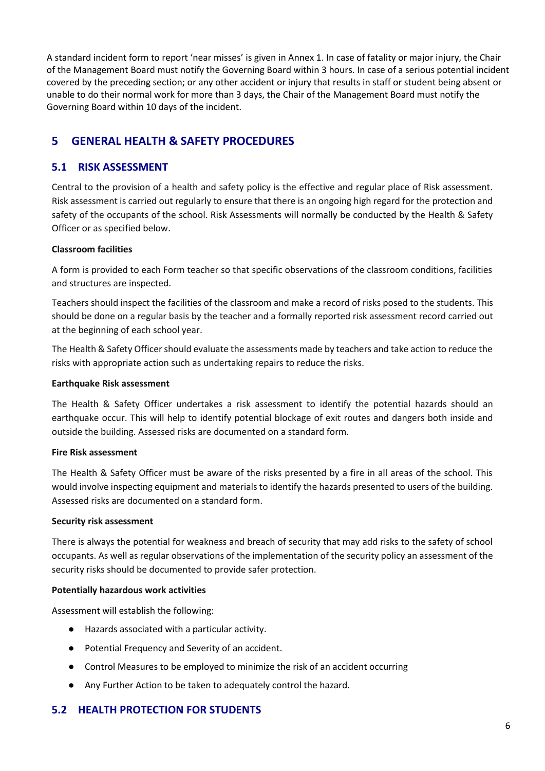A standard incident form to report 'near misses' is given in Annex 1. In case of fatality or major injury, the Chair of the Management Board must notify the Governing Board within 3 hours. In case of a serious potential incident covered by the preceding section; or any other accident or injury that results in staff or student being absent or unable to do their normal work for more than 3 days, the Chair of the Management Board must notify the Governing Board within 10 days of the incident.

# 5 GENERAL HEALTH & SAFETY PROCEDURES

## 5.1 RISK ASSESSMENT

Central to the provision of a health and safety policy is the effective and regular place of Risk assessment. Risk assessment is carried out regularly to ensure that there is an ongoing high regard for the protection and safety of the occupants of the school. Risk Assessments will normally be conducted by the Health & Safety Officer or as specified below.

**Classroom facilities**

A form is provided to each Form teacher so that specific observations of the classroom conditions, facilities and structures are inspected.

Teachers should inspect the facilities of the classroom and make a record of risks posed to the students. This should be done on a regular basis by the teacher and a formally reported risk assessment record carried out at the beginning of each school year.

The Health & Safety Officer should evaluate the assessments made by teachers and take action to reduce the risks with appropriate action such as undertaking repairs to reduce the risks.

**Earthquake Risk assessment**

The Health & Safety Officer undertakes a risk assessment to identify the potential hazards should an earthquake occur. This will help to identify potential blockage of exit routes and dangers both inside and outside the building. Assessed risks are documented on a standard form.

**Fire Risk assessment**

The Health & Safety Officer must be aware of the risks presented by a fire in all areas of the school. This would involve inspecting equipment and materials to identify the hazards presented to users of the building. Assessed risks are documented on a standard form.

**Security risk assessment**

There is always the potential for weakness and breach of security that may add risks to the safety of school occupants. As well as regular observations of the implementation of the security policy an assessment of the security risks should be documented to provide safer protection.

**Potentially hazardous work activities**

Assessment will establish the following:

- Hazards associated with a particular activity.
- Potential Frequency and Severity of an accident.
- Control Measures to be employed to minimize the risk of an accident occurring
- Any Further Action to be taken to adequately control the hazard.

## 5.2 HEALTH PROTECTION FOR STUDENTS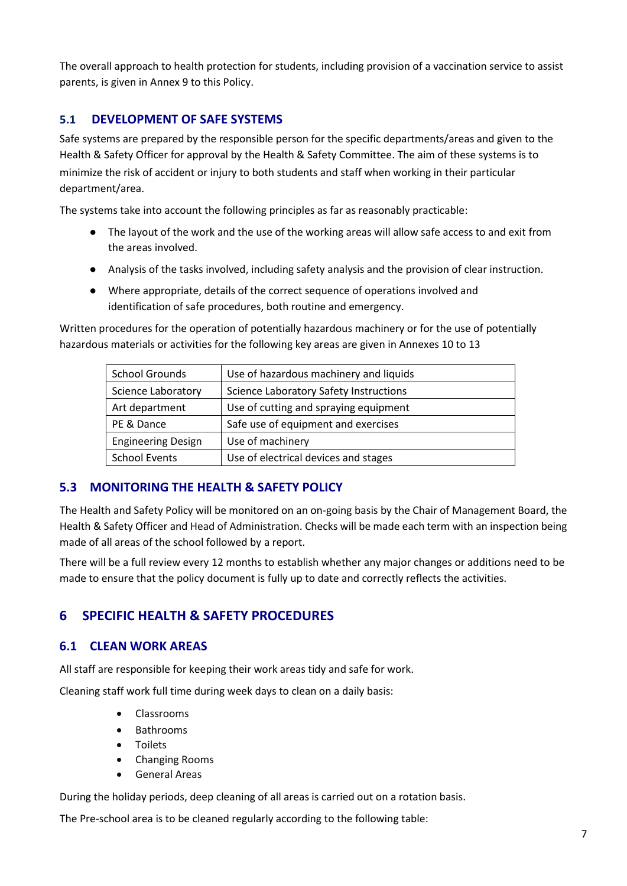The overall approach to health protection for students, including provision of a vaccination service to assist parents, is given in Annex 9 to this Policy.

### 5.1 DEVELOPMENT OF SAFE SYSTEMS

Safe systems are prepared by the responsible person for the specific departments/areas and given to the Health & Safety Officer for approval by the Health & Safety Committee. The aim of these systems is to minimize the risk of accident or injury to both students and staff when working in their particular department/area.

The systems take into account the following principles as far as reasonably practicable:

- The layout of the work and the use of the working areas will allow safe access to and exit from the areas involved.
- Analysis of the tasks involved, including safety analysis and the provision of clear instruction.
- Where appropriate, details of the correct sequence of operations involved and identification of safe procedures, both routine and emergency.

Written procedures for the operation of potentially hazardous machinery or for the use of potentially hazardous materials or activities for the following key areas are given in Annexes 10 to 13

| School Grounds | Use of hazardous machinery and liquids |
|---|---|
| Science Laboratory | Science Laboratory Safety Instructions |
| Art department | Use of cutting and spraying equipment |
| PE & Dance | Safe use of equipment and exercises |
| Engineering Design | Use of machinery |
| School Events | Use of electrical devices and stages |

### 5.3 MONITORING THE HEALTH & SAFETY POLICY

The Health and Safety Policy will be monitored on an on-going basis by the Chair of Management Board, the Health & Safety Officer and Head of Administration. Checks will be made each term with an inspection being made of all areas of the school followed by a report.

There will be a full review every 12 months to establish whether any major changes or additions need to be made to ensure that the policy document is fully up to date and correctly reflects the activities.

## 6 SPECIFIC HEALTH & SAFETY PROCEDURES

### 6.1 CLEAN WORK AREAS

All staff are responsible for keeping their work areas tidy and safe for work.

Cleaning staff work full time during week days to clean on a daily basis:

- Classrooms
- Bathrooms
- Toilets
- Changing Rooms
- General Areas

During the holiday periods, deep cleaning of all areas is carried out on a rotation basis.

The Pre-school area is to be cleaned regularly according to the following table: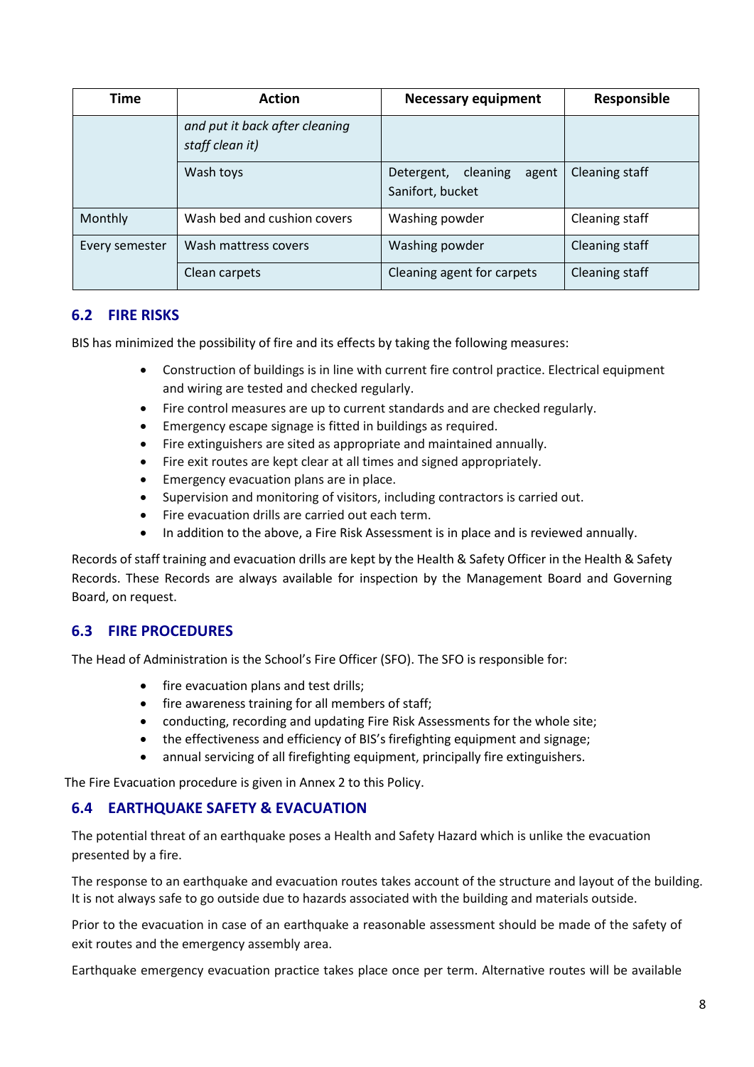| Time | Action | Necessary equipment | Responsible |
|---|---|---|---|
| | *and put it back after cleaning staff clean it)* | | |
| | Wash toys | Detergent, cleaning agent Sanifort, bucket | Cleaning staff |
| Monthly | Wash bed and cushion covers | Washing powder | Cleaning staff |
| Every semester | Wash mattress covers | Washing powder | Cleaning staff |
| | Clean carpets | Cleaning agent for carpets | Cleaning staff |

## 6.2 FIRE RISKS

BIS has minimized the possibility of fire and its effects by taking the following measures:

- Construction of buildings is in line with current fire control practice. Electrical equipment and wiring are tested and checked regularly.
- Fire control measures are up to current standards and are checked regularly.
- Emergency escape signage is fitted in buildings as required.
- Fire extinguishers are sited as appropriate and maintained annually.
- Fire exit routes are kept clear at all times and signed appropriately.
- Emergency evacuation plans are in place.
- Supervision and monitoring of visitors, including contractors is carried out.
- Fire evacuation drills are carried out each term.
- In addition to the above, a Fire Risk Assessment is in place and is reviewed annually.

Records of staff training and evacuation drills are kept by the Health & Safety Officer in the Health & Safety Records. These Records are always available for inspection by the Management Board and Governing Board, on request.

## 6.3 FIRE PROCEDURES

The Head of Administration is the School's Fire Officer (SFO). The SFO is responsible for:

- fire evacuation plans and test drills;
- fire awareness training for all members of staff;
- conducting, recording and updating Fire Risk Assessments for the whole site;
- the effectiveness and efficiency of BIS's firefighting equipment and signage;
- annual servicing of all firefighting equipment, principally fire extinguishers.

The Fire Evacuation procedure is given in Annex 2 to this Policy.

## 6.4 EARTHQUAKE SAFETY & EVACUATION

The potential threat of an earthquake poses a Health and Safety Hazard which is unlike the evacuation presented by a fire.

The response to an earthquake and evacuation routes takes account of the structure and layout of the building. It is not always safe to go outside due to hazards associated with the building and materials outside.

Prior to the evacuation in case of an earthquake a reasonable assessment should be made of the safety of exit routes and the emergency assembly area.

Earthquake emergency evacuation practice takes place once per term. Alternative routes will be available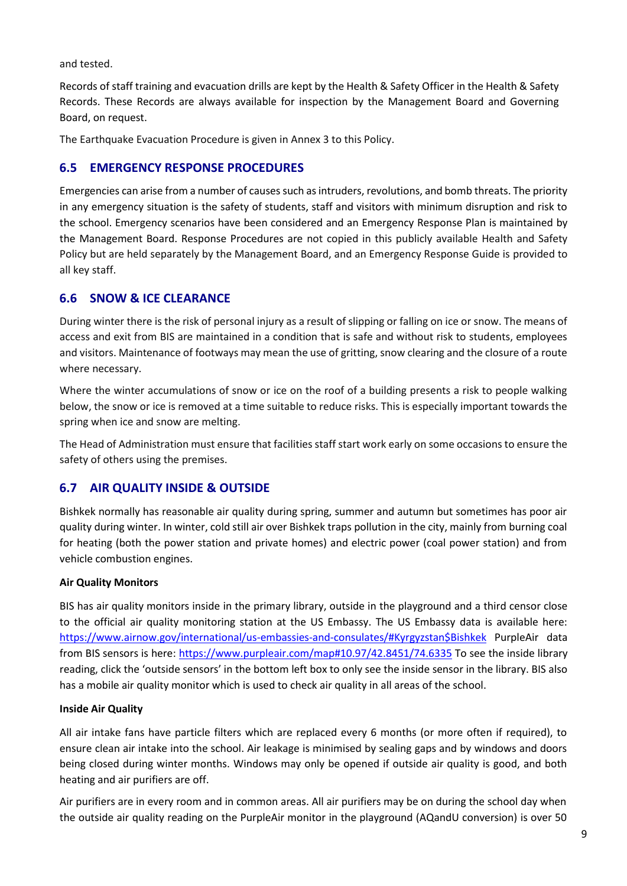and tested.

Records of staff training and evacuation drills are kept by the Health & Safety Officer in the Health & Safety Records. These Records are always available for inspection by the Management Board and Governing Board, on request.

The Earthquake Evacuation Procedure is given in Annex 3 to this Policy.

## 6.5 EMERGENCY RESPONSE PROCEDURES

Emergencies can arise from a number of causes such as intruders, revolutions, and bomb threats. The priority in any emergency situation is the safety of students, staff and visitors with minimum disruption and risk to the school. Emergency scenarios have been considered and an Emergency Response Plan is maintained by the Management Board. Response Procedures are not copied in this publicly available Health and Safety Policy but are held separately by the Management Board, and an Emergency Response Guide is provided to all key staff.

## 6.6 SNOW & ICE CLEARANCE

During winter there is the risk of personal injury as a result of slipping or falling on ice or snow. The means of access and exit from BIS are maintained in a condition that is safe and without risk to students, employees and visitors. Maintenance of footways may mean the use of gritting, snow clearing and the closure of a route where necessary.

Where the winter accumulations of snow or ice on the roof of a building presents a risk to people walking below, the snow or ice is removed at a time suitable to reduce risks. This is especially important towards the spring when ice and snow are melting.

The Head of Administration must ensure that facilities staff start work early on some occasions to ensure the safety of others using the premises.

## 6.7 AIR QUALITY INSIDE & OUTSIDE

Bishkek normally has reasonable air quality during spring, summer and autumn but sometimes has poor air quality during winter. In winter, cold still air over Bishkek traps pollution in the city, mainly from burning coal for heating (both the power station and private homes) and electric power (coal power station) and from vehicle combustion engines.

**Air Quality Monitors**

BIS has air quality monitors inside in the primary library, outside in the playground and a third censor close to the official air quality monitoring station at the US Embassy. The US Embassy data is available here: https://www.airnow.gov/international/us-embassies-and-consulates/#Kyrgyzstan$Bishkek PurpleAir data from BIS sensors is here: https://www.purpleair.com/map#10.97/42.8451/74.6335 To see the inside library reading, click the 'outside sensors' in the bottom left box to only see the inside sensor in the library. BIS also has a mobile air quality monitor which is used to check air quality in all areas of the school.

**Inside Air Quality**

All air intake fans have particle filters which are replaced every 6 months (or more often if required), to ensure clean air intake into the school. Air leakage is minimised by sealing gaps and by windows and doors being closed during winter months. Windows may only be opened if outside air quality is good, and both heating and air purifiers are off.

Air purifiers are in every room and in common areas. All air purifiers may be on during the school day when the outside air quality reading on the PurpleAir monitor in the playground (AQandU conversion) is over 50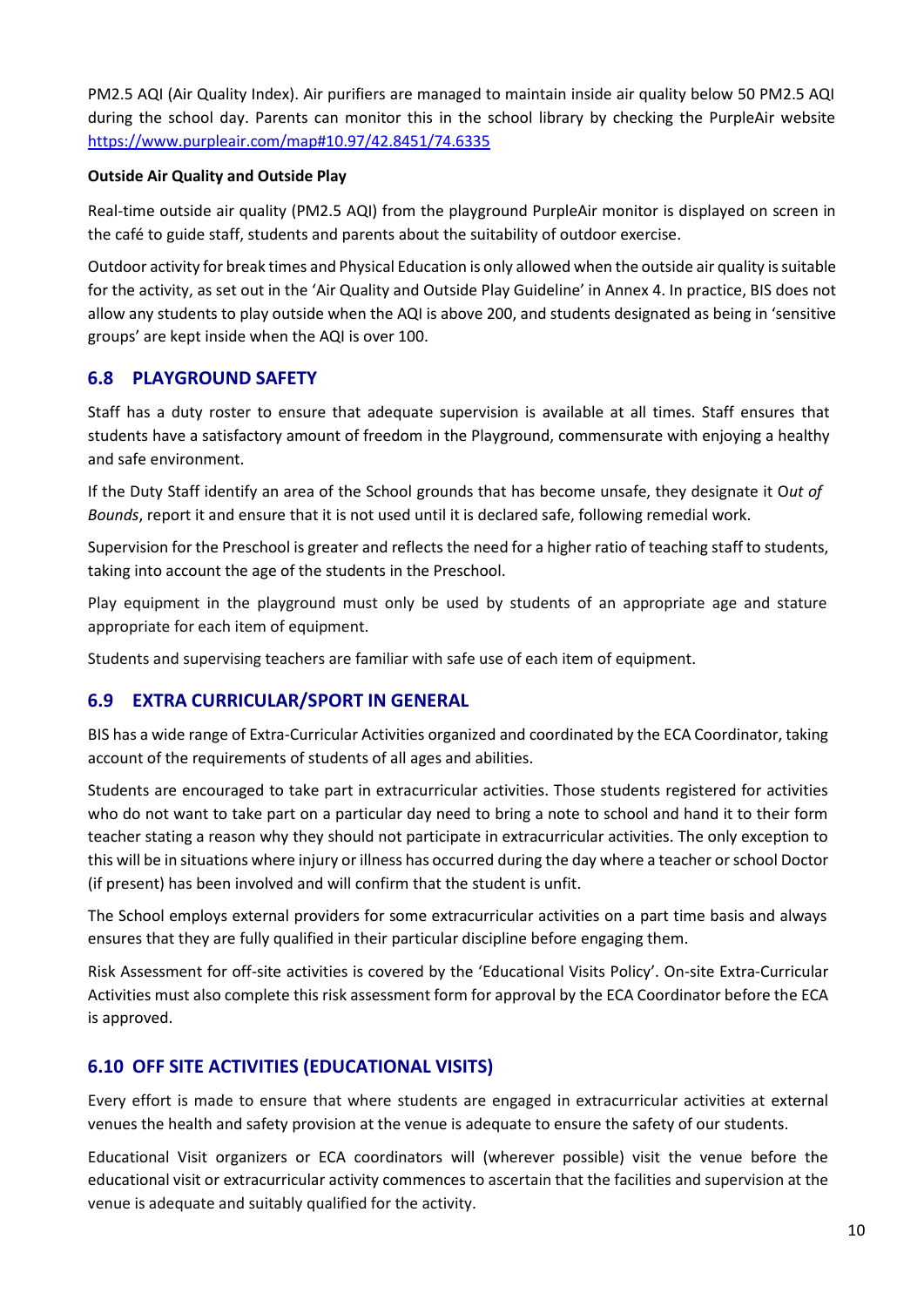PM2.5 AQI (Air Quality Index). Air purifiers are managed to maintain inside air quality below 50 PM2.5 AQI during the school day. Parents can monitor this in the school library by checking the PurpleAir website https://www.purpleair.com/map#10.97/42.8451/74.6335

**Outside Air Quality and Outside Play**

Real-time outside air quality (PM2.5 AQI) from the playground PurpleAir monitor is displayed on screen in the café to guide staff, students and parents about the suitability of outdoor exercise.

Outdoor activity for break times and Physical Education is only allowed when the outside air quality is suitable for the activity, as set out in the 'Air Quality and Outside Play Guideline' in Annex 4. In practice, BIS does not allow any students to play outside when the AQI is above 200, and students designated as being in 'sensitive groups' are kept inside when the AQI is over 100.

## 6.8 PLAYGROUND SAFETY

Staff has a duty roster to ensure that adequate supervision is available at all times. Staff ensures that students have a satisfactory amount of freedom in the Playground, commensurate with enjoying a healthy and safe environment.

If the Duty Staff identify an area of the School grounds that has become unsafe, they designate it O*ut of Bounds*, report it and ensure that it is not used until it is declared safe, following remedial work.

Supervision for the Preschool is greater and reflects the need for a higher ratio of teaching staff to students, taking into account the age of the students in the Preschool.

Play equipment in the playground must only be used by students of an appropriate age and stature appropriate for each item of equipment.

Students and supervising teachers are familiar with safe use of each item of equipment.

## 6.9 EXTRA CURRICULAR/SPORT IN GENERAL

BIS has a wide range of Extra-Curricular Activities organized and coordinated by the ECA Coordinator, taking account of the requirements of students of all ages and abilities.

Students are encouraged to take part in extracurricular activities. Those students registered for activities who do not want to take part on a particular day need to bring a note to school and hand it to their form teacher stating a reason why they should not participate in extracurricular activities. The only exception to this will be in situations where injury or illness has occurred during the day where a teacher or school Doctor (if present) has been involved and will confirm that the student is unfit.

The School employs external providers for some extracurricular activities on a part time basis and always ensures that they are fully qualified in their particular discipline before engaging them.

Risk Assessment for off-site activities is covered by the 'Educational Visits Policy'. On-site Extra-Curricular Activities must also complete this risk assessment form for approval by the ECA Coordinator before the ECA is approved.

## 6.10 OFF SITE ACTIVITIES (EDUCATIONAL VISITS)

Every effort is made to ensure that where students are engaged in extracurricular activities at external venues the health and safety provision at the venue is adequate to ensure the safety of our students.

Educational Visit organizers or ECA coordinators will (wherever possible) visit the venue before the educational visit or extracurricular activity commences to ascertain that the facilities and supervision at the venue is adequate and suitably qualified for the activity.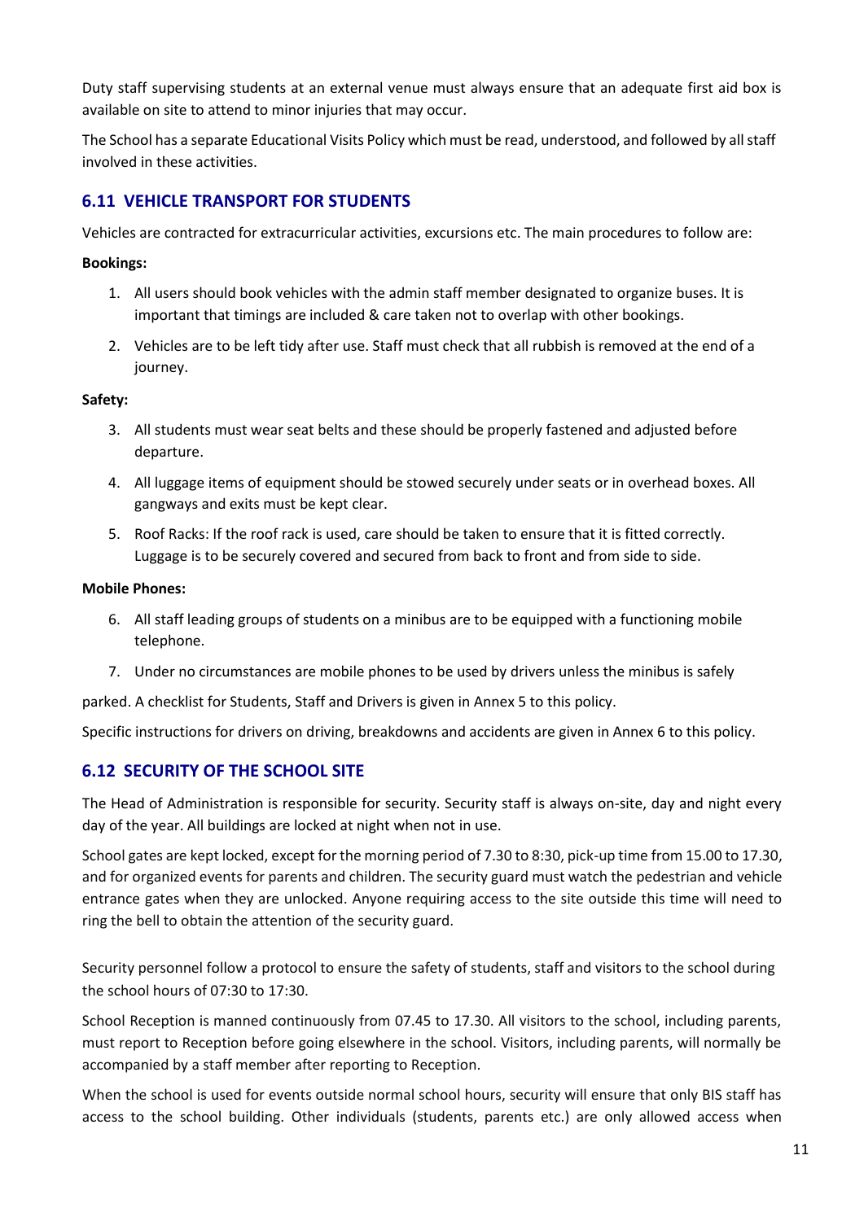Duty staff supervising students at an external venue must always ensure that an adequate first aid box is available on site to attend to minor injuries that may occur.

The School has a separate Educational Visits Policy which must be read, understood, and followed by all staff involved in these activities.

## 6.11 VEHICLE TRANSPORT FOR STUDENTS

Vehicles are contracted for extracurricular activities, excursions etc. The main procedures to follow are:

**Bookings:**

1. All users should book vehicles with the admin staff member designated to organize buses. It is important that timings are included & care taken not to overlap with other bookings.
2. Vehicles are to be left tidy after use. Staff must check that all rubbish is removed at the end of a journey.

**Safety:**

3. All students must wear seat belts and these should be properly fastened and adjusted before departure.
4. All luggage items of equipment should be stowed securely under seats or in overhead boxes. All gangways and exits must be kept clear.
5. Roof Racks: If the roof rack is used, care should be taken to ensure that it is fitted correctly. Luggage is to be securely covered and secured from back to front and from side to side.

**Mobile Phones:**

6. All staff leading groups of students on a minibus are to be equipped with a functioning mobile telephone.
7. Under no circumstances are mobile phones to be used by drivers unless the minibus is safely

parked. A checklist for Students, Staff and Drivers is given in Annex 5 to this policy.

Specific instructions for drivers on driving, breakdowns and accidents are given in Annex 6 to this policy.

## 6.12 SECURITY OF THE SCHOOL SITE

The Head of Administration is responsible for security. Security staff is always on-site, day and night every day of the year. All buildings are locked at night when not in use.

School gates are kept locked, except for the morning period of 7.30 to 8:30, pick-up time from 15.00 to 17.30, and for organized events for parents and children. The security guard must watch the pedestrian and vehicle entrance gates when they are unlocked. Anyone requiring access to the site outside this time will need to ring the bell to obtain the attention of the security guard.

Security personnel follow a protocol to ensure the safety of students, staff and visitors to the school during the school hours of 07:30 to 17:30.

School Reception is manned continuously from 07.45 to 17.30. All visitors to the school, including parents, must report to Reception before going elsewhere in the school. Visitors, including parents, will normally be accompanied by a staff member after reporting to Reception.

When the school is used for events outside normal school hours, security will ensure that only BIS staff has access to the school building. Other individuals (students, parents etc.) are only allowed access when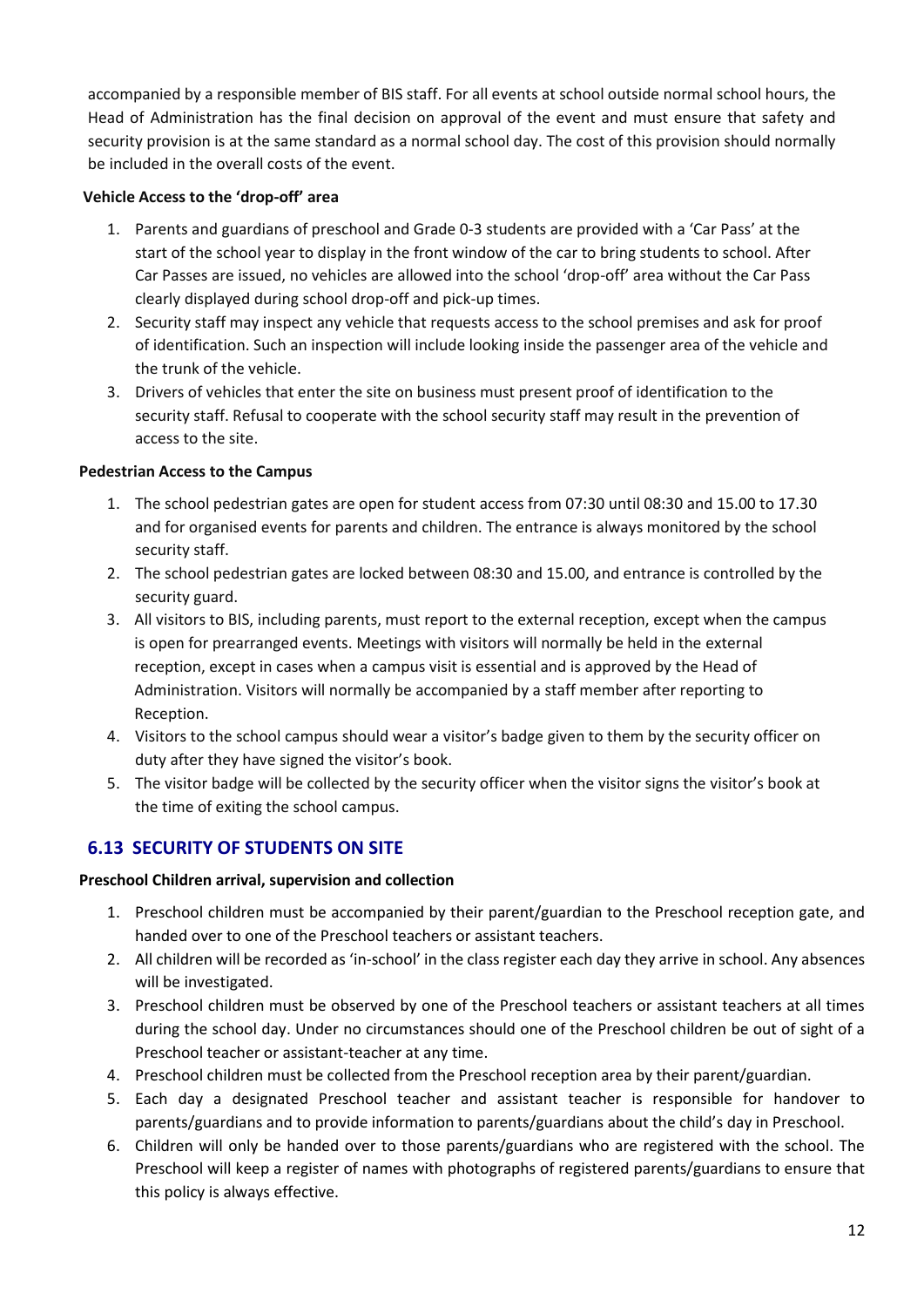accompanied by a responsible member of BIS staff. For all events at school outside normal school hours, the Head of Administration has the final decision on approval of the event and must ensure that safety and security provision is at the same standard as a normal school day. The cost of this provision should normally be included in the overall costs of the event.

**Vehicle Access to the 'drop-off' area**

1. Parents and guardians of preschool and Grade 0-3 students are provided with a 'Car Pass' at the start of the school year to display in the front window of the car to bring students to school. After Car Passes are issued, no vehicles are allowed into the school 'drop-off' area without the Car Pass clearly displayed during school drop-off and pick-up times.
2. Security staff may inspect any vehicle that requests access to the school premises and ask for proof of identification. Such an inspection will include looking inside the passenger area of the vehicle and the trunk of the vehicle.
3. Drivers of vehicles that enter the site on business must present proof of identification to the security staff. Refusal to cooperate with the school security staff may result in the prevention of access to the site.

**Pedestrian Access to the Campus**

1. The school pedestrian gates are open for student access from 07:30 until 08:30 and 15.00 to 17.30 and for organised events for parents and children. The entrance is always monitored by the school security staff.
2. The school pedestrian gates are locked between 08:30 and 15.00, and entrance is controlled by the security guard.
3. All visitors to BIS, including parents, must report to the external reception, except when the campus is open for prearranged events. Meetings with visitors will normally be held in the external reception, except in cases when a campus visit is essential and is approved by the Head of Administration. Visitors will normally be accompanied by a staff member after reporting to Reception.
4. Visitors to the school campus should wear a visitor's badge given to them by the security officer on duty after they have signed the visitor's book.
5. The visitor badge will be collected by the security officer when the visitor signs the visitor's book at the time of exiting the school campus.

## 6.13 SECURITY OF STUDENTS ON SITE

**Preschool Children arrival, supervision and collection**

1. Preschool children must be accompanied by their parent/guardian to the Preschool reception gate, and handed over to one of the Preschool teachers or assistant teachers.
2. All children will be recorded as 'in-school' in the class register each day they arrive in school. Any absences will be investigated.
3. Preschool children must be observed by one of the Preschool teachers or assistant teachers at all times during the school day. Under no circumstances should one of the Preschool children be out of sight of a Preschool teacher or assistant-teacher at any time.
4. Preschool children must be collected from the Preschool reception area by their parent/guardian.
5. Each day a designated Preschool teacher and assistant teacher is responsible for handover to parents/guardians and to provide information to parents/guardians about the child's day in Preschool.
6. Children will only be handed over to those parents/guardians who are registered with the school. The Preschool will keep a register of names with photographs of registered parents/guardians to ensure that this policy is always effective.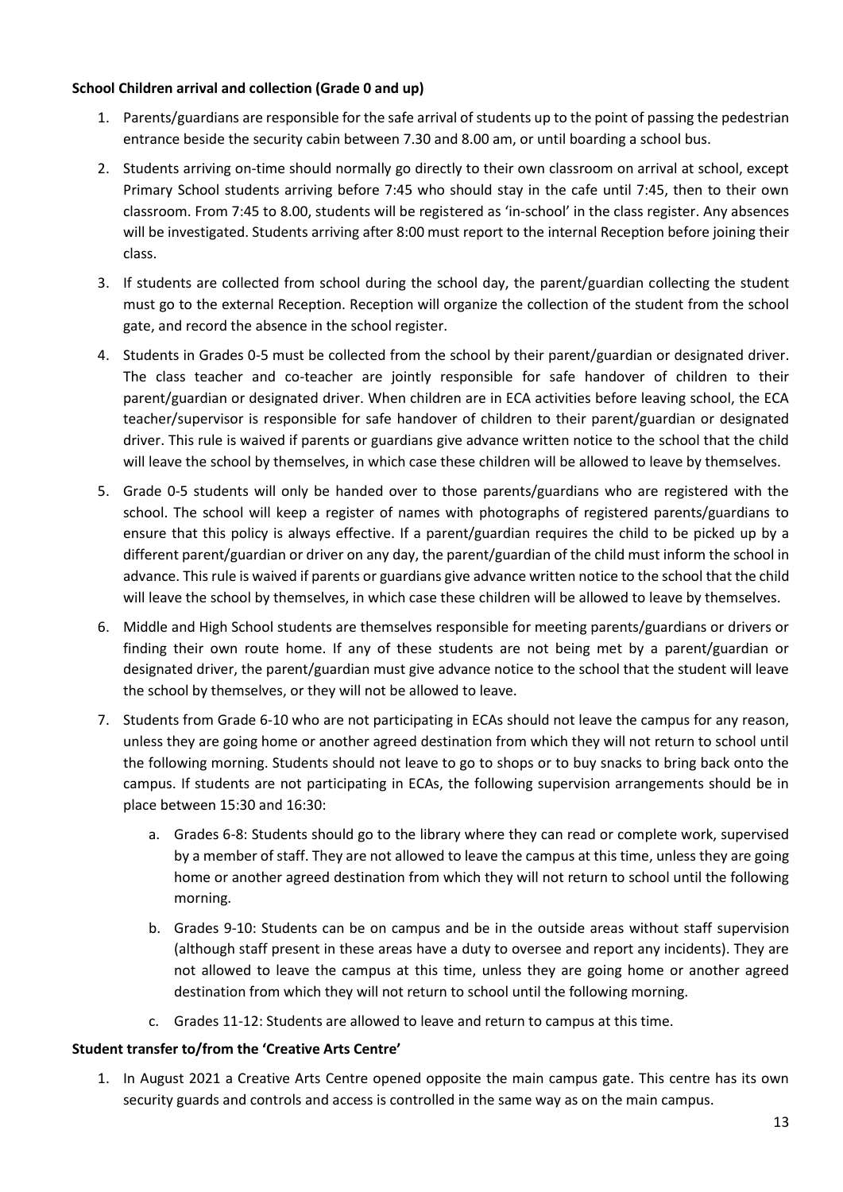**School Children arrival and collection (Grade 0 and up)**

1. Parents/guardians are responsible for the safe arrival of students up to the point of passing the pedestrian entrance beside the security cabin between 7.30 and 8.00 am, or until boarding a school bus.
2. Students arriving on-time should normally go directly to their own classroom on arrival at school, except Primary School students arriving before 7:45 who should stay in the cafe until 7:45, then to their own classroom. From 7:45 to 8.00, students will be registered as 'in-school' in the class register. Any absences will be investigated. Students arriving after 8:00 must report to the internal Reception before joining their class.
3. If students are collected from school during the school day, the parent/guardian collecting the student must go to the external Reception. Reception will organize the collection of the student from the school gate, and record the absence in the school register.
4. Students in Grades 0-5 must be collected from the school by their parent/guardian or designated driver. The class teacher and co-teacher are jointly responsible for safe handover of children to their parent/guardian or designated driver. When children are in ECA activities before leaving school, the ECA teacher/supervisor is responsible for safe handover of children to their parent/guardian or designated driver. This rule is waived if parents or guardians give advance written notice to the school that the child will leave the school by themselves, in which case these children will be allowed to leave by themselves.
5. Grade 0-5 students will only be handed over to those parents/guardians who are registered with the school. The school will keep a register of names with photographs of registered parents/guardians to ensure that this policy is always effective. If a parent/guardian requires the child to be picked up by a different parent/guardian or driver on any day, the parent/guardian of the child must inform the school in advance. This rule is waived if parents or guardians give advance written notice to the school that the child will leave the school by themselves, in which case these children will be allowed to leave by themselves.
6. Middle and High School students are themselves responsible for meeting parents/guardians or drivers or finding their own route home. If any of these students are not being met by a parent/guardian or designated driver, the parent/guardian must give advance notice to the school that the student will leave the school by themselves, or they will not be allowed to leave.
7. Students from Grade 6-10 who are not participating in ECAs should not leave the campus for any reason, unless they are going home or another agreed destination from which they will not return to school until the following morning. Students should not leave to go to shops or to buy snacks to bring back onto the campus. If students are not participating in ECAs, the following supervision arrangements should be in place between 15:30 and 16:30:
    a. Grades 6-8: Students should go to the library where they can read or complete work, supervised by a member of staff. They are not allowed to leave the campus at this time, unless they are going home or another agreed destination from which they will not return to school until the following morning.
    b. Grades 9-10: Students can be on campus and be in the outside areas without staff supervision (although staff present in these areas have a duty to oversee and report any incidents). They are not allowed to leave the campus at this time, unless they are going home or another agreed destination from which they will not return to school until the following morning.
    c. Grades 11-12: Students are allowed to leave and return to campus at this time.

**Student transfer to/from the 'Creative Arts Centre'**

1. In August 2021 a Creative Arts Centre opened opposite the main campus gate. This centre has its own security guards and controls and access is controlled in the same way as on the main campus.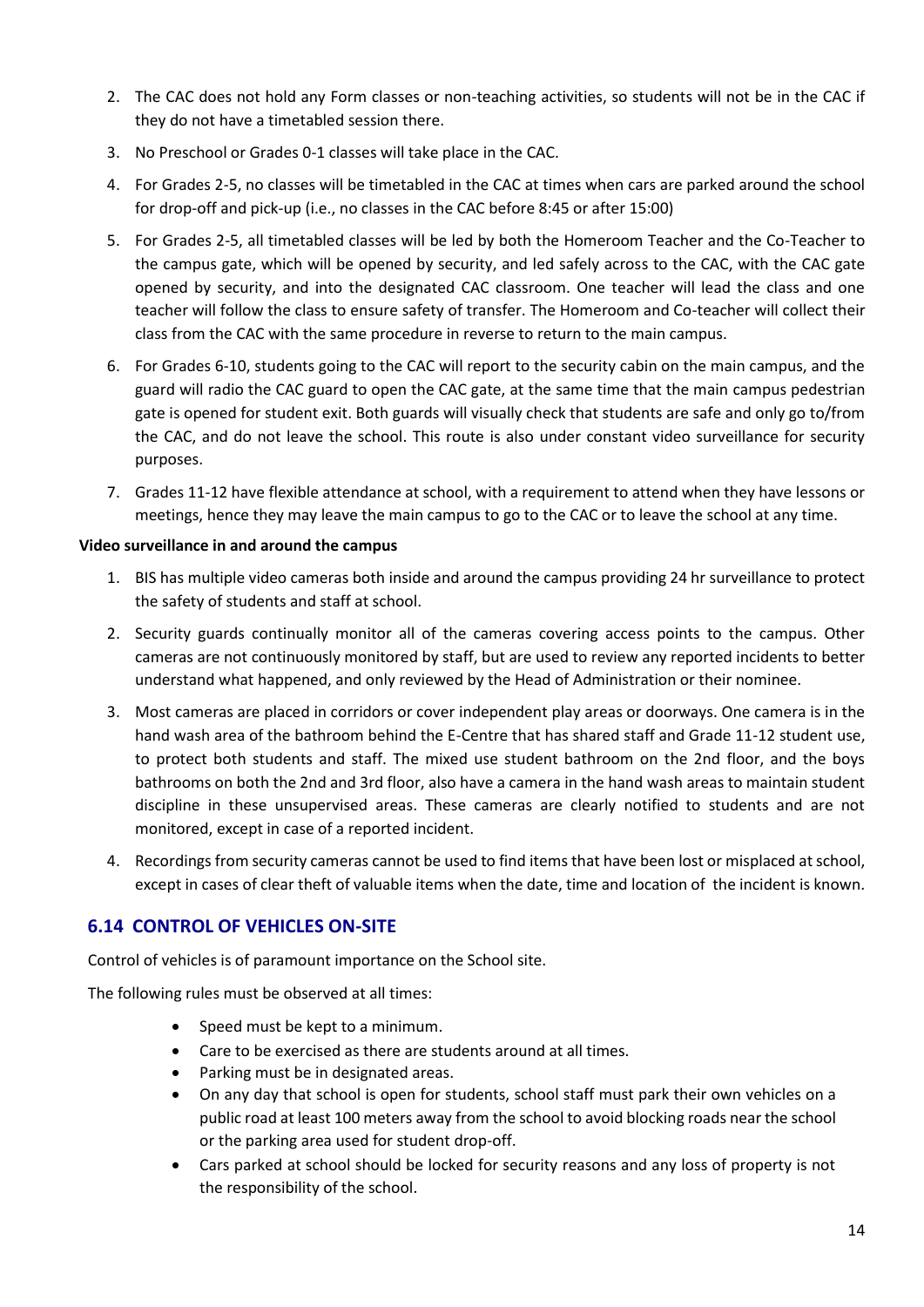2. The CAC does not hold any Form classes or non-teaching activities, so students will not be in the CAC if they do not have a timetabled session there.
3. No Preschool or Grades 0-1 classes will take place in the CAC.
4. For Grades 2-5, no classes will be timetabled in the CAC at times when cars are parked around the school for drop-off and pick-up (i.e., no classes in the CAC before 8:45 or after 15:00)
5. For Grades 2-5, all timetabled classes will be led by both the Homeroom Teacher and the Co-Teacher to the campus gate, which will be opened by security, and led safely across to the CAC, with the CAC gate opened by security, and into the designated CAC classroom. One teacher will lead the class and one teacher will follow the class to ensure safety of transfer. The Homeroom and Co-teacher will collect their class from the CAC with the same procedure in reverse to return to the main campus.
6. For Grades 6-10, students going to the CAC will report to the security cabin on the main campus, and the guard will radio the CAC guard to open the CAC gate, at the same time that the main campus pedestrian gate is opened for student exit. Both guards will visually check that students are safe and only go to/from the CAC, and do not leave the school. This route is also under constant video surveillance for security purposes.
7. Grades 11-12 have flexible attendance at school, with a requirement to attend when they have lessons or meetings, hence they may leave the main campus to go to the CAC or to leave the school at any time.

**Video surveillance in and around the campus**

1. BIS has multiple video cameras both inside and around the campus providing 24 hr surveillance to protect the safety of students and staff at school.
2. Security guards continually monitor all of the cameras covering access points to the campus. Other cameras are not continuously monitored by staff, but are used to review any reported incidents to better understand what happened, and only reviewed by the Head of Administration or their nominee.
3. Most cameras are placed in corridors or cover independent play areas or doorways. One camera is in the hand wash area of the bathroom behind the E-Centre that has shared staff and Grade 11-12 student use, to protect both students and staff. The mixed use student bathroom on the 2nd floor, and the boys bathrooms on both the 2nd and 3rd floor, also have a camera in the hand wash areas to maintain student discipline in these unsupervised areas. These cameras are clearly notified to students and are not monitored, except in case of a reported incident.
4. Recordings from security cameras cannot be used to find items that have been lost or misplaced at school, except in cases of clear theft of valuable items when the date, time and location of the incident is known.

## 6.14 CONTROL OF VEHICLES ON-SITE

Control of vehicles is of paramount importance on the School site.

The following rules must be observed at all times:

- Speed must be kept to a minimum.
- Care to be exercised as there are students around at all times.
- Parking must be in designated areas.
- On any day that school is open for students, school staff must park their own vehicles on a public road at least 100 meters away from the school to avoid blocking roads near the school or the parking area used for student drop-off.
- Cars parked at school should be locked for security reasons and any loss of property is not the responsibility of the school.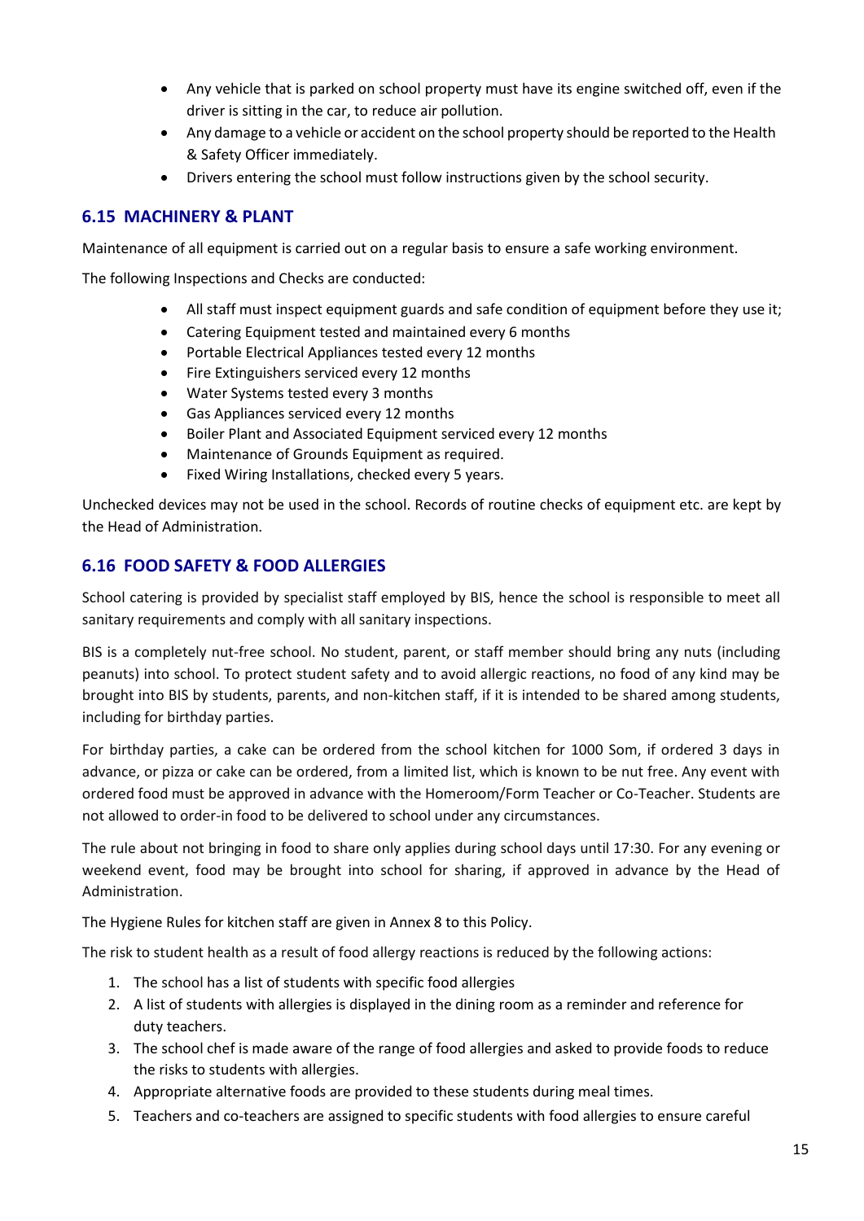- Any vehicle that is parked on school property must have its engine switched off, even if the driver is sitting in the car, to reduce air pollution.
- Any damage to a vehicle or accident on the school property should be reported to the Health & Safety Officer immediately.
- Drivers entering the school must follow instructions given by the school security.

## 6.15 MACHINERY & PLANT

Maintenance of all equipment is carried out on a regular basis to ensure a safe working environment.

The following Inspections and Checks are conducted:

- All staff must inspect equipment guards and safe condition of equipment before they use it;
- Catering Equipment tested and maintained every 6 months
- Portable Electrical Appliances tested every 12 months
- Fire Extinguishers serviced every 12 months
- Water Systems tested every 3 months
- Gas Appliances serviced every 12 months
- Boiler Plant and Associated Equipment serviced every 12 months
- Maintenance of Grounds Equipment as required.
- Fixed Wiring Installations, checked every 5 years.

Unchecked devices may not be used in the school. Records of routine checks of equipment etc. are kept by the Head of Administration.

## 6.16 FOOD SAFETY & FOOD ALLERGIES

School catering is provided by specialist staff employed by BIS, hence the school is responsible to meet all sanitary requirements and comply with all sanitary inspections.

BIS is a completely nut-free school. No student, parent, or staff member should bring any nuts (including peanuts) into school. To protect student safety and to avoid allergic reactions, no food of any kind may be brought into BIS by students, parents, and non-kitchen staff, if it is intended to be shared among students, including for birthday parties.

For birthday parties, a cake can be ordered from the school kitchen for 1000 Som, if ordered 3 days in advance, or pizza or cake can be ordered, from a limited list, which is known to be nut free. Any event with ordered food must be approved in advance with the Homeroom/Form Teacher or Co-Teacher. Students are not allowed to order-in food to be delivered to school under any circumstances.

The rule about not bringing in food to share only applies during school days until 17:30. For any evening or weekend event, food may be brought into school for sharing, if approved in advance by the Head of Administration.

The Hygiene Rules for kitchen staff are given in Annex 8 to this Policy.

The risk to student health as a result of food allergy reactions is reduced by the following actions:

1. The school has a list of students with specific food allergies
2. A list of students with allergies is displayed in the dining room as a reminder and reference for duty teachers.
3. The school chef is made aware of the range of food allergies and asked to provide foods to reduce the risks to students with allergies.
4. Appropriate alternative foods are provided to these students during meal times.
5. Teachers and co-teachers are assigned to specific students with food allergies to ensure careful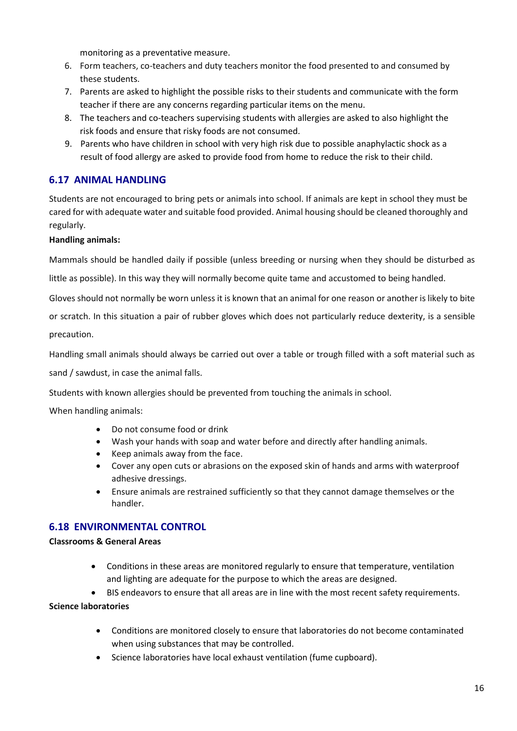monitoring as a preventative measure.

6. Form teachers, co-teachers and duty teachers monitor the food presented to and consumed by these students.
7. Parents are asked to highlight the possible risks to their students and communicate with the form teacher if there are any concerns regarding particular items on the menu.
8. The teachers and co-teachers supervising students with allergies are asked to also highlight the risk foods and ensure that risky foods are not consumed.
9. Parents who have children in school with very high risk due to possible anaphylactic shock as a result of food allergy are asked to provide food from home to reduce the risk to their child.

## 6.17 ANIMAL HANDLING

Students are not encouraged to bring pets or animals into school. If animals are kept in school they must be cared for with adequate water and suitable food provided. Animal housing should be cleaned thoroughly and regularly.

**Handling animals:**

Mammals should be handled daily if possible (unless breeding or nursing when they should be disturbed as little as possible). In this way they will normally become quite tame and accustomed to being handled.

Gloves should not normally be worn unless it is known that an animal for one reason or another is likely to bite or scratch. In this situation a pair of rubber gloves which does not particularly reduce dexterity, is a sensible precaution.

Handling small animals should always be carried out over a table or trough filled with a soft material such as sand / sawdust, in case the animal falls.

Students with known allergies should be prevented from touching the animals in school.

When handling animals:

- Do not consume food or drink
- Wash your hands with soap and water before and directly after handling animals.
- Keep animals away from the face.
- Cover any open cuts or abrasions on the exposed skin of hands and arms with waterproof adhesive dressings.
- Ensure animals are restrained sufficiently so that they cannot damage themselves or the handler.

## 6.18 ENVIRONMENTAL CONTROL

**Classrooms & General Areas**

- Conditions in these areas are monitored regularly to ensure that temperature, ventilation and lighting are adequate for the purpose to which the areas are designed.
- BIS endeavors to ensure that all areas are in line with the most recent safety requirements.

**Science laboratories**

- Conditions are monitored closely to ensure that laboratories do not become contaminated when using substances that may be controlled.
- Science laboratories have local exhaust ventilation (fume cupboard).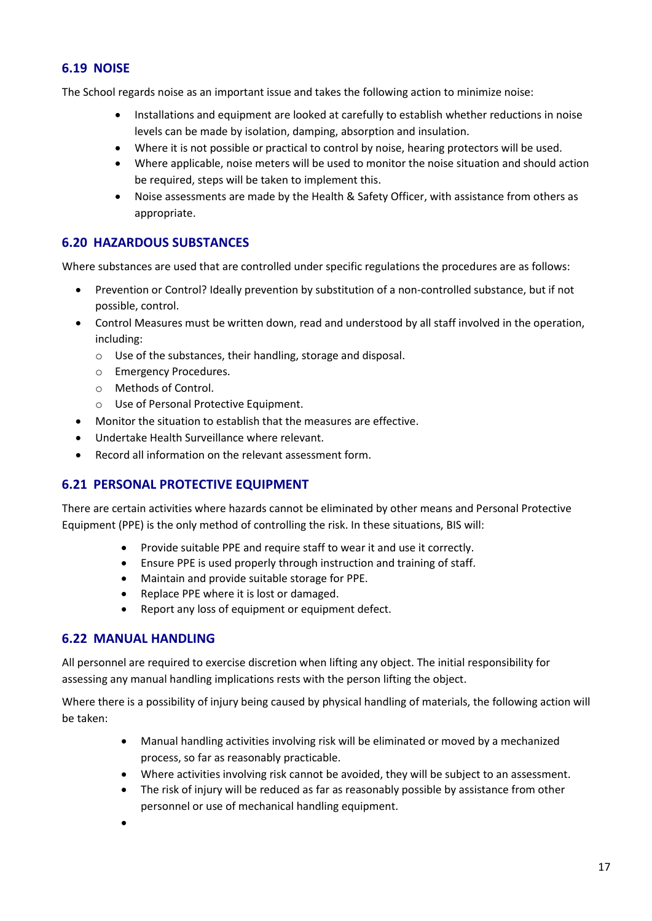## 6.19 NOISE

The School regards noise as an important issue and takes the following action to minimize noise:

- Installations and equipment are looked at carefully to establish whether reductions in noise levels can be made by isolation, damping, absorption and insulation.
- Where it is not possible or practical to control by noise, hearing protectors will be used.
- Where applicable, noise meters will be used to monitor the noise situation and should action be required, steps will be taken to implement this.
- Noise assessments are made by the Health & Safety Officer, with assistance from others as appropriate.

## 6.20 HAZARDOUS SUBSTANCES

Where substances are used that are controlled under specific regulations the procedures are as follows:

- Prevention or Control? Ideally prevention by substitution of a non-controlled substance, but if not possible, control.
- Control Measures must be written down, read and understood by all staff involved in the operation, including:
  - Use of the substances, their handling, storage and disposal.
  - Emergency Procedures.
  - Methods of Control.
  - Use of Personal Protective Equipment.
- Monitor the situation to establish that the measures are effective.
- Undertake Health Surveillance where relevant.
- Record all information on the relevant assessment form.

## 6.21 PERSONAL PROTECTIVE EQUIPMENT

There are certain activities where hazards cannot be eliminated by other means and Personal Protective Equipment (PPE) is the only method of controlling the risk. In these situations, BIS will:

- Provide suitable PPE and require staff to wear it and use it correctly.
- Ensure PPE is used properly through instruction and training of staff.
- Maintain and provide suitable storage for PPE.
- Replace PPE where it is lost or damaged.
- Report any loss of equipment or equipment defect.

## 6.22 MANUAL HANDLING

All personnel are required to exercise discretion when lifting any object. The initial responsibility for assessing any manual handling implications rests with the person lifting the object.

Where there is a possibility of injury being caused by physical handling of materials, the following action will be taken:

- Manual handling activities involving risk will be eliminated or moved by a mechanized process, so far as reasonably practicable.
- Where activities involving risk cannot be avoided, they will be subject to an assessment.
- The risk of injury will be reduced as far as reasonably possible by assistance from other personnel or use of mechanical handling equipment.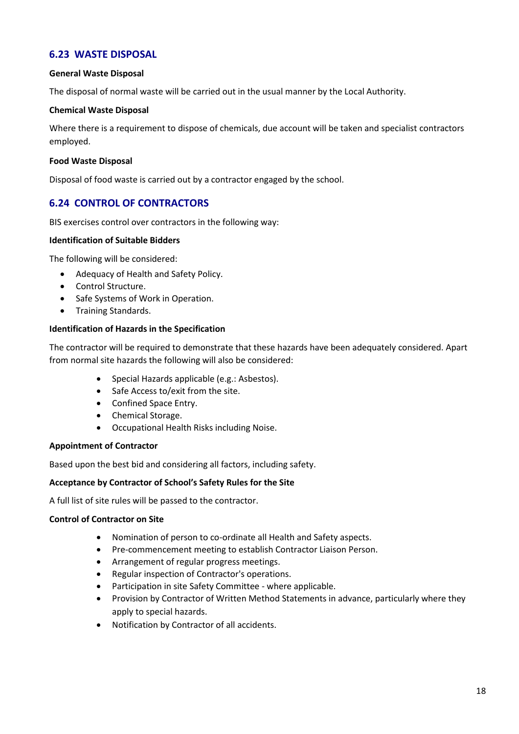## 6.23 WASTE DISPOSAL

**General Waste Disposal**

The disposal of normal waste will be carried out in the usual manner by the Local Authority.

**Chemical Waste Disposal**

Where there is a requirement to dispose of chemicals, due account will be taken and specialist contractors employed.

**Food Waste Disposal**

Disposal of food waste is carried out by a contractor engaged by the school.

## 6.24 CONTROL OF CONTRACTORS

BIS exercises control over contractors in the following way:

**Identification of Suitable Bidders**

The following will be considered:

- Adequacy of Health and Safety Policy.
- Control Structure.
- Safe Systems of Work in Operation.
- Training Standards.

**Identification of Hazards in the Specification**

The contractor will be required to demonstrate that these hazards have been adequately considered. Apart from normal site hazards the following will also be considered:

- Special Hazards applicable (e.g.: Asbestos).
- Safe Access to/exit from the site.
- Confined Space Entry.
- Chemical Storage.
- Occupational Health Risks including Noise.

**Appointment of Contractor**

Based upon the best bid and considering all factors, including safety.

**Acceptance by Contractor of School's Safety Rules for the Site**

A full list of site rules will be passed to the contractor.

**Control of Contractor on Site**

- Nomination of person to co-ordinate all Health and Safety aspects.
- Pre-commencement meeting to establish Contractor Liaison Person.
- Arrangement of regular progress meetings.
- Regular inspection of Contractor's operations.
- Participation in site Safety Committee - where applicable.
- Provision by Contractor of Written Method Statements in advance, particularly where they apply to special hazards.
- Notification by Contractor of all accidents.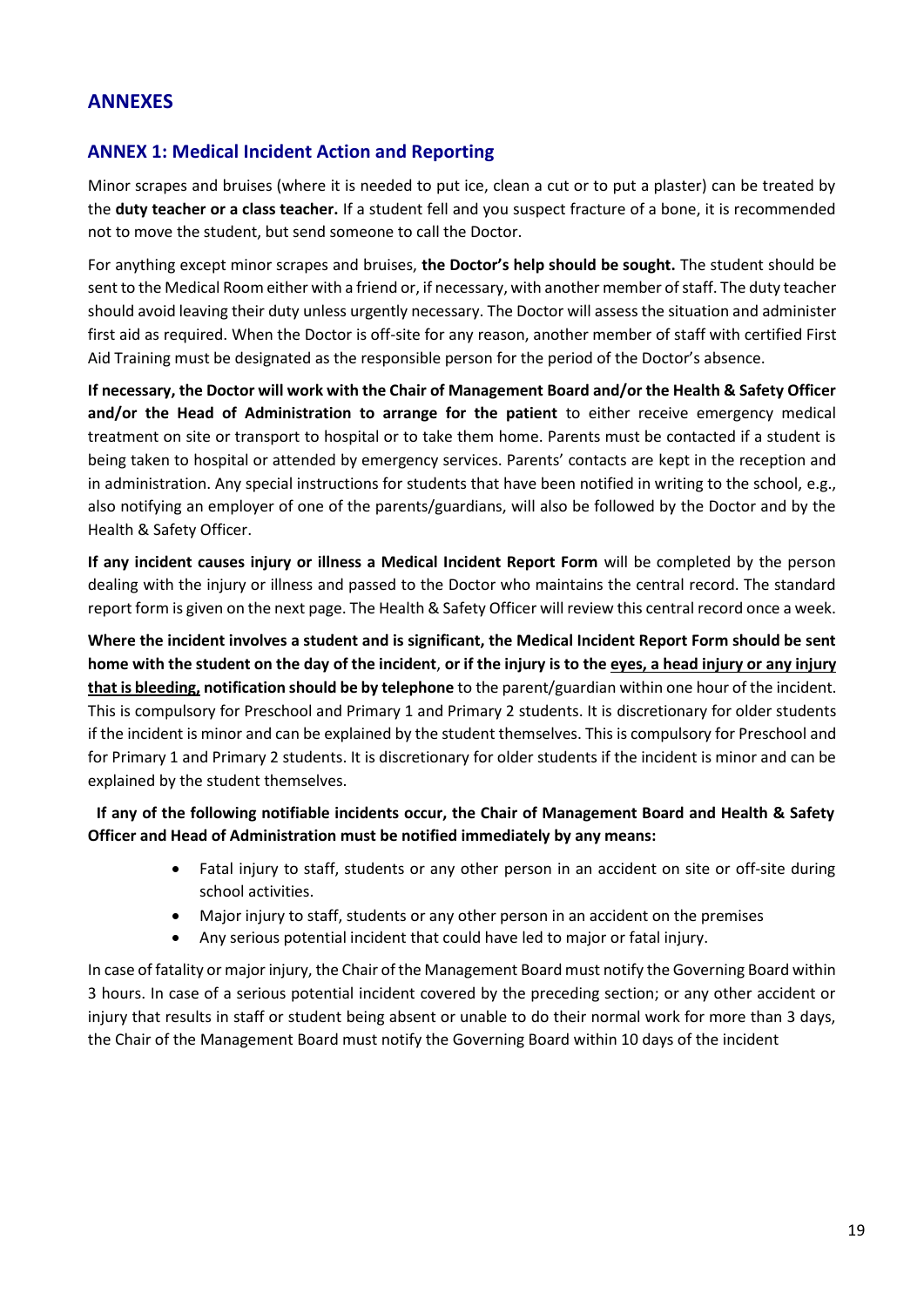# ANNEXES

## ANNEX 1: Medical Incident Action and Reporting

Minor scrapes and bruises (where it is needed to put ice, clean a cut or to put a plaster) can be treated by the **duty teacher or a class teacher.** If a student fell and you suspect fracture of a bone, it is recommended not to move the student, but send someone to call the Doctor.

For anything except minor scrapes and bruises, **the Doctor's help should be sought.** The student should be sent to the Medical Room either with a friend or, if necessary, with another member of staff. The duty teacher should avoid leaving their duty unless urgently necessary. The Doctor will assess the situation and administer first aid as required. When the Doctor is off-site for any reason, another member of staff with certified First Aid Training must be designated as the responsible person for the period of the Doctor's absence.

**If necessary, the Doctor will work with the Chair of Management Board and/or the Health & Safety Officer and/or the Head of Administration to arrange for the patient** to either receive emergency medical treatment on site or transport to hospital or to take them home. Parents must be contacted if a student is being taken to hospital or attended by emergency services. Parents' contacts are kept in the reception and in administration. Any special instructions for students that have been notified in writing to the school, e.g., also notifying an employer of one of the parents/guardians, will also be followed by the Doctor and by the Health & Safety Officer.

**If any incident causes injury or illness a Medical Incident Report Form** will be completed by the person dealing with the injury or illness and passed to the Doctor who maintains the central record. The standard report form is given on the next page. The Health & Safety Officer will review this central record once a week.

**Where the incident involves a student and is significant, the Medical Incident Report Form should be sent home with the student on the day of the incident**, **or if the injury is to the <u>eyes, a head injury or any injury that is bleeding,</u> notification should be by telephone** to the parent/guardian within one hour of the incident. This is compulsory for Preschool and Primary 1 and Primary 2 students. It is discretionary for older students if the incident is minor and can be explained by the student themselves. This is compulsory for Preschool and for Primary 1 and Primary 2 students. It is discretionary for older students if the incident is minor and can be explained by the student themselves.

**If any of the following notifiable incidents occur, the Chair of Management Board and Health & Safety Officer and Head of Administration must be notified immediately by any means:**

- Fatal injury to staff, students or any other person in an accident on site or off-site during school activities.
- Major injury to staff, students or any other person in an accident on the premises
- Any serious potential incident that could have led to major or fatal injury.

In case of fatality or major injury, the Chair of the Management Board must notify the Governing Board within 3 hours. In case of a serious potential incident covered by the preceding section; or any other accident or injury that results in staff or student being absent or unable to do their normal work for more than 3 days, the Chair of the Management Board must notify the Governing Board within 10 days of the incident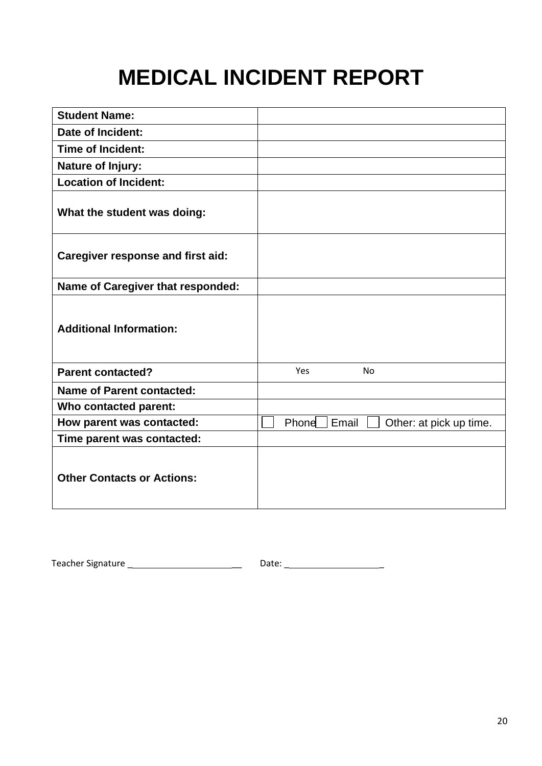# MEDICAL INCIDENT REPORT

| | |
|---|---|
| **Student Name:** | |
| **Date of Incident:** | |
| **Time of Incident:** | |
| **Nature of Injury:** | |
| **Location of Incident:** | |
| **What the student was doing:** | |
| **Caregiver response and first aid:** | |
| **Name of Caregiver that responded:** | |
| **Additional Information:** | |
| **Parent contacted?** | Yes No |
| **Name of Parent contacted:** | |
| **Who contacted parent:** | |
| **How parent was contacted:** | ☐ Phone ☐ Email ☐ Other: at pick up time. |
| **Time parent was contacted:** | |
| **Other Contacts or Actions:** | |

Teacher Signature ________________________ Date: ____________________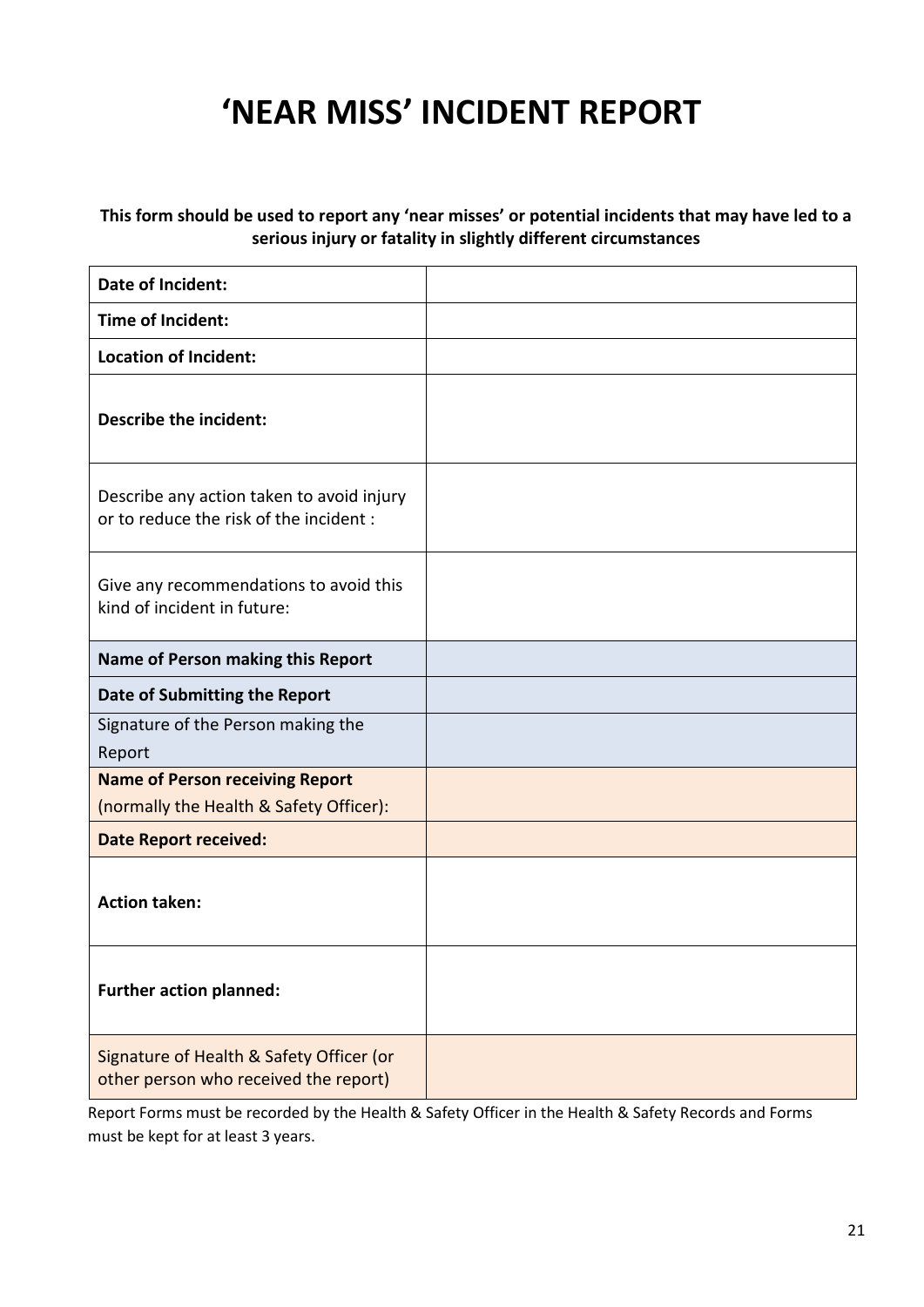# 'NEAR MISS' INCIDENT REPORT

**This form should be used to report any 'near misses' or potential incidents that may have led to a serious injury or fatality in slightly different circumstances**

| | |
|---|---|
| **Date of Incident:** | |
| **Time of Incident:** | |
| **Location of Incident:** | |
| **Describe the incident:** | |
| Describe any action taken to avoid injury or to reduce the risk of the incident : | |
| Give any recommendations to avoid this kind of incident in future: | |
| **Name of Person making this Report** | |
| **Date of Submitting the Report** | |
| Signature of the Person making the Report | |
| **Name of Person receiving Report** (normally the Health & Safety Officer): | |
| **Date Report received:** | |
| **Action taken:** | |
| **Further action planned:** | |
| Signature of Health & Safety Officer (or other person who received the report) | |

Report Forms must be recorded by the Health & Safety Officer in the Health & Safety Records and Forms must be kept for at least 3 years.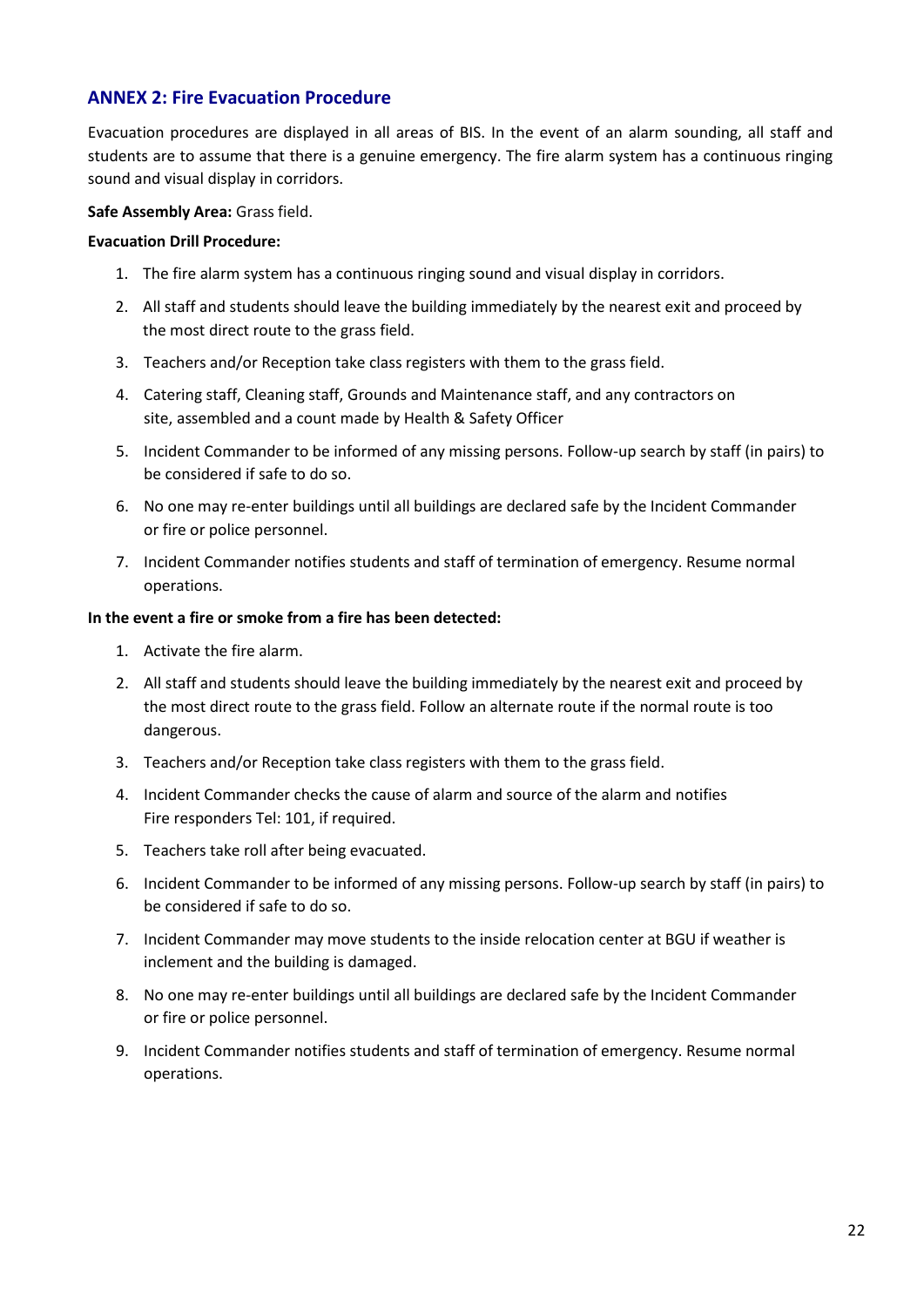## ANNEX 2: Fire Evacuation Procedure

Evacuation procedures are displayed in all areas of BIS. In the event of an alarm sounding, all staff and students are to assume that there is a genuine emergency. The fire alarm system has a continuous ringing sound and visual display in corridors.

**Safe Assembly Area:** Grass field.

**Evacuation Drill Procedure:**

1. The fire alarm system has a continuous ringing sound and visual display in corridors.
2. All staff and students should leave the building immediately by the nearest exit and proceed by the most direct route to the grass field.
3. Teachers and/or Reception take class registers with them to the grass field.
4. Catering staff, Cleaning staff, Grounds and Maintenance staff, and any contractors on site, assembled and a count made by Health & Safety Officer
5. Incident Commander to be informed of any missing persons. Follow-up search by staff (in pairs) to be considered if safe to do so.
6. No one may re-enter buildings until all buildings are declared safe by the Incident Commander or fire or police personnel.
7. Incident Commander notifies students and staff of termination of emergency. Resume normal operations.

**In the event a fire or smoke from a fire has been detected:**

1. Activate the fire alarm.
2. All staff and students should leave the building immediately by the nearest exit and proceed by the most direct route to the grass field. Follow an alternate route if the normal route is too dangerous.
3. Teachers and/or Reception take class registers with them to the grass field.
4. Incident Commander checks the cause of alarm and source of the alarm and notifies Fire responders Tel: 101, if required.
5. Teachers take roll after being evacuated.
6. Incident Commander to be informed of any missing persons. Follow-up search by staff (in pairs) to be considered if safe to do so.
7. Incident Commander may move students to the inside relocation center at BGU if weather is inclement and the building is damaged.
8. No one may re-enter buildings until all buildings are declared safe by the Incident Commander or fire or police personnel.
9. Incident Commander notifies students and staff of termination of emergency. Resume normal operations.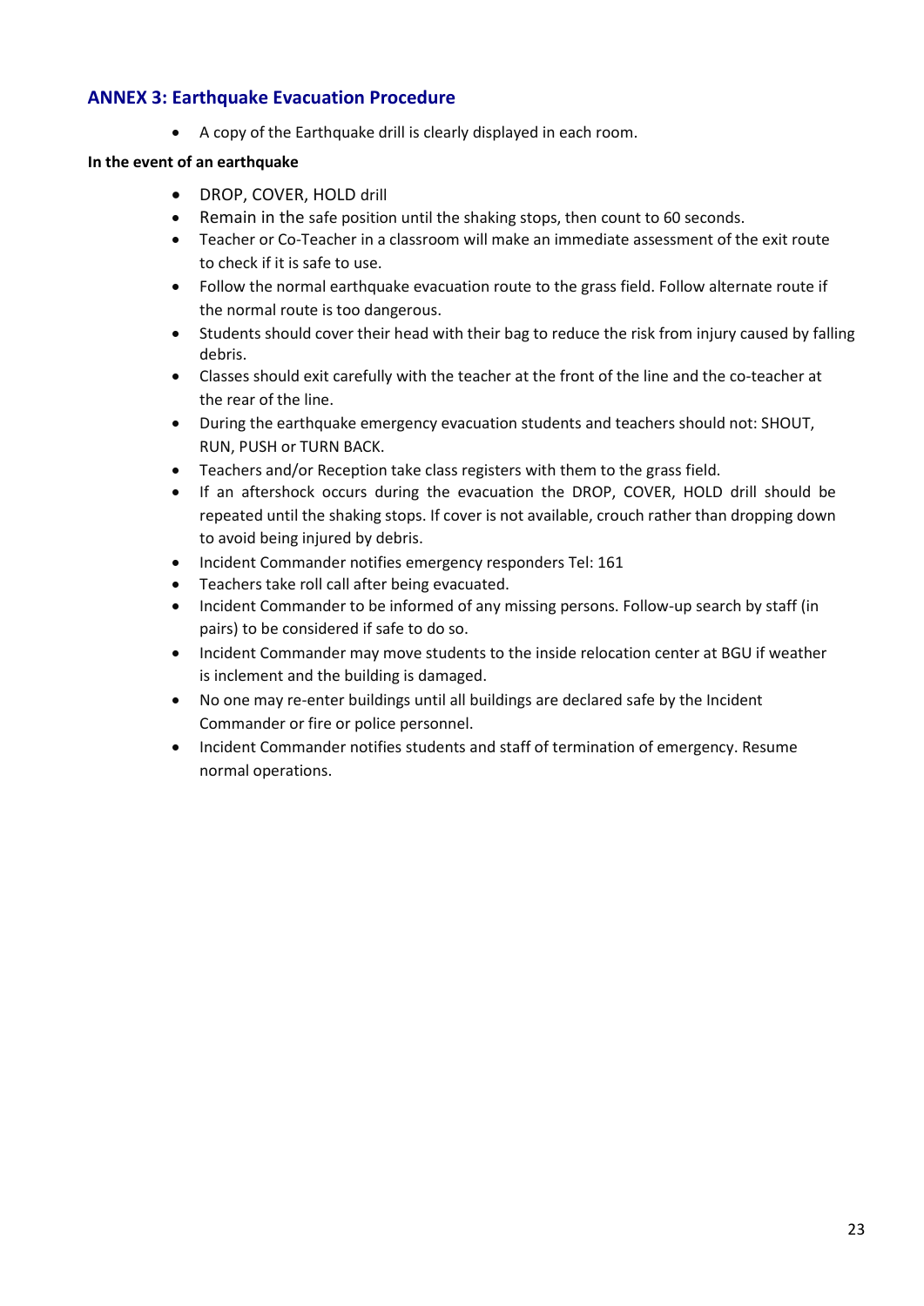## ANNEX 3: Earthquake Evacuation Procedure

- A copy of the Earthquake drill is clearly displayed in each room.

**In the event of an earthquake**

- DROP, COVER, HOLD drill
- Remain in the safe position until the shaking stops, then count to 60 seconds.
- Teacher or Co-Teacher in a classroom will make an immediate assessment of the exit route to check if it is safe to use.
- Follow the normal earthquake evacuation route to the grass field. Follow alternate route if the normal route is too dangerous.
- Students should cover their head with their bag to reduce the risk from injury caused by falling debris.
- Classes should exit carefully with the teacher at the front of the line and the co-teacher at the rear of the line.
- During the earthquake emergency evacuation students and teachers should not: SHOUT, RUN, PUSH or TURN BACK.
- Teachers and/or Reception take class registers with them to the grass field.
- If an aftershock occurs during the evacuation the DROP, COVER, HOLD drill should be repeated until the shaking stops. If cover is not available, crouch rather than dropping down to avoid being injured by debris.
- Incident Commander notifies emergency responders Tel: 161
- Teachers take roll call after being evacuated.
- Incident Commander to be informed of any missing persons. Follow-up search by staff (in pairs) to be considered if safe to do so.
- Incident Commander may move students to the inside relocation center at BGU if weather is inclement and the building is damaged.
- No one may re-enter buildings until all buildings are declared safe by the Incident Commander or fire or police personnel.
- Incident Commander notifies students and staff of termination of emergency. Resume normal operations.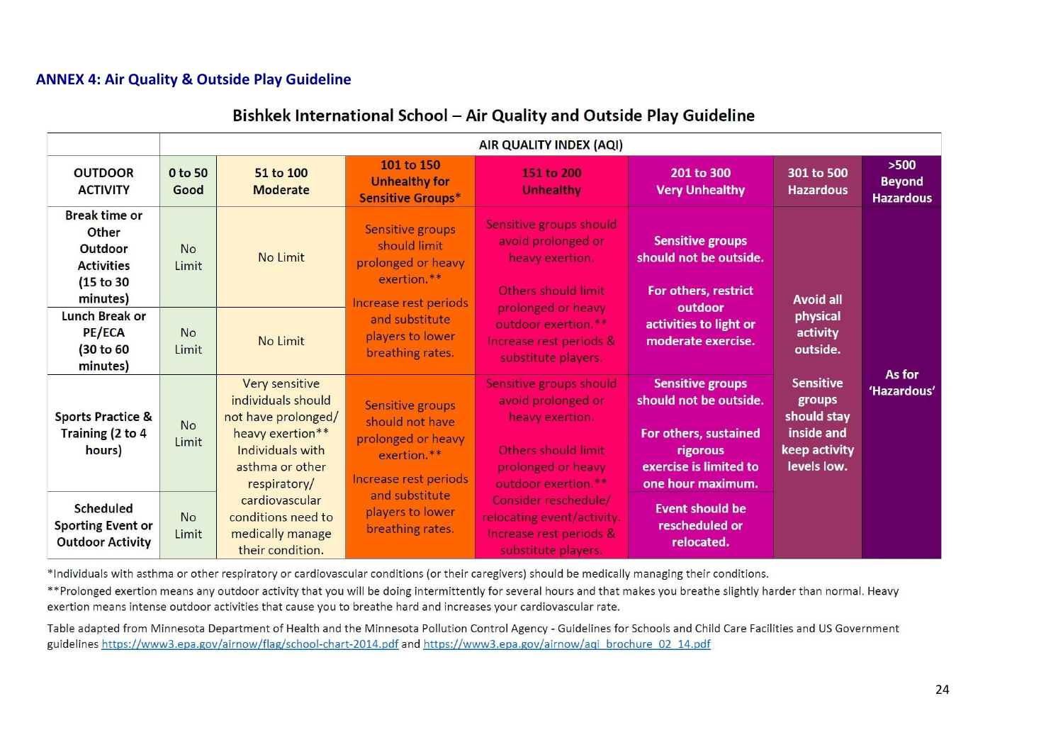## ANNEX 4: Air Quality & Outside Play Guideline

**Bishkek International School – Air Quality and Outside Play Guideline**

| | AIR QUALITY INDEX (AQI) | | | | | | |
|---|---|---|---|---|---|---|---|
| **OUTDOOR ACTIVITY** | **0 to 50 Good** | **51 to 100 Moderate** | **101 to 150 Unhealthy for Sensitive Groups*** | **151 to 200 Unhealthy** | **201 to 300 Very Unhealthy** | **301 to 500 Hazardous** | **>500 Beyond Hazardous** |
| **Break time or Other Outdoor Activities (15 to 30 minutes)** | No Limit | No Limit | Sensitive groups should limit prolonged or heavy exertion.** Increase rest periods and substitute players to lower breathing rates. | Sensitive groups should avoid prolonged or heavy exertion. Others should limit prolonged or heavy outdoor exertion.** Increase rest periods & substitute players. | **Sensitive groups should not be outside. For others, restrict outdoor activities to light or moderate exercise.** | **Avoid all physical activity outside. Sensitive groups should stay inside and keep activity levels low.** | **As for 'Hazardous'** |
| **Lunch Break or PE/ECA (30 to 60 minutes)** | No Limit | No Limit | | | | | |
| **Sports Practice & Training (2 to 4 hours)** | No Limit | Very sensitive individuals should not have prolonged/ heavy exertion** Individuals with asthma or other respiratory/ cardiovascular conditions need to medically manage their condition. | Sensitive groups should not have prolonged or heavy exertion.** Increase rest periods and substitute players to lower breathing rates. | Sensitive groups should avoid prolonged or heavy exertion. Others should limit prolonged or heavy outdoor exertion.** Consider reschedule/ relocating event/activity. Increase rest periods & substitute players. | **Sensitive groups should not be outside. For others, sustained rigorous exercise is limited to one hour maximum.** | | |
| **Scheduled Sporting Event or Outdoor Activity** | No Limit | | | | **Event should be rescheduled or relocated.** | | |

*Individuals with asthma or other respiratory or cardiovascular conditions (or their caregivers) should be medically managing their conditions.

**Prolonged exertion means any outdoor activity that you will be doing intermittently for several hours and that makes you breathe slightly harder than normal. Heavy exertion means intense outdoor activities that cause you to breathe hard and increases your cardiovascular rate.

Table adapted from Minnesota Department of Health and the Minnesota Pollution Control Agency - Guidelines for Schools and Child Care Facilities and US Government guidelines https://www3.epa.gov/airnow/flag/school-chart-2014.pdf and https://www3.epa.gov/airnow/aqi_brochure_02_14.pdf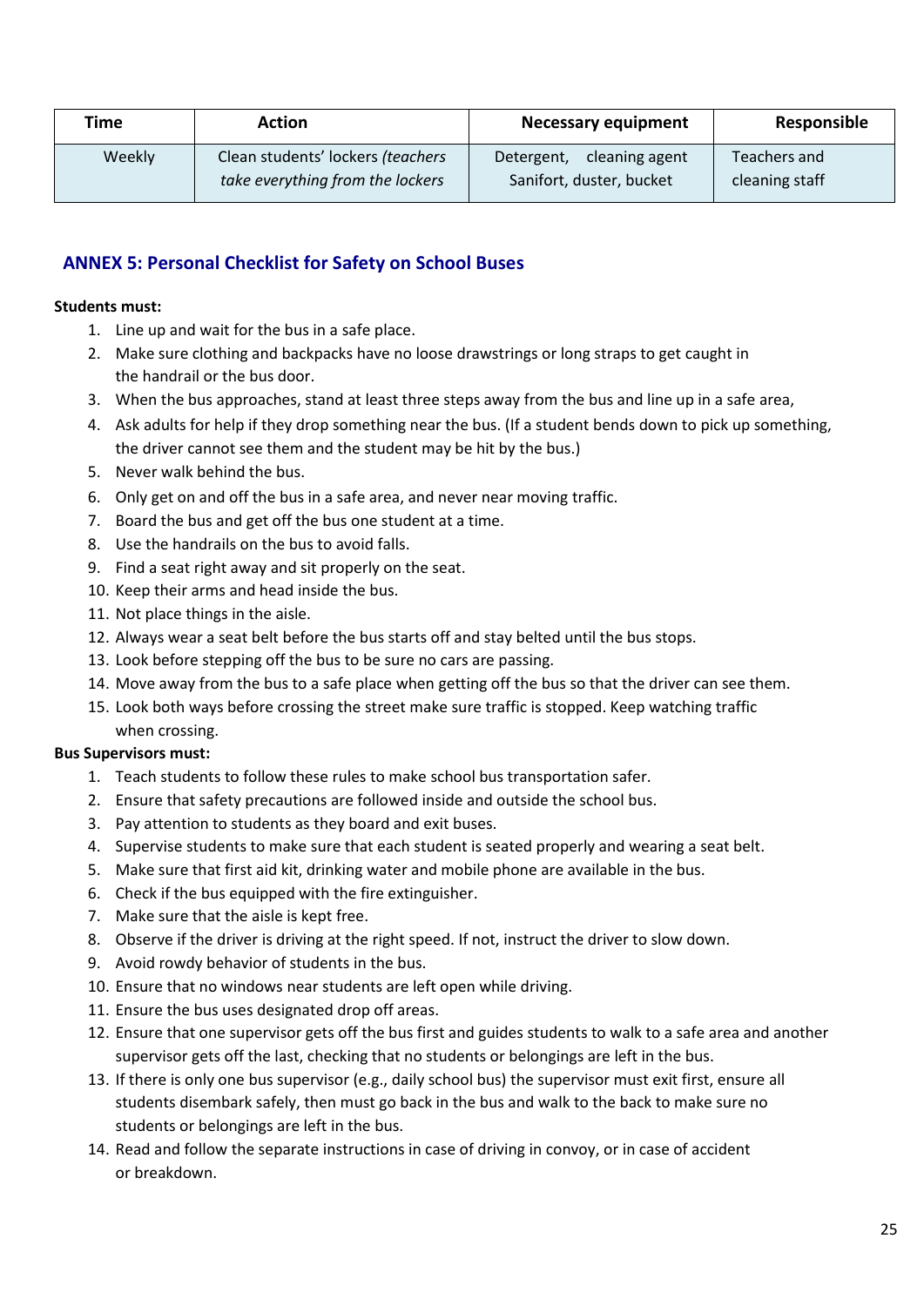| Time | Action | Necessary equipment | Responsible |
|---|---|---|---|
| Weekly | Clean students' lockers *(teachers take everything from the lockers* | Detergent, cleaning agent Sanifort, duster, bucket | Teachers and cleaning staff |

## ANNEX 5: Personal Checklist for Safety on School Buses

**Students must:**

1. Line up and wait for the bus in a safe place.
2. Make sure clothing and backpacks have no loose drawstrings or long straps to get caught in the handrail or the bus door.
3. When the bus approaches, stand at least three steps away from the bus and line up in a safe area,
4. Ask adults for help if they drop something near the bus. (If a student bends down to pick up something, the driver cannot see them and the student may be hit by the bus.)
5. Never walk behind the bus.
6. Only get on and off the bus in a safe area, and never near moving traffic.
7. Board the bus and get off the bus one student at a time.
8. Use the handrails on the bus to avoid falls.
9. Find a seat right away and sit properly on the seat.
10. Keep their arms and head inside the bus.
11. Not place things in the aisle.
12. Always wear a seat belt before the bus starts off and stay belted until the bus stops.
13. Look before stepping off the bus to be sure no cars are passing.
14. Move away from the bus to a safe place when getting off the bus so that the driver can see them.
15. Look both ways before crossing the street make sure traffic is stopped. Keep watching traffic when crossing.

**Bus Supervisors must:**

1. Teach students to follow these rules to make school bus transportation safer.
2. Ensure that safety precautions are followed inside and outside the school bus.
3. Pay attention to students as they board and exit buses.
4. Supervise students to make sure that each student is seated properly and wearing a seat belt.
5. Make sure that first aid kit, drinking water and mobile phone are available in the bus.
6. Check if the bus equipped with the fire extinguisher.
7. Make sure that the aisle is kept free.
8. Observe if the driver is driving at the right speed. If not, instruct the driver to slow down.
9. Avoid rowdy behavior of students in the bus.
10. Ensure that no windows near students are left open while driving.
11. Ensure the bus uses designated drop off areas.
12. Ensure that one supervisor gets off the bus first and guides students to walk to a safe area and another supervisor gets off the last, checking that no students or belongings are left in the bus.
13. If there is only one bus supervisor (e.g., daily school bus) the supervisor must exit first, ensure all students disembark safely, then must go back in the bus and walk to the back to make sure no students or belongings are left in the bus.
14. Read and follow the separate instructions in case of driving in convoy, or in case of accident or breakdown.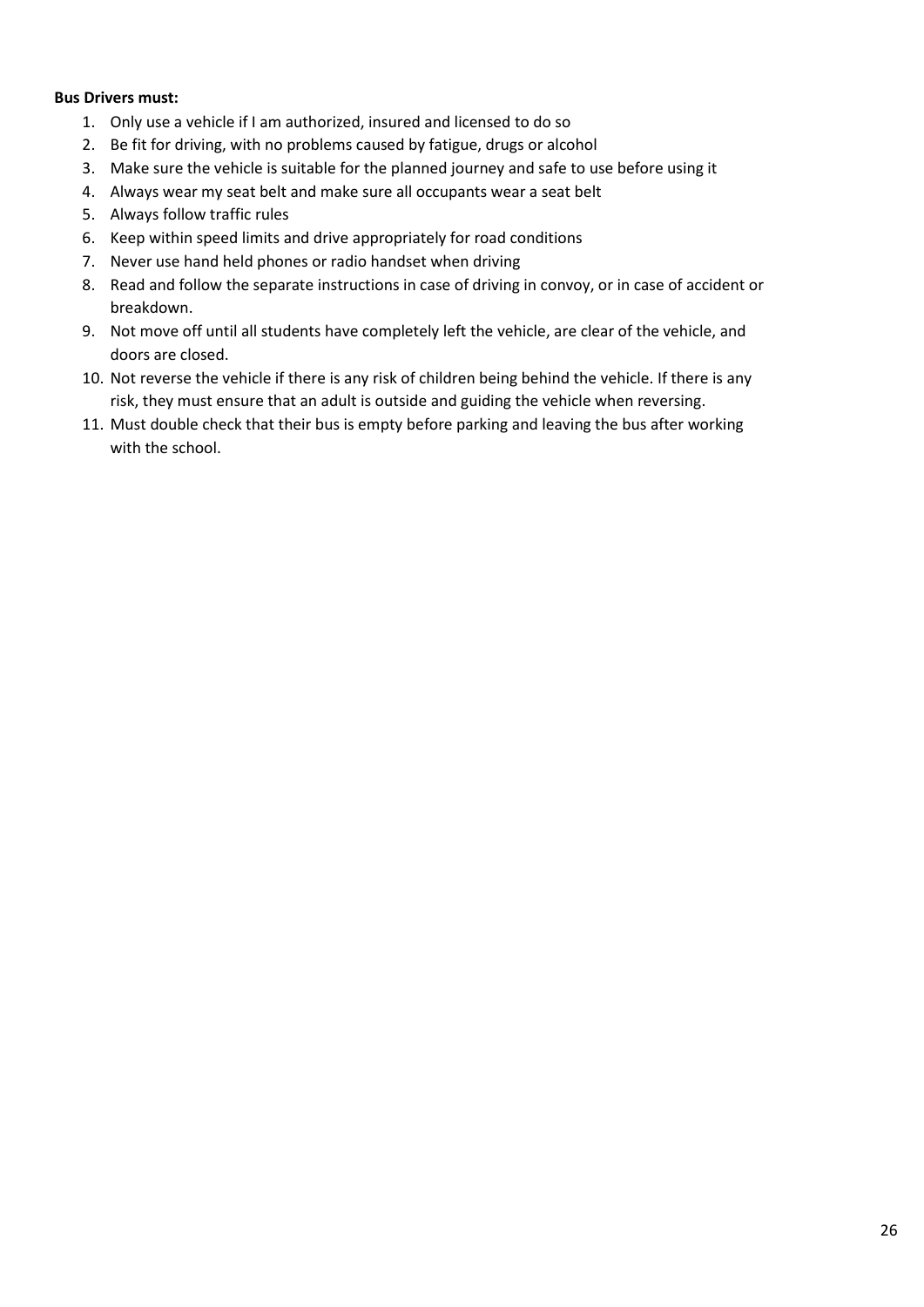**Bus Drivers must:**

1. Only use a vehicle if I am authorized, insured and licensed to do so
2. Be fit for driving, with no problems caused by fatigue, drugs or alcohol
3. Make sure the vehicle is suitable for the planned journey and safe to use before using it
4. Always wear my seat belt and make sure all occupants wear a seat belt
5. Always follow traffic rules
6. Keep within speed limits and drive appropriately for road conditions
7. Never use hand held phones or radio handset when driving
8. Read and follow the separate instructions in case of driving in convoy, or in case of accident or breakdown.
9. Not move off until all students have completely left the vehicle, are clear of the vehicle, and doors are closed.
10. Not reverse the vehicle if there is any risk of children being behind the vehicle. If there is any risk, they must ensure that an adult is outside and guiding the vehicle when reversing.
11. Must double check that their bus is empty before parking and leaving the bus after working with the school.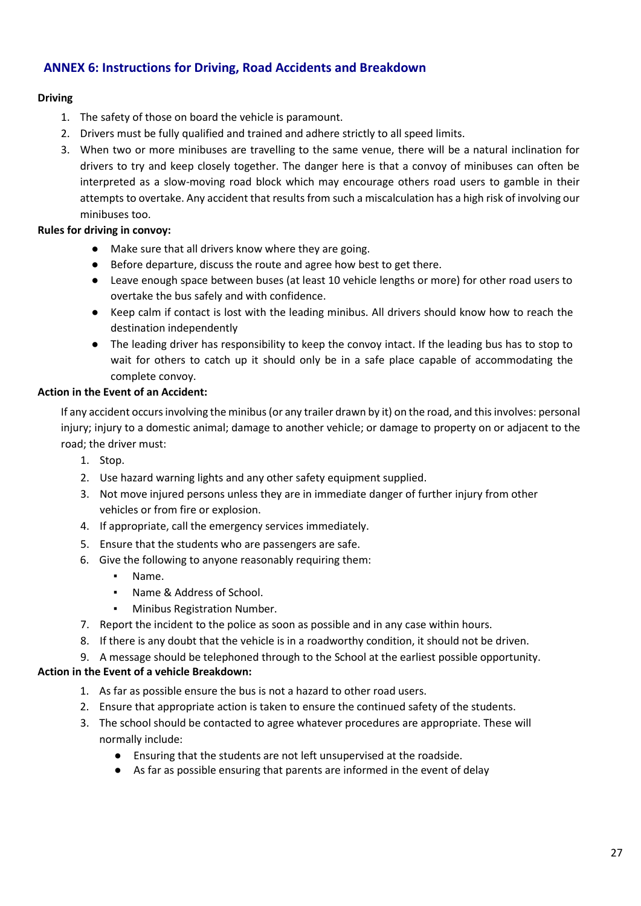## ANNEX 6: Instructions for Driving, Road Accidents and Breakdown

**Driving**

1. The safety of those on board the vehicle is paramount.
2. Drivers must be fully qualified and trained and adhere strictly to all speed limits.
3. When two or more minibuses are travelling to the same venue, there will be a natural inclination for drivers to try and keep closely together. The danger here is that a convoy of minibuses can often be interpreted as a slow-moving road block which may encourage others road users to gamble in their attempts to overtake. Any accident that results from such a miscalculation has a high risk of involving our minibuses too.

**Rules for driving in convoy:**

- Make sure that all drivers know where they are going.
- Before departure, discuss the route and agree how best to get there.
- Leave enough space between buses (at least 10 vehicle lengths or more) for other road users to overtake the bus safely and with confidence.
- Keep calm if contact is lost with the leading minibus. All drivers should know how to reach the destination independently
- The leading driver has responsibility to keep the convoy intact. If the leading bus has to stop to wait for others to catch up it should only be in a safe place capable of accommodating the complete convoy.

**Action in the Event of an Accident:**

If any accident occurs involving the minibus (or any trailer drawn by it) on the road, and this involves: personal injury; injury to a domestic animal; damage to another vehicle; or damage to property on or adjacent to the road; the driver must:

1. Stop.
2. Use hazard warning lights and any other safety equipment supplied.
3. Not move injured persons unless they are in immediate danger of further injury from other vehicles or from fire or explosion.
4. If appropriate, call the emergency services immediately.
5. Ensure that the students who are passengers are safe.
6. Give the following to anyone reasonably requiring them:
   - Name.
   - Name & Address of School.
   - Minibus Registration Number.
7. Report the incident to the police as soon as possible and in any case within hours.
8. If there is any doubt that the vehicle is in a roadworthy condition, it should not be driven.
9. A message should be telephoned through to the School at the earliest possible opportunity.

**Action in the Event of a vehicle Breakdown:**

1. As far as possible ensure the bus is not a hazard to other road users.
2. Ensure that appropriate action is taken to ensure the continued safety of the students.
3. The school should be contacted to agree whatever procedures are appropriate. These will normally include:
   - Ensuring that the students are not left unsupervised at the roadside.
   - As far as possible ensuring that parents are informed in the event of delay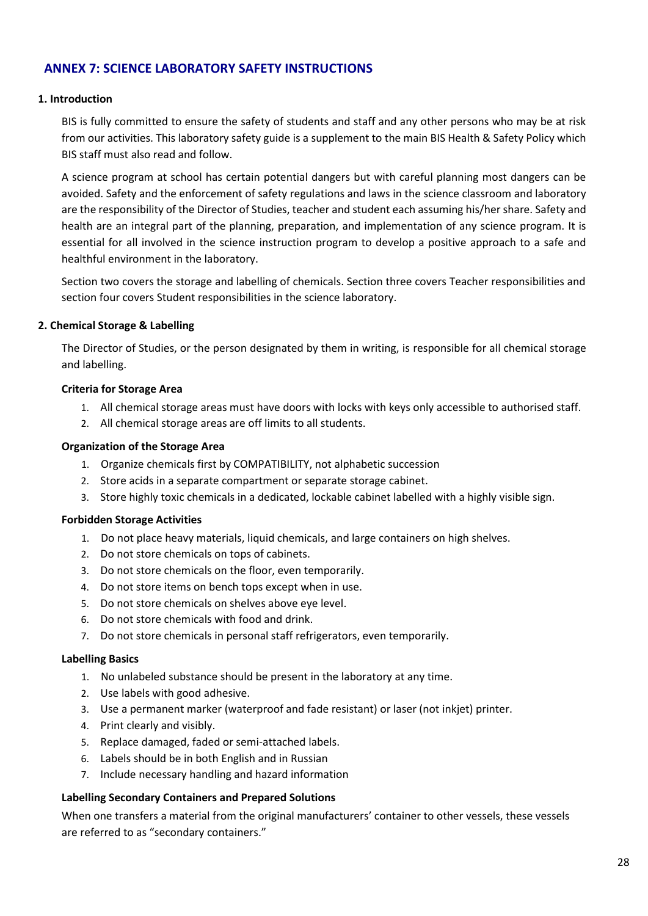## ANNEX 7: SCIENCE LABORATORY SAFETY INSTRUCTIONS

### 1. Introduction

BIS is fully committed to ensure the safety of students and staff and any other persons who may be at risk from our activities. This laboratory safety guide is a supplement to the main BIS Health & Safety Policy which BIS staff must also read and follow.

A science program at school has certain potential dangers but with careful planning most dangers can be avoided. Safety and the enforcement of safety regulations and laws in the science classroom and laboratory are the responsibility of the Director of Studies, teacher and student each assuming his/her share. Safety and health are an integral part of the planning, preparation, and implementation of any science program. It is essential for all involved in the science instruction program to develop a positive approach to a safe and healthful environment in the laboratory.

Section two covers the storage and labelling of chemicals. Section three covers Teacher responsibilities and section four covers Student responsibilities in the science laboratory.

### 2. Chemical Storage & Labelling

The Director of Studies, or the person designated by them in writing, is responsible for all chemical storage and labelling.

**Criteria for Storage Area**

1. All chemical storage areas must have doors with locks with keys only accessible to authorised staff.
2. All chemical storage areas are off limits to all students.

**Organization of the Storage Area**

1. Organize chemicals first by COMPATIBILITY, not alphabetic succession
2. Store acids in a separate compartment or separate storage cabinet.
3. Store highly toxic chemicals in a dedicated, lockable cabinet labelled with a highly visible sign.

**Forbidden Storage Activities**

1. Do not place heavy materials, liquid chemicals, and large containers on high shelves.
2. Do not store chemicals on tops of cabinets.
3. Do not store chemicals on the floor, even temporarily.
4. Do not store items on bench tops except when in use.
5. Do not store chemicals on shelves above eye level.
6. Do not store chemicals with food and drink.
7. Do not store chemicals in personal staff refrigerators, even temporarily.

**Labelling Basics**

1. No unlabeled substance should be present in the laboratory at any time.
2. Use labels with good adhesive.
3. Use a permanent marker (waterproof and fade resistant) or laser (not inkjet) printer.
4. Print clearly and visibly.
5. Replace damaged, faded or semi-attached labels.
6. Labels should be in both English and in Russian
7. Include necessary handling and hazard information

**Labelling Secondary Containers and Prepared Solutions**

When one transfers a material from the original manufacturers' container to other vessels, these vessels are referred to as "secondary containers."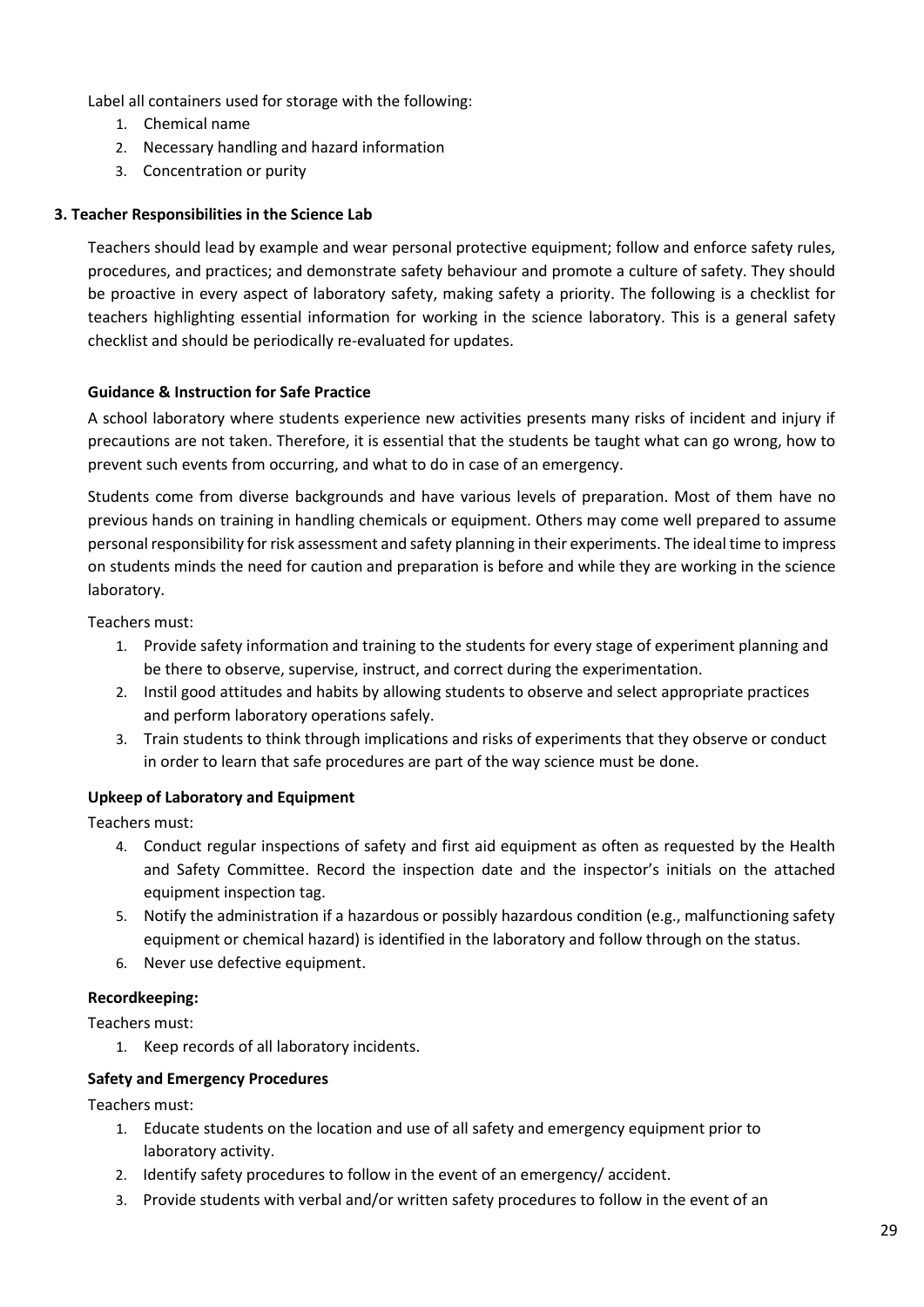Label all containers used for storage with the following:

1. Chemical name
2. Necessary handling and hazard information
3. Concentration or purity

### 3. Teacher Responsibilities in the Science Lab

Teachers should lead by example and wear personal protective equipment; follow and enforce safety rules, procedures, and practices; and demonstrate safety behaviour and promote a culture of safety. They should be proactive in every aspect of laboratory safety, making safety a priority. The following is a checklist for teachers highlighting essential information for working in the science laboratory. This is a general safety checklist and should be periodically re-evaluated for updates.

#### Guidance & Instruction for Safe Practice

A school laboratory where students experience new activities presents many risks of incident and injury if precautions are not taken. Therefore, it is essential that the students be taught what can go wrong, how to prevent such events from occurring, and what to do in case of an emergency.

Students come from diverse backgrounds and have various levels of preparation. Most of them have no previous hands on training in handling chemicals or equipment. Others may come well prepared to assume personal responsibility for risk assessment and safety planning in their experiments. The ideal time to impress on students minds the need for caution and preparation is before and while they are working in the science laboratory.

Teachers must:

1. Provide safety information and training to the students for every stage of experiment planning and be there to observe, supervise, instruct, and correct during the experimentation.
2. Instil good attitudes and habits by allowing students to observe and select appropriate practices and perform laboratory operations safely.
3. Train students to think through implications and risks of experiments that they observe or conduct in order to learn that safe procedures are part of the way science must be done.

#### Upkeep of Laboratory and Equipment

Teachers must:

4. Conduct regular inspections of safety and first aid equipment as often as requested by the Health and Safety Committee. Record the inspection date and the inspector's initials on the attached equipment inspection tag.
5. Notify the administration if a hazardous or possibly hazardous condition (e.g., malfunctioning safety equipment or chemical hazard) is identified in the laboratory and follow through on the status.
6. Never use defective equipment.

#### Recordkeeping:

Teachers must:

1. Keep records of all laboratory incidents.

#### Safety and Emergency Procedures

Teachers must:

1. Educate students on the location and use of all safety and emergency equipment prior to laboratory activity.
2. Identify safety procedures to follow in the event of an emergency/ accident.
3. Provide students with verbal and/or written safety procedures to follow in the event of an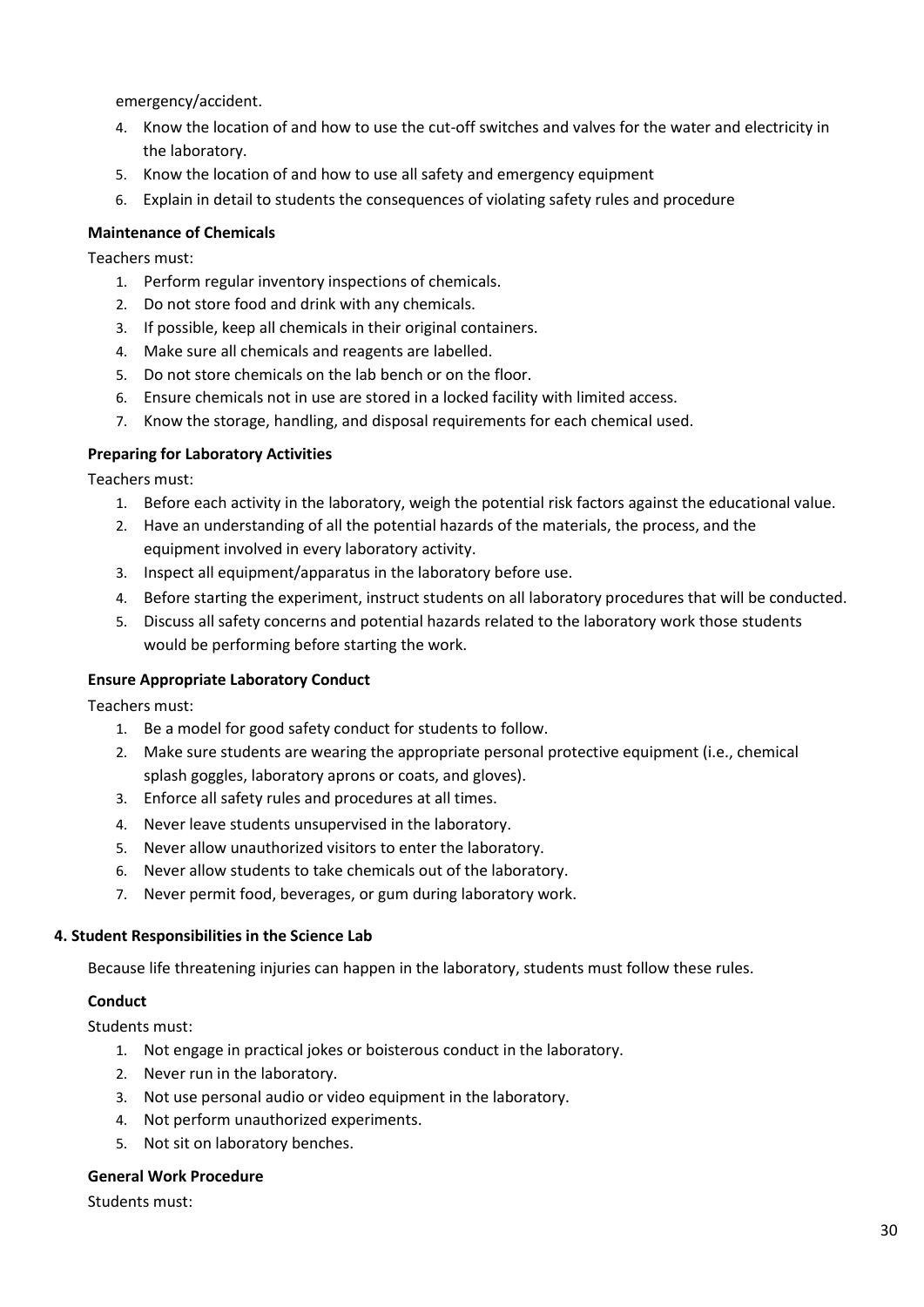emergency/accident.

4. Know the location of and how to use the cut-off switches and valves for the water and electricity in the laboratory.
5. Know the location of and how to use all safety and emergency equipment
6. Explain in detail to students the consequences of violating safety rules and procedure

**Maintenance of Chemicals**

Teachers must:

1. Perform regular inventory inspections of chemicals.
2. Do not store food and drink with any chemicals.
3. If possible, keep all chemicals in their original containers.
4. Make sure all chemicals and reagents are labelled.
5. Do not store chemicals on the lab bench or on the floor.
6. Ensure chemicals not in use are stored in a locked facility with limited access.
7. Know the storage, handling, and disposal requirements for each chemical used.

**Preparing for Laboratory Activities**

Teachers must:

1. Before each activity in the laboratory, weigh the potential risk factors against the educational value.
2. Have an understanding of all the potential hazards of the materials, the process, and the equipment involved in every laboratory activity.
3. Inspect all equipment/apparatus in the laboratory before use.
4. Before starting the experiment, instruct students on all laboratory procedures that will be conducted.
5. Discuss all safety concerns and potential hazards related to the laboratory work those students would be performing before starting the work.

**Ensure Appropriate Laboratory Conduct**

Teachers must:

1. Be a model for good safety conduct for students to follow.
2. Make sure students are wearing the appropriate personal protective equipment (i.e., chemical splash goggles, laboratory aprons or coats, and gloves).
3. Enforce all safety rules and procedures at all times.
4. Never leave students unsupervised in the laboratory.
5. Never allow unauthorized visitors to enter the laboratory.
6. Never allow students to take chemicals out of the laboratory.
7. Never permit food, beverages, or gum during laboratory work.

### 4. Student Responsibilities in the Science Lab

Because life threatening injuries can happen in the laboratory, students must follow these rules.

**Conduct**

Students must:

1. Not engage in practical jokes or boisterous conduct in the laboratory.
2. Never run in the laboratory.
3. Not use personal audio or video equipment in the laboratory.
4. Not perform unauthorized experiments.
5. Not sit on laboratory benches.

**General Work Procedure**

Students must: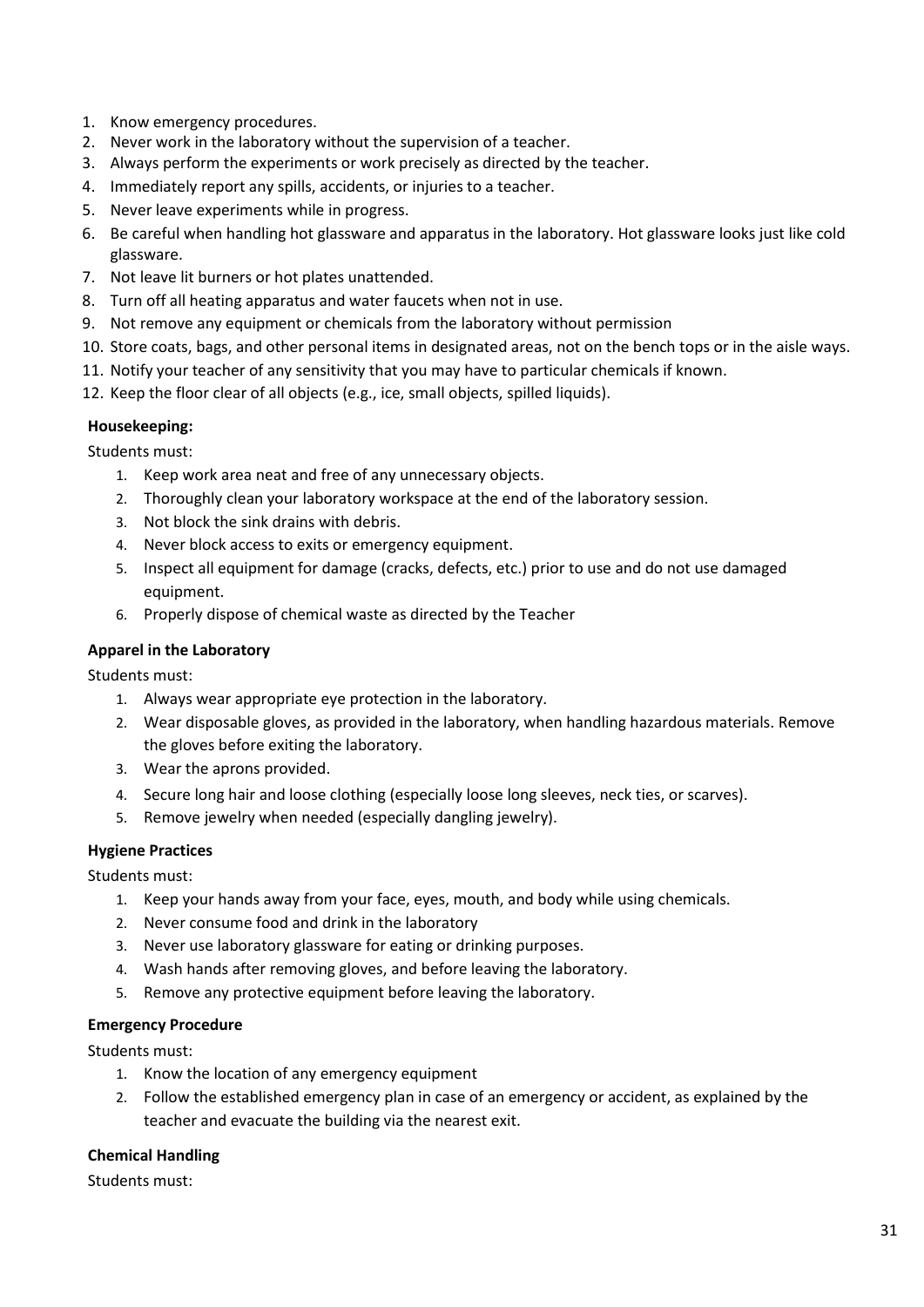1. Know emergency procedures.
2. Never work in the laboratory without the supervision of a teacher.
3. Always perform the experiments or work precisely as directed by the teacher.
4. Immediately report any spills, accidents, or injuries to a teacher.
5. Never leave experiments while in progress.
6. Be careful when handling hot glassware and apparatus in the laboratory. Hot glassware looks just like cold glassware.
7. Not leave lit burners or hot plates unattended.
8. Turn off all heating apparatus and water faucets when not in use.
9. Not remove any equipment or chemicals from the laboratory without permission
10. Store coats, bags, and other personal items in designated areas, not on the bench tops or in the aisle ways.
11. Notify your teacher of any sensitivity that you may have to particular chemicals if known.
12. Keep the floor clear of all objects (e.g., ice, small objects, spilled liquids).

**Housekeeping:**

Students must:

1. Keep work area neat and free of any unnecessary objects.
2. Thoroughly clean your laboratory workspace at the end of the laboratory session.
3. Not block the sink drains with debris.
4. Never block access to exits or emergency equipment.
5. Inspect all equipment for damage (cracks, defects, etc.) prior to use and do not use damaged equipment.
6. Properly dispose of chemical waste as directed by the Teacher

**Apparel in the Laboratory**

Students must:

1. Always wear appropriate eye protection in the laboratory.
2. Wear disposable gloves, as provided in the laboratory, when handling hazardous materials. Remove the gloves before exiting the laboratory.
3. Wear the aprons provided.
4. Secure long hair and loose clothing (especially loose long sleeves, neck ties, or scarves).
5. Remove jewelry when needed (especially dangling jewelry).

**Hygiene Practices**

Students must:

1. Keep your hands away from your face, eyes, mouth, and body while using chemicals.
2. Never consume food and drink in the laboratory
3. Never use laboratory glassware for eating or drinking purposes.
4. Wash hands after removing gloves, and before leaving the laboratory.
5. Remove any protective equipment before leaving the laboratory.

**Emergency Procedure**

Students must:

1. Know the location of any emergency equipment
2. Follow the established emergency plan in case of an emergency or accident, as explained by the teacher and evacuate the building via the nearest exit.

**Chemical Handling**

Students must: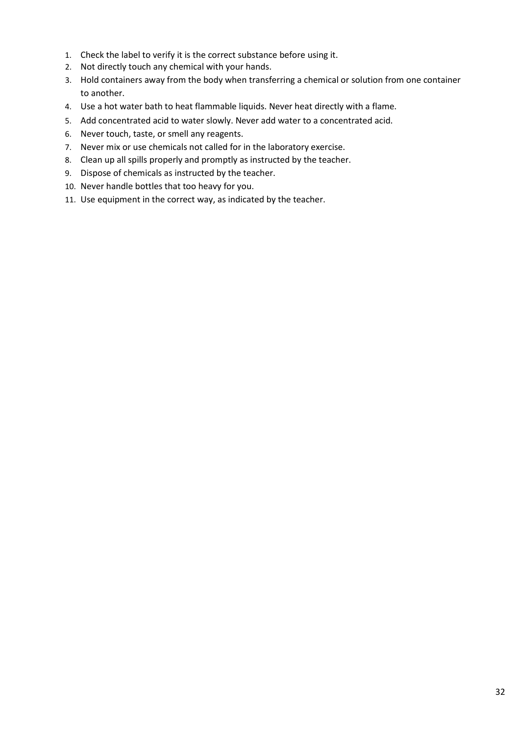1. Check the label to verify it is the correct substance before using it.
2. Not directly touch any chemical with your hands.
3. Hold containers away from the body when transferring a chemical or solution from one container to another.
4. Use a hot water bath to heat flammable liquids. Never heat directly with a flame.
5. Add concentrated acid to water slowly. Never add water to a concentrated acid.
6. Never touch, taste, or smell any reagents.
7. Never mix or use chemicals not called for in the laboratory exercise.
8. Clean up all spills properly and promptly as instructed by the teacher.
9. Dispose of chemicals as instructed by the teacher.
10. Never handle bottles that too heavy for you.
11. Use equipment in the correct way, as indicated by the teacher.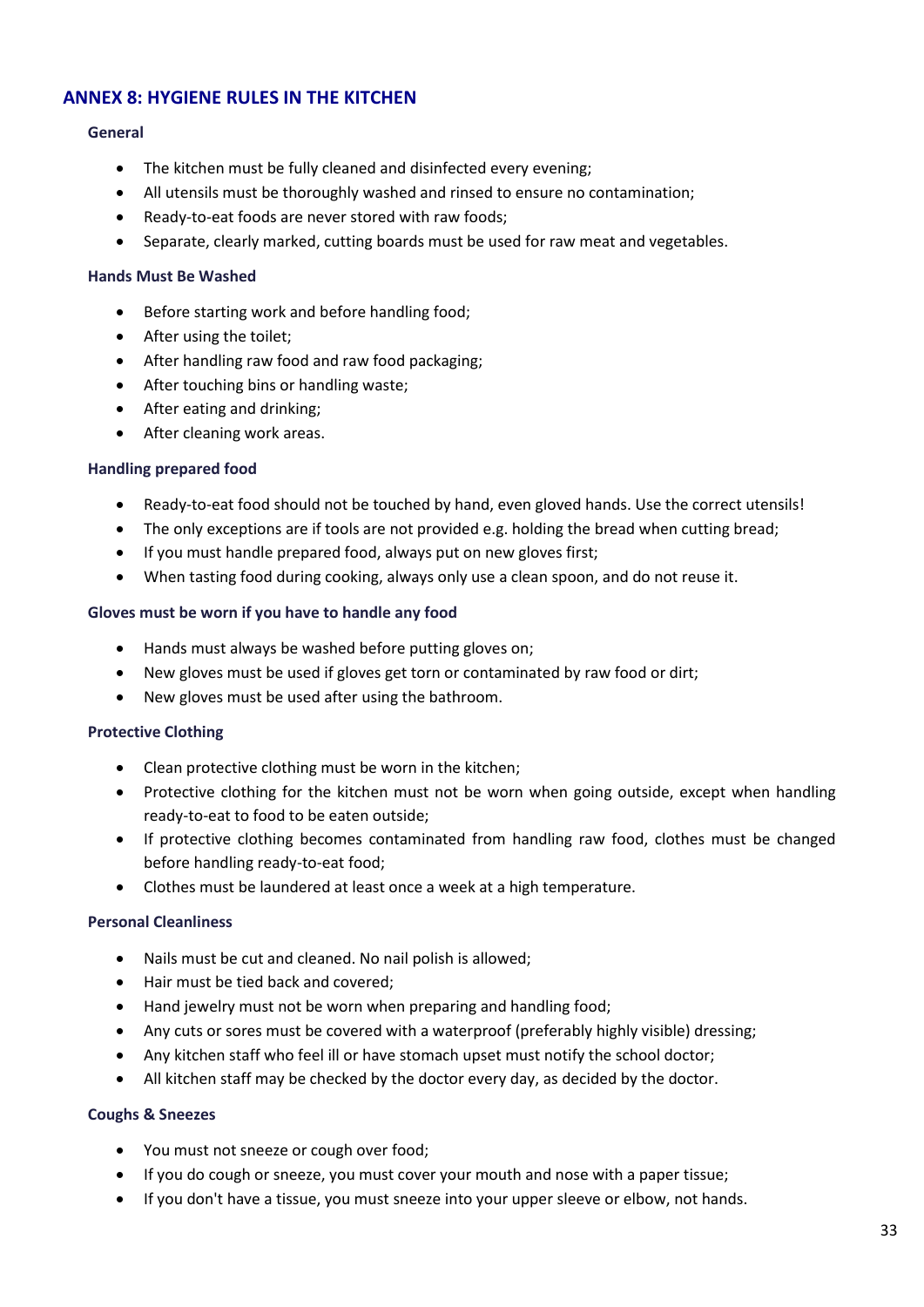## ANNEX 8: HYGIENE RULES IN THE KITCHEN

### General

- The kitchen must be fully cleaned and disinfected every evening;
- All utensils must be thoroughly washed and rinsed to ensure no contamination;
- Ready-to-eat foods are never stored with raw foods;
- Separate, clearly marked, cutting boards must be used for raw meat and vegetables.

### Hands Must Be Washed

- Before starting work and before handling food;
- After using the toilet;
- After handling raw food and raw food packaging;
- After touching bins or handling waste;
- After eating and drinking;
- After cleaning work areas.

### Handling prepared food

- Ready-to-eat food should not be touched by hand, even gloved hands. Use the correct utensils!
- The only exceptions are if tools are not provided e.g. holding the bread when cutting bread;
- If you must handle prepared food, always put on new gloves first;
- When tasting food during cooking, always only use a clean spoon, and do not reuse it.

### Gloves must be worn if you have to handle any food

- Hands must always be washed before putting gloves on;
- New gloves must be used if gloves get torn or contaminated by raw food or dirt;
- New gloves must be used after using the bathroom.

### Protective Clothing

- Clean protective clothing must be worn in the kitchen;
- Protective clothing for the kitchen must not be worn when going outside, except when handling ready-to-eat to food to be eaten outside;
- If protective clothing becomes contaminated from handling raw food, clothes must be changed before handling ready-to-eat food;
- Clothes must be laundered at least once a week at a high temperature.

### Personal Cleanliness

- Nails must be cut and cleaned. No nail polish is allowed;
- Hair must be tied back and covered;
- Hand jewelry must not be worn when preparing and handling food;
- Any cuts or sores must be covered with a waterproof (preferably highly visible) dressing;
- Any kitchen staff who feel ill or have stomach upset must notify the school doctor;
- All kitchen staff may be checked by the doctor every day, as decided by the doctor.

### Coughs & Sneezes

- You must not sneeze or cough over food;
- If you do cough or sneeze, you must cover your mouth and nose with a paper tissue;
- If you don't have a tissue, you must sneeze into your upper sleeve or elbow, not hands.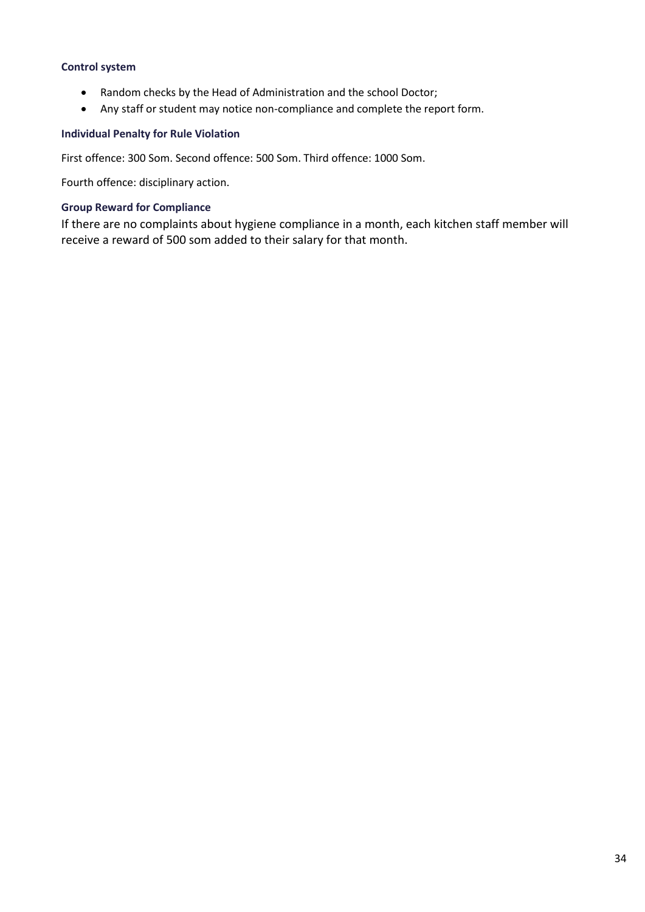### Control system

- Random checks by the Head of Administration and the school Doctor;
- Any staff or student may notice non-compliance and complete the report form.

### Individual Penalty for Rule Violation

First offence: 300 Som. Second offence: 500 Som. Third offence: 1000 Som.

Fourth offence: disciplinary action.

### Group Reward for Compliance

If there are no complaints about hygiene compliance in a month, each kitchen staff member will receive a reward of 500 som added to their salary for that month.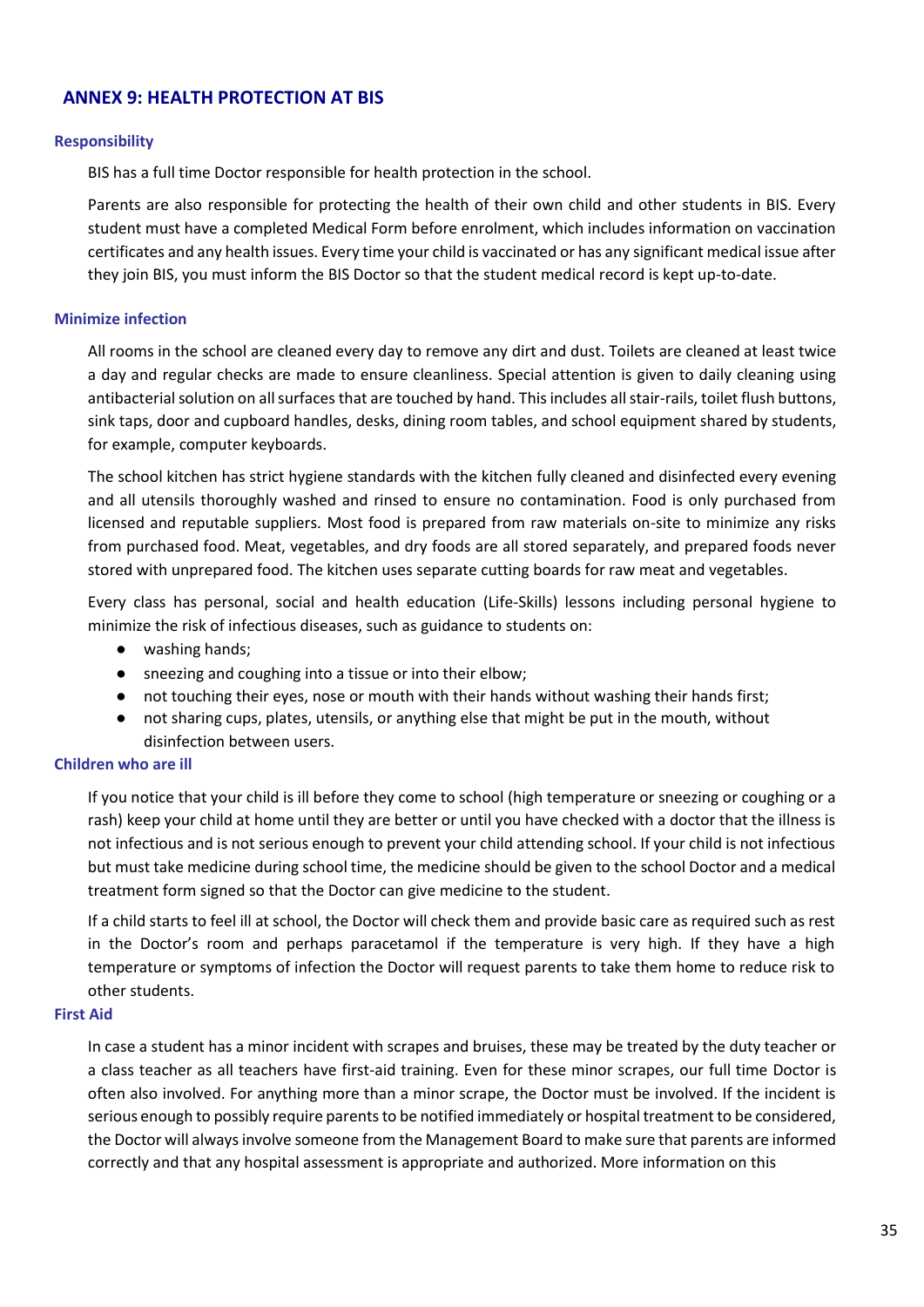## ANNEX 9: HEALTH PROTECTION AT BIS

### Responsibility

BIS has a full time Doctor responsible for health protection in the school.

Parents are also responsible for protecting the health of their own child and other students in BIS. Every student must have a completed Medical Form before enrolment, which includes information on vaccination certificates and any health issues. Every time your child is vaccinated or has any significant medical issue after they join BIS, you must inform the BIS Doctor so that the student medical record is kept up-to-date.

### Minimize infection

All rooms in the school are cleaned every day to remove any dirt and dust. Toilets are cleaned at least twice a day and regular checks are made to ensure cleanliness. Special attention is given to daily cleaning using antibacterial solution on all surfaces that are touched by hand. This includes all stair-rails, toilet flush buttons, sink taps, door and cupboard handles, desks, dining room tables, and school equipment shared by students, for example, computer keyboards.

The school kitchen has strict hygiene standards with the kitchen fully cleaned and disinfected every evening and all utensils thoroughly washed and rinsed to ensure no contamination. Food is only purchased from licensed and reputable suppliers. Most food is prepared from raw materials on-site to minimize any risks from purchased food. Meat, vegetables, and dry foods are all stored separately, and prepared foods never stored with unprepared food. The kitchen uses separate cutting boards for raw meat and vegetables.

Every class has personal, social and health education (Life-Skills) lessons including personal hygiene to minimize the risk of infectious diseases, such as guidance to students on:

- washing hands;
- sneezing and coughing into a tissue or into their elbow;
- not touching their eyes, nose or mouth with their hands without washing their hands first;
- not sharing cups, plates, utensils, or anything else that might be put in the mouth, without disinfection between users.

### Children who are ill

If you notice that your child is ill before they come to school (high temperature or sneezing or coughing or a rash) keep your child at home until they are better or until you have checked with a doctor that the illness is not infectious and is not serious enough to prevent your child attending school. If your child is not infectious but must take medicine during school time, the medicine should be given to the school Doctor and a medical treatment form signed so that the Doctor can give medicine to the student.

If a child starts to feel ill at school, the Doctor will check them and provide basic care as required such as rest in the Doctor's room and perhaps paracetamol if the temperature is very high. If they have a high temperature or symptoms of infection the Doctor will request parents to take them home to reduce risk to other students.

### First Aid

In case a student has a minor incident with scrapes and bruises, these may be treated by the duty teacher or a class teacher as all teachers have first-aid training. Even for these minor scrapes, our full time Doctor is often also involved. For anything more than a minor scrape, the Doctor must be involved. If the incident is serious enough to possibly require parents to be notified immediately or hospital treatment to be considered, the Doctor will always involve someone from the Management Board to make sure that parents are informed correctly and that any hospital assessment is appropriate and authorized. More information on this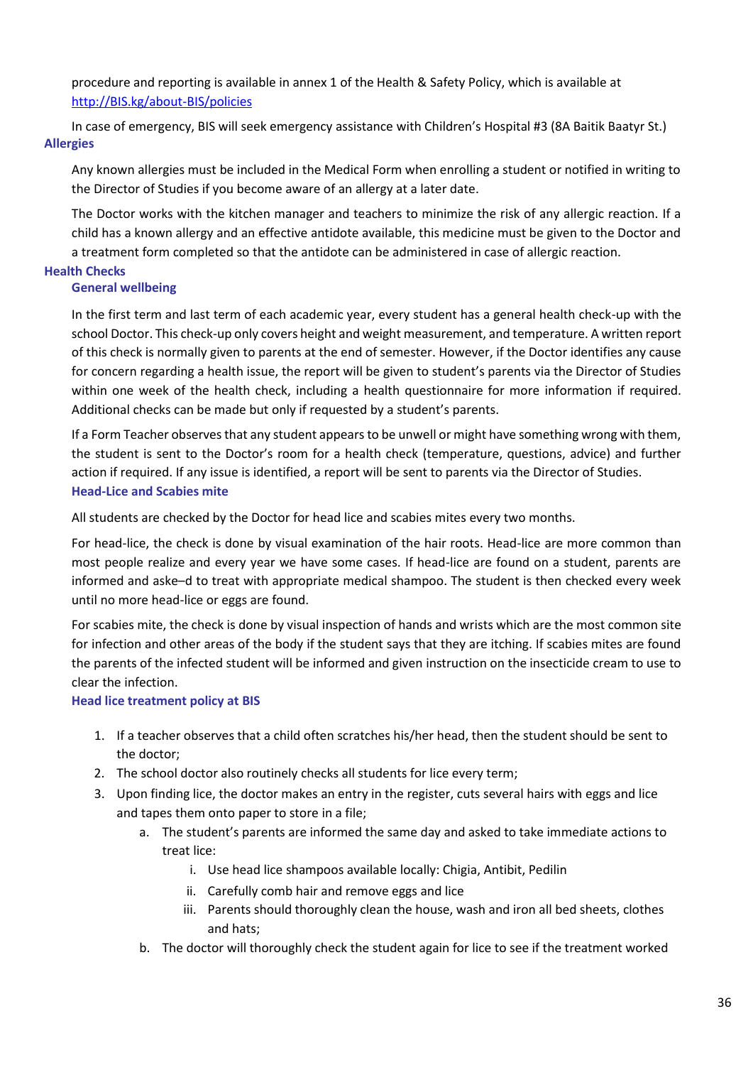procedure and reporting is available in annex 1 of the Health & Safety Policy, which is available at [http://BIS.kg/about-BIS/policies](http://BIS.kg/about-BIS/policies)

In case of emergency, BIS will seek emergency assistance with Children's Hospital #3 (8A Baitik Baatyr St.)

## Allergies

Any known allergies must be included in the Medical Form when enrolling a student or notified in writing to the Director of Studies if you become aware of an allergy at a later date.

The Doctor works with the kitchen manager and teachers to minimize the risk of any allergic reaction. If a child has a known allergy and an effective antidote available, this medicine must be given to the Doctor and a treatment form completed so that the antidote can be administered in case of allergic reaction.

## Health Checks

### General wellbeing

In the first term and last term of each academic year, every student has a general health check-up with the school Doctor. This check-up only covers height and weight measurement, and temperature. A written report of this check is normally given to parents at the end of semester. However, if the Doctor identifies any cause for concern regarding a health issue, the report will be given to student's parents via the Director of Studies within one week of the health check, including a health questionnaire for more information if required. Additional checks can be made but only if requested by a student's parents.

If a Form Teacher observes that any student appears to be unwell or might have something wrong with them, the student is sent to the Doctor's room for a health check (temperature, questions, advice) and further action if required. If any issue is identified, a report will be sent to parents via the Director of Studies.

### Head-Lice and Scabies mite

All students are checked by the Doctor for head lice and scabies mites every two months.

For head-lice, the check is done by visual examination of the hair roots. Head-lice are more common than most people realize and every year we have some cases. If head-lice are found on a student, parents are informed and aske–d to treat with appropriate medical shampoo. The student is then checked every week until no more head-lice or eggs are found.

For scabies mite, the check is done by visual inspection of hands and wrists which are the most common site for infection and other areas of the body if the student says that they are itching. If scabies mites are found the parents of the infected student will be informed and given instruction on the insecticide cream to use to clear the infection.

### Head lice treatment policy at BIS

1. If a teacher observes that a child often scratches his/her head, then the student should be sent to the doctor;
2. The school doctor also routinely checks all students for lice every term;
3. Upon finding lice, the doctor makes an entry in the register, cuts several hairs with eggs and lice and tapes them onto paper to store in a file;
    a. The student's parents are informed the same day and asked to take immediate actions to treat lice:
        i. Use head lice shampoos available locally: Chigia, Antibit, Pedilin
        ii. Carefully comb hair and remove eggs and lice
        iii. Parents should thoroughly clean the house, wash and iron all bed sheets, clothes and hats;
    b. The doctor will thoroughly check the student again for lice to see if the treatment worked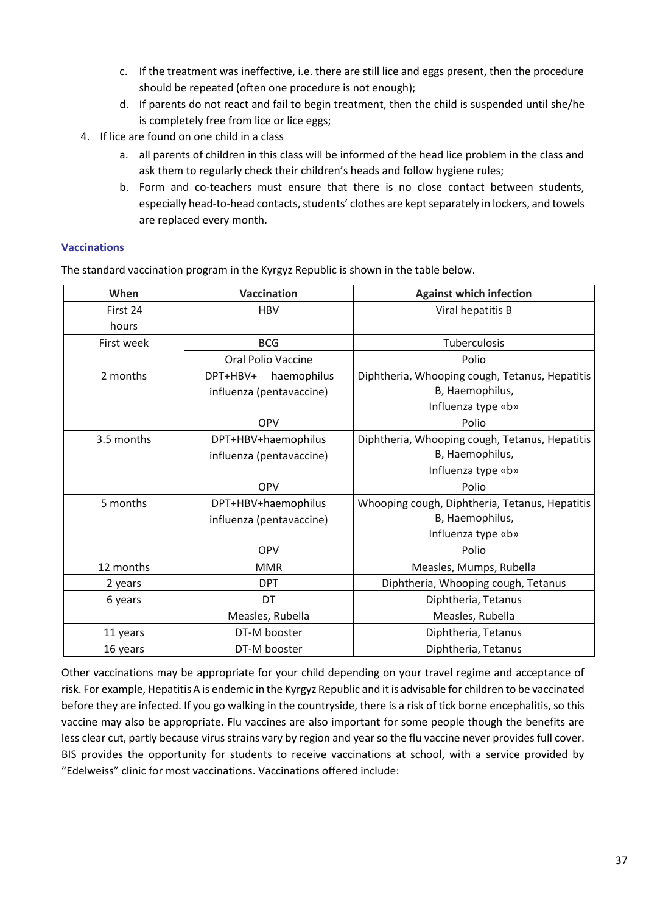c. If the treatment was ineffective, i.e. there are still lice and eggs present, then the procedure should be repeated (often one procedure is not enough);
d. If parents do not react and fail to begin treatment, then the child is suspended until she/he is completely free from lice or lice eggs;

4. If lice are found on one child in a class
   a. all parents of children in this class will be informed of the head lice problem in the class and ask them to regularly check their children's heads and follow hygiene rules;
   b. Form and co-teachers must ensure that there is no close contact between students, especially head-to-head contacts, students' clothes are kept separately in lockers, and towels are replaced every month.

### Vaccinations

The standard vaccination program in the Kyrgyz Republic is shown in the table below.

| When | Vaccination | Against which infection |
|---|---|---|
| First 24 hours | HBV | Viral hepatitis B |
| First week | BCG | Tuberculosis |
| | Oral Polio Vaccine | Polio |
| 2 months | DPT+HBV+ haemophilus influenza (pentavaccine) | Diphtheria, Whooping cough, Tetanus, Hepatitis B, Haemophilus, Influenza type «b» |
| | OPV | Polio |
| 3.5 months | DPT+HBV+haemophilus influenza (pentavaccine) | Diphtheria, Whooping cough, Tetanus, Hepatitis B, Haemophilus, Influenza type «b» |
| | OPV | Polio |
| 5 months | DPT+HBV+haemophilus influenza (pentavaccine) | Whooping cough, Diphtheria, Tetanus, Hepatitis B, Haemophilus, Influenza type «b» |
| | OPV | Polio |
| 12 months | MMR | Measles, Mumps, Rubella |
| 2 years | DPT | Diphtheria, Whooping cough, Tetanus |
| 6 years | DT | Diphtheria, Tetanus |
| | Measles, Rubella | Measles, Rubella |
| 11 years | DT-M booster | Diphtheria, Tetanus |
| 16 years | DT-M booster | Diphtheria, Tetanus |

Other vaccinations may be appropriate for your child depending on your travel regime and acceptance of risk. For example, Hepatitis A is endemic in the Kyrgyz Republic and it is advisable for children to be vaccinated before they are infected. If you go walking in the countryside, there is a risk of tick borne encephalitis, so this vaccine may also be appropriate. Flu vaccines are also important for some people though the benefits are less clear cut, partly because virus strains vary by region and year so the flu vaccine never provides full cover. BIS provides the opportunity for students to receive vaccinations at school, with a service provided by "Edelweiss" clinic for most vaccinations. Vaccinations offered include: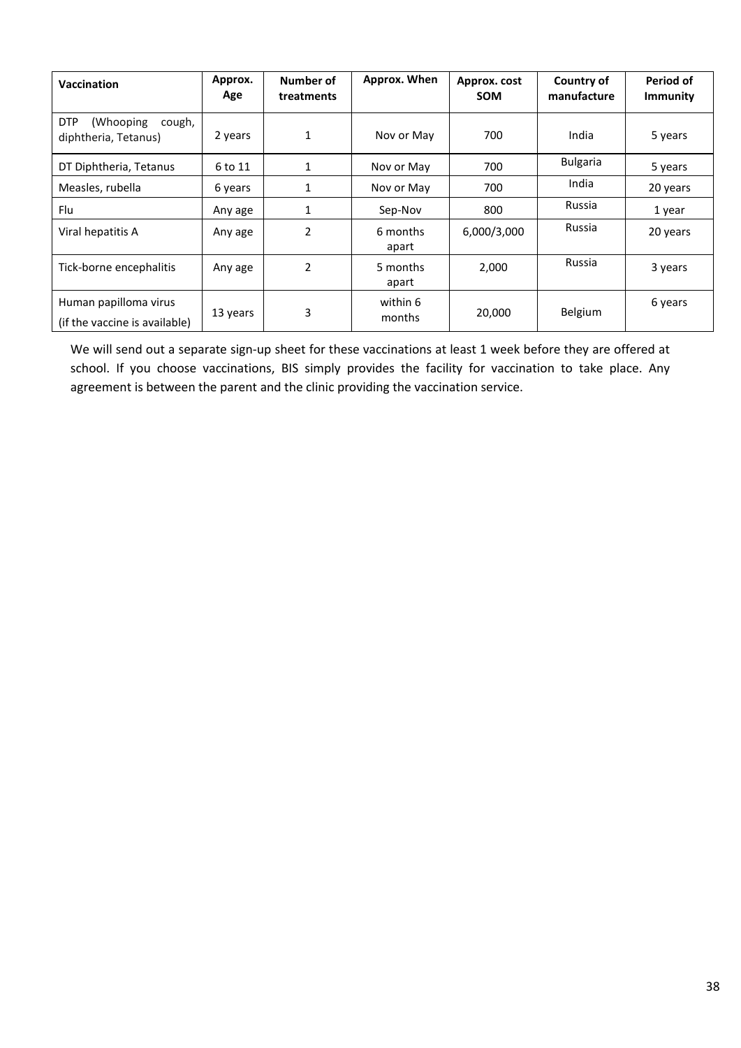| Vaccination | Approx. Age | Number of treatments | Approx. When | Approx. cost SOM | Country of manufacture | Period of Immunity |
|---|---|---|---|---|---|---|
| DTP (Whooping cough, diphtheria, Tetanus) | 2 years | 1 | Nov or May | 700 | India | 5 years |
| DT Diphtheria, Tetanus | 6 to 11 | 1 | Nov or May | 700 | Bulgaria | 5 years |
| Measles, rubella | 6 years | 1 | Nov or May | 700 | India | 20 years |
| Flu | Any age | 1 | Sep-Nov | 800 | Russia | 1 year |
| Viral hepatitis A | Any age | 2 | 6 months apart | 6,000/3,000 | Russia | 20 years |
| Tick-borne encephalitis | Any age | 2 | 5 months apart | 2,000 | Russia | 3 years |
| Human papilloma virus (if the vaccine is available) | 13 years | 3 | within 6 months | 20,000 | Belgium | 6 years |

We will send out a separate sign-up sheet for these vaccinations at least 1 week before they are offered at school. If you choose vaccinations, BIS simply provides the facility for vaccination to take place. Any agreement is between the parent and the clinic providing the vaccination service.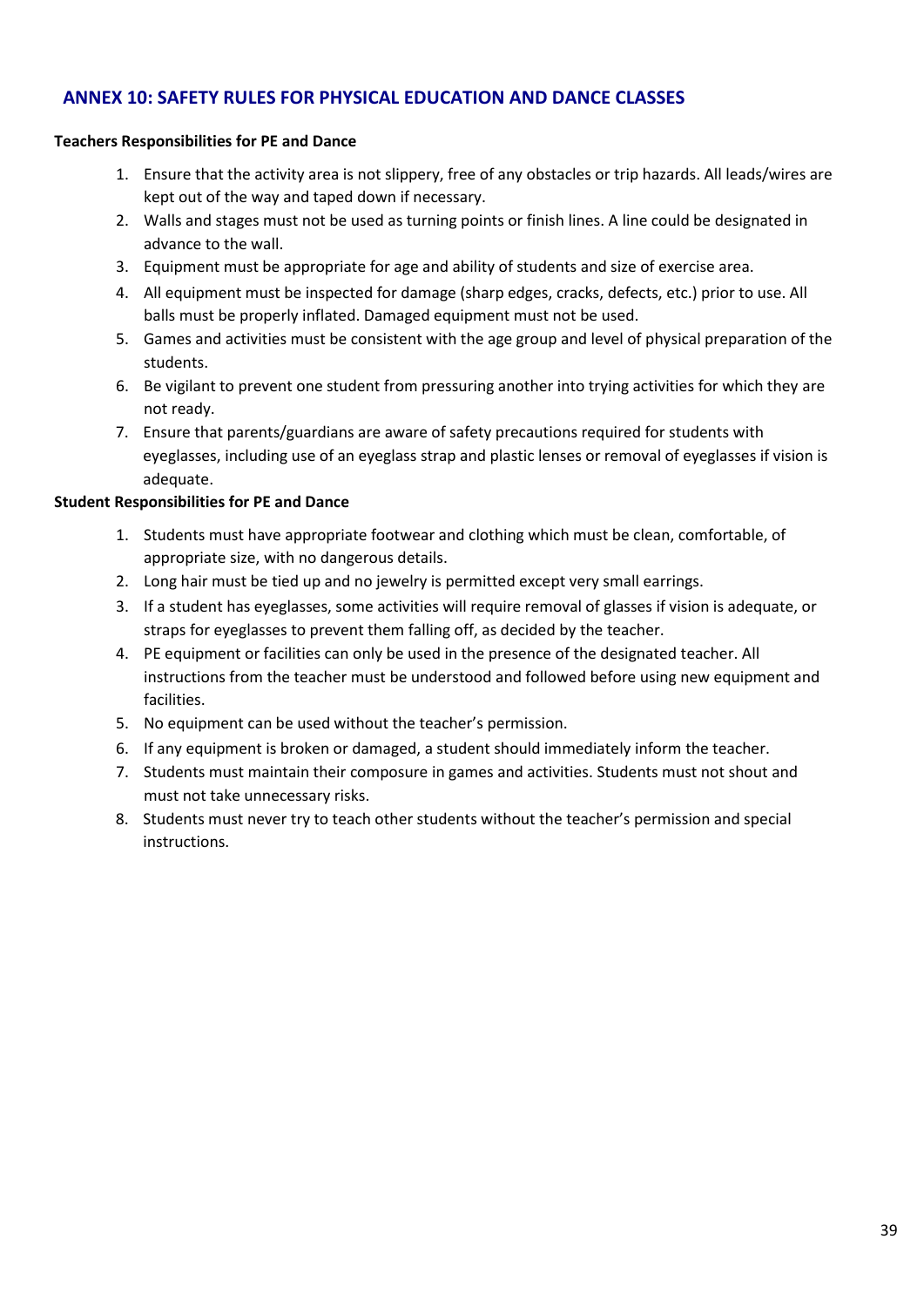## ANNEX 10: SAFETY RULES FOR PHYSICAL EDUCATION AND DANCE CLASSES

**Teachers Responsibilities for PE and Dance**

1. Ensure that the activity area is not slippery, free of any obstacles or trip hazards. All leads/wires are kept out of the way and taped down if necessary.
2. Walls and stages must not be used as turning points or finish lines. A line could be designated in advance to the wall.
3. Equipment must be appropriate for age and ability of students and size of exercise area.
4. All equipment must be inspected for damage (sharp edges, cracks, defects, etc.) prior to use. All balls must be properly inflated. Damaged equipment must not be used.
5. Games and activities must be consistent with the age group and level of physical preparation of the students.
6. Be vigilant to prevent one student from pressuring another into trying activities for which they are not ready.
7. Ensure that parents/guardians are aware of safety precautions required for students with eyeglasses, including use of an eyeglass strap and plastic lenses or removal of eyeglasses if vision is adequate.

**Student Responsibilities for PE and Dance**

1. Students must have appropriate footwear and clothing which must be clean, comfortable, of appropriate size, with no dangerous details.
2. Long hair must be tied up and no jewelry is permitted except very small earrings.
3. If a student has eyeglasses, some activities will require removal of glasses if vision is adequate, or straps for eyeglasses to prevent them falling off, as decided by the teacher.
4. PE equipment or facilities can only be used in the presence of the designated teacher. All instructions from the teacher must be understood and followed before using new equipment and facilities.
5. No equipment can be used without the teacher's permission.
6. If any equipment is broken or damaged, a student should immediately inform the teacher.
7. Students must maintain their composure in games and activities. Students must not shout and must not take unnecessary risks.
8. Students must never try to teach other students without the teacher's permission and special instructions.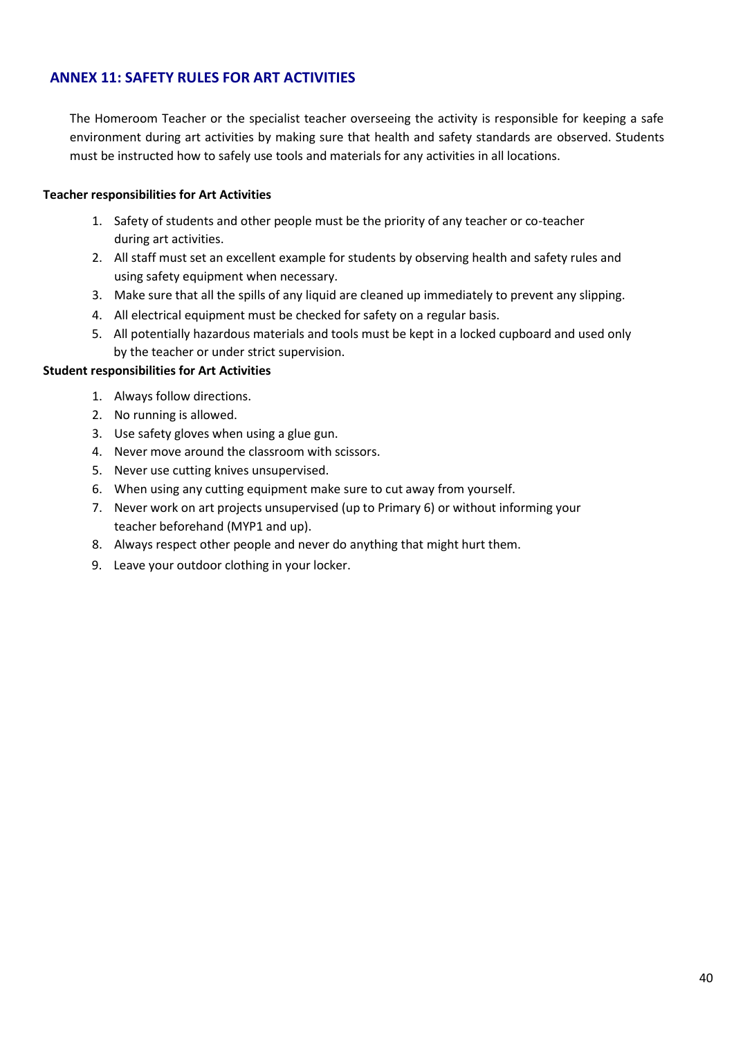## ANNEX 11: SAFETY RULES FOR ART ACTIVITIES

The Homeroom Teacher or the specialist teacher overseeing the activity is responsible for keeping a safe environment during art activities by making sure that health and safety standards are observed. Students must be instructed how to safely use tools and materials for any activities in all locations.

**Teacher responsibilities for Art Activities**

1. Safety of students and other people must be the priority of any teacher or co-teacher during art activities.
2. All staff must set an excellent example for students by observing health and safety rules and using safety equipment when necessary.
3. Make sure that all the spills of any liquid are cleaned up immediately to prevent any slipping.
4. All electrical equipment must be checked for safety on a regular basis.
5. All potentially hazardous materials and tools must be kept in a locked cupboard and used only by the teacher or under strict supervision.

**Student responsibilities for Art Activities**

1. Always follow directions.
2. No running is allowed.
3. Use safety gloves when using a glue gun.
4. Never move around the classroom with scissors.
5. Never use cutting knives unsupervised.
6. When using any cutting equipment make sure to cut away from yourself.
7. Never work on art projects unsupervised (up to Primary 6) or without informing your teacher beforehand (MYP1 and up).
8. Always respect other people and never do anything that might hurt them.
9. Leave your outdoor clothing in your locker.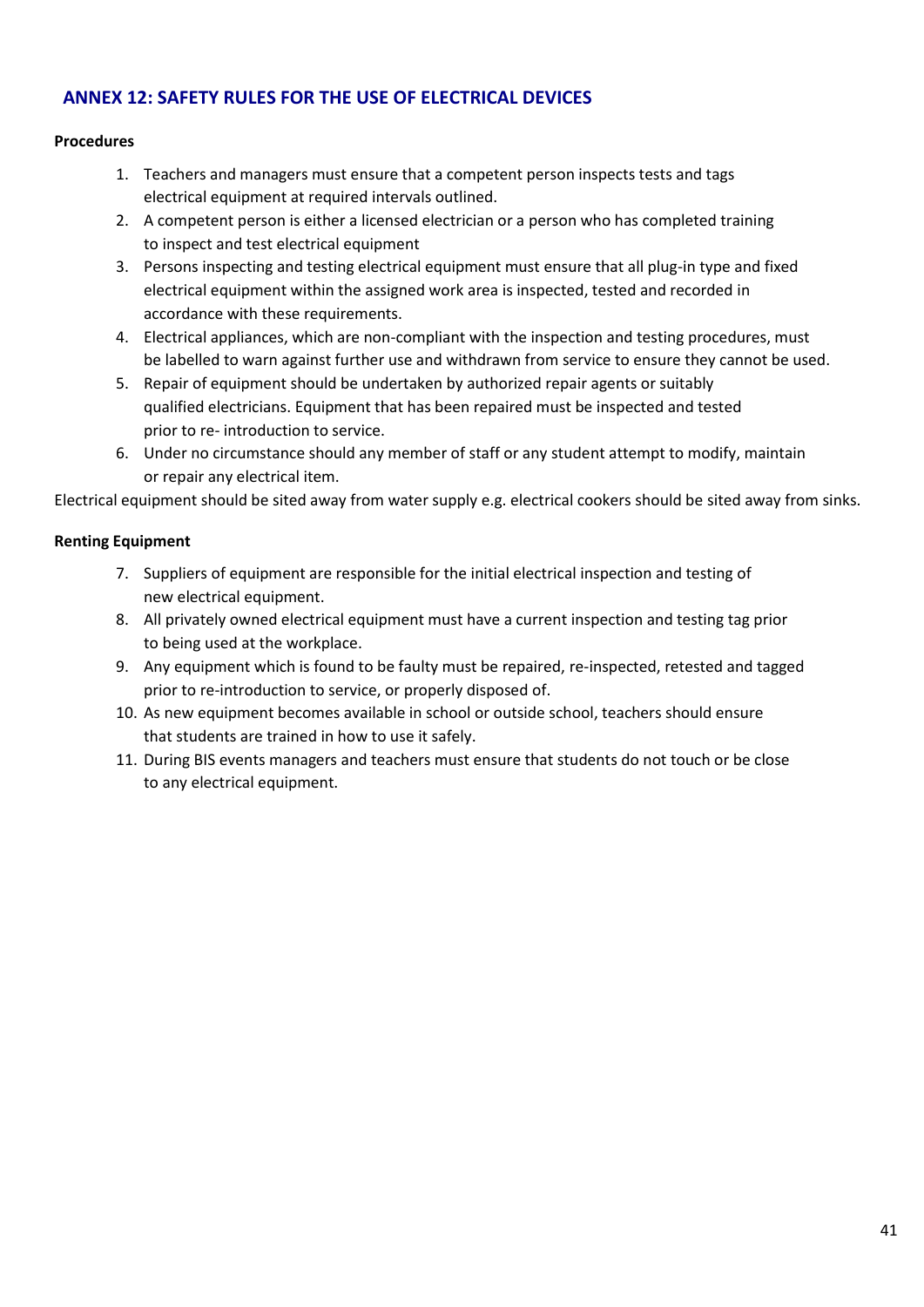## ANNEX 12: SAFETY RULES FOR THE USE OF ELECTRICAL DEVICES

**Procedures**

1. Teachers and managers must ensure that a competent person inspects tests and tags electrical equipment at required intervals outlined.
2. A competent person is either a licensed electrician or a person who has completed training to inspect and test electrical equipment
3. Persons inspecting and testing electrical equipment must ensure that all plug-in type and fixed electrical equipment within the assigned work area is inspected, tested and recorded in accordance with these requirements.
4. Electrical appliances, which are non-compliant with the inspection and testing procedures, must be labelled to warn against further use and withdrawn from service to ensure they cannot be used.
5. Repair of equipment should be undertaken by authorized repair agents or suitably qualified electricians. Equipment that has been repaired must be inspected and tested prior to re- introduction to service.
6. Under no circumstance should any member of staff or any student attempt to modify, maintain or repair any electrical item.

Electrical equipment should be sited away from water supply e.g. electrical cookers should be sited away from sinks.

**Renting Equipment**

7. Suppliers of equipment are responsible for the initial electrical inspection and testing of new electrical equipment.
8. All privately owned electrical equipment must have a current inspection and testing tag prior to being used at the workplace.
9. Any equipment which is found to be faulty must be repaired, re-inspected, retested and tagged prior to re-introduction to service, or properly disposed of.
10. As new equipment becomes available in school or outside school, teachers should ensure that students are trained in how to use it safely.
11. During BIS events managers and teachers must ensure that students do not touch or be close to any electrical equipment.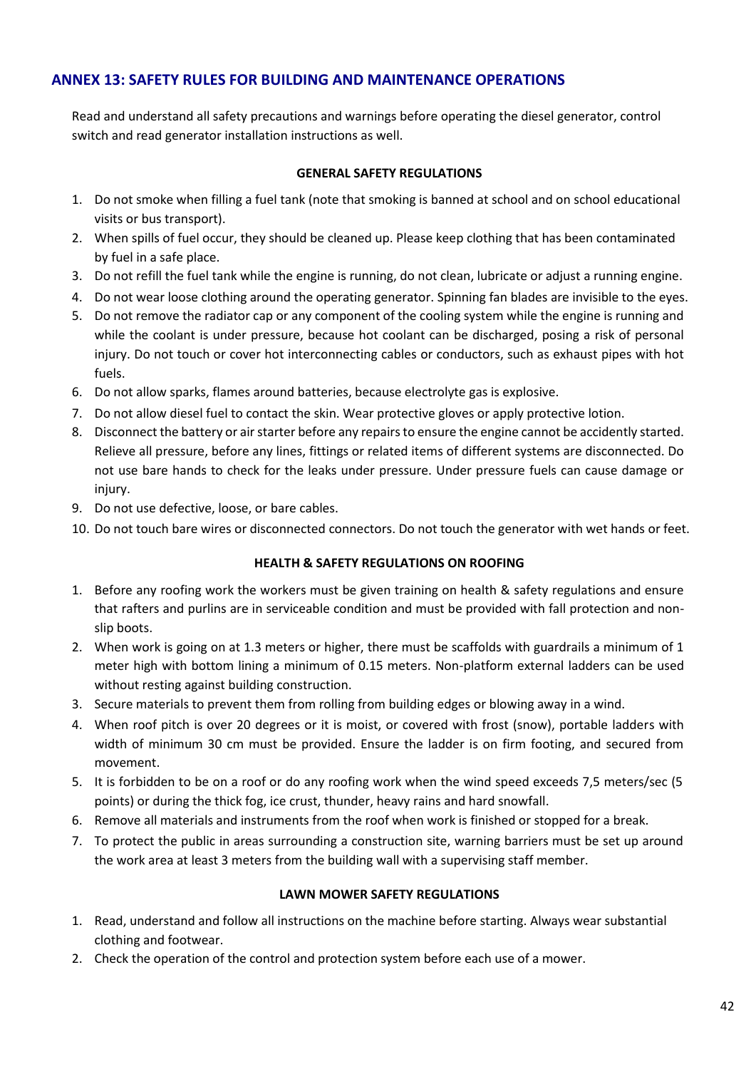## ANNEX 13: SAFETY RULES FOR BUILDING AND MAINTENANCE OPERATIONS

Read and understand all safety precautions and warnings before operating the diesel generator, control switch and read generator installation instructions as well.

**GENERAL SAFETY REGULATIONS**

1. Do not smoke when filling a fuel tank (note that smoking is banned at school and on school educational visits or bus transport).
2. When spills of fuel occur, they should be cleaned up. Please keep clothing that has been contaminated by fuel in a safe place.
3. Do not refill the fuel tank while the engine is running, do not clean, lubricate or adjust a running engine.
4. Do not wear loose clothing around the operating generator. Spinning fan blades are invisible to the eyes.
5. Do not remove the radiator cap or any component of the cooling system while the engine is running and while the coolant is under pressure, because hot coolant can be discharged, posing a risk of personal injury. Do not touch or cover hot interconnecting cables or conductors, such as exhaust pipes with hot fuels.
6. Do not allow sparks, flames around batteries, because electrolyte gas is explosive.
7. Do not allow diesel fuel to contact the skin. Wear protective gloves or apply protective lotion.
8. Disconnect the battery or air starter before any repairs to ensure the engine cannot be accidently started. Relieve all pressure, before any lines, fittings or related items of different systems are disconnected. Do not use bare hands to check for the leaks under pressure. Under pressure fuels can cause damage or injury.
9. Do not use defective, loose, or bare cables.
10. Do not touch bare wires or disconnected connectors. Do not touch the generator with wet hands or feet.

**HEALTH & SAFETY REGULATIONS ON ROOFING**

1. Before any roofing work the workers must be given training on health & safety regulations and ensure that rafters and purlins are in serviceable condition and must be provided with fall protection and non-slip boots.
2. When work is going on at 1.3 meters or higher, there must be scaffolds with guardrails a minimum of 1 meter high with bottom lining a minimum of 0.15 meters. Non-platform external ladders can be used without resting against building construction.
3. Secure materials to prevent them from rolling from building edges or blowing away in a wind.
4. When roof pitch is over 20 degrees or it is moist, or covered with frost (snow), portable ladders with width of minimum 30 cm must be provided. Ensure the ladder is on firm footing, and secured from movement.
5. It is forbidden to be on a roof or do any roofing work when the wind speed exceeds 7,5 meters/sec (5 points) or during the thick fog, ice crust, thunder, heavy rains and hard snowfall.
6. Remove all materials and instruments from the roof when work is finished or stopped for a break.
7. To protect the public in areas surrounding a construction site, warning barriers must be set up around the work area at least 3 meters from the building wall with a supervising staff member.

**LAWN MOWER SAFETY REGULATIONS**

1. Read, understand and follow all instructions on the machine before starting. Always wear substantial clothing and footwear.
2. Check the operation of the control and protection system before each use of a mower.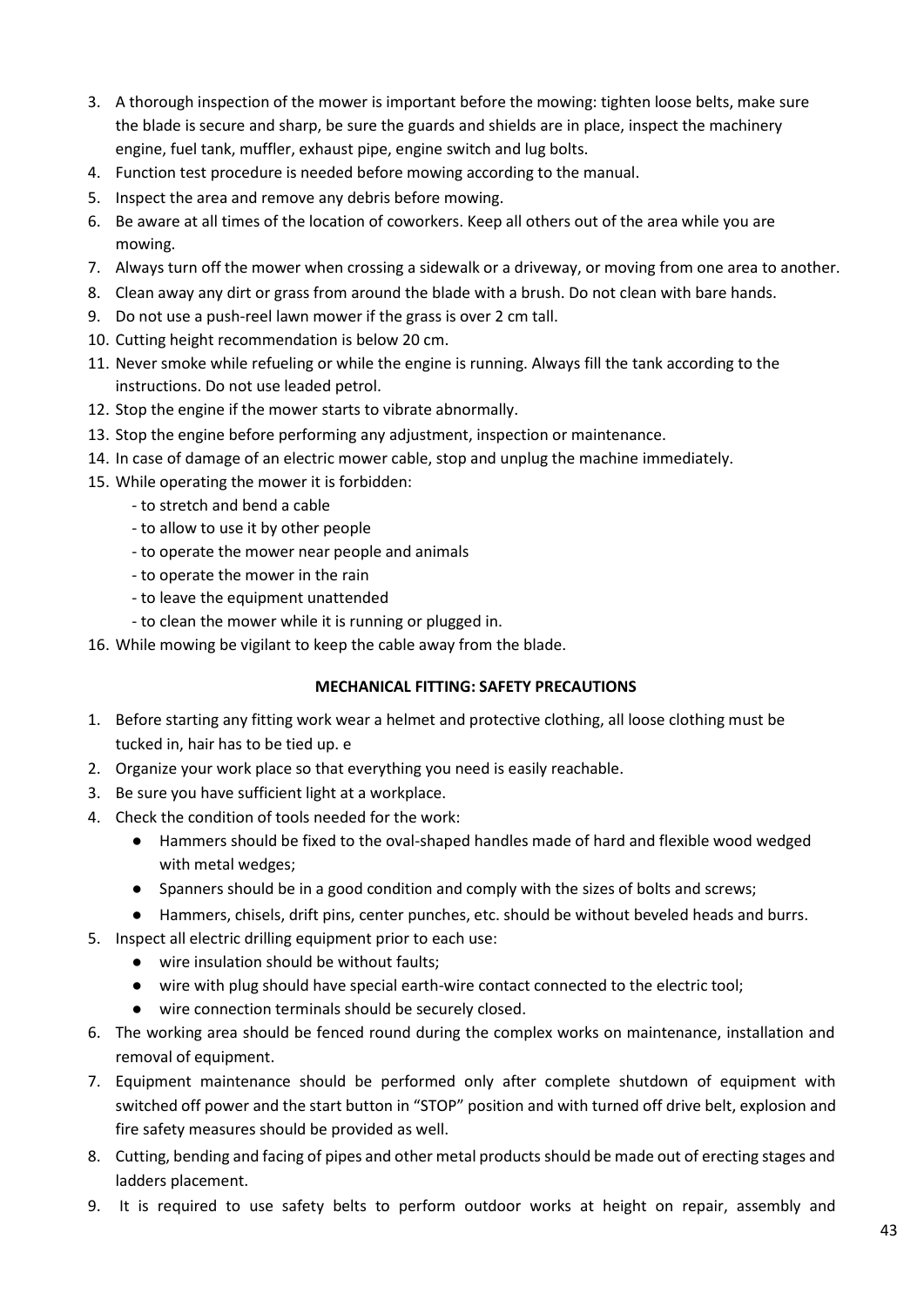3. A thorough inspection of the mower is important before the mowing: tighten loose belts, make sure the blade is secure and sharp, be sure the guards and shields are in place, inspect the machinery engine, fuel tank, muffler, exhaust pipe, engine switch and lug bolts.
4. Function test procedure is needed before mowing according to the manual.
5. Inspect the area and remove any debris before mowing.
6. Be aware at all times of the location of coworkers. Keep all others out of the area while you are mowing.
7. Always turn off the mower when crossing a sidewalk or a driveway, or moving from one area to another.
8. Clean away any dirt or grass from around the blade with a brush. Do not clean with bare hands.
9. Do not use a push-reel lawn mower if the grass is over 2 cm tall.
10. Cutting height recommendation is below 20 cm.
11. Never smoke while refueling or while the engine is running. Always fill the tank according to the instructions. Do not use leaded petrol.
12. Stop the engine if the mower starts to vibrate abnormally.
13. Stop the engine before performing any adjustment, inspection or maintenance.
14. In case of damage of an electric mower cable, stop and unplug the machine immediately.
15. While operating the mower it is forbidden:
    - to stretch and bend a cable
    - to allow to use it by other people
    - to operate the mower near people and animals
    - to operate the mower in the rain
    - to leave the equipment unattended
    - to clean the mower while it is running or plugged in.
16. While mowing be vigilant to keep the cable away from the blade.

**MECHANICAL FITTING: SAFETY PRECAUTIONS**

1. Before starting any fitting work wear a helmet and protective clothing, all loose clothing must be tucked in, hair has to be tied up. e
2. Organize your work place so that everything you need is easily reachable.
3. Be sure you have sufficient light at a workplace.
4. Check the condition of tools needed for the work:
    - Hammers should be fixed to the oval-shaped handles made of hard and flexible wood wedged with metal wedges;
    - Spanners should be in a good condition and comply with the sizes of bolts and screws;
    - Hammers, chisels, drift pins, center punches, etc. should be without beveled heads and burrs.
5. Inspect all electric drilling equipment prior to each use:
    - wire insulation should be without faults;
    - wire with plug should have special earth-wire contact connected to the electric tool;
    - wire connection terminals should be securely closed.
6. The working area should be fenced round during the complex works on maintenance, installation and removal of equipment.
7. Equipment maintenance should be performed only after complete shutdown of equipment with switched off power and the start button in "STOP" position and with turned off drive belt, explosion and fire safety measures should be provided as well.
8. Cutting, bending and facing of pipes and other metal products should be made out of erecting stages and ladders placement.
9. It is required to use safety belts to perform outdoor works at height on repair, assembly and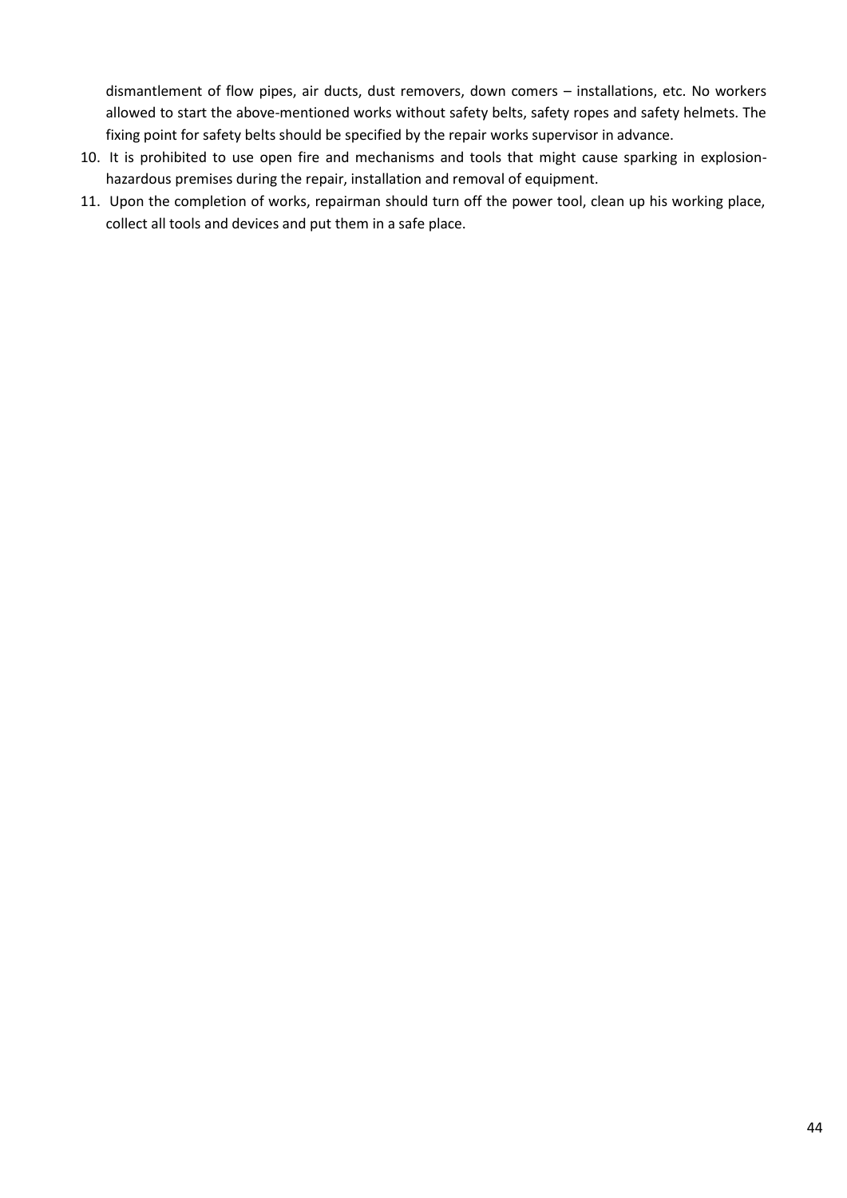dismantlement of flow pipes, air ducts, dust removers, down comers – installations, etc. No workers allowed to start the above-mentioned works without safety belts, safety ropes and safety helmets. The fixing point for safety belts should be specified by the repair works supervisor in advance.

10. It is prohibited to use open fire and mechanisms and tools that might cause sparking in explosion-hazardous premises during the repair, installation and removal of equipment.
11. Upon the completion of works, repairman should turn off the power tool, clean up his working place, collect all tools and devices and put them in a safe place.